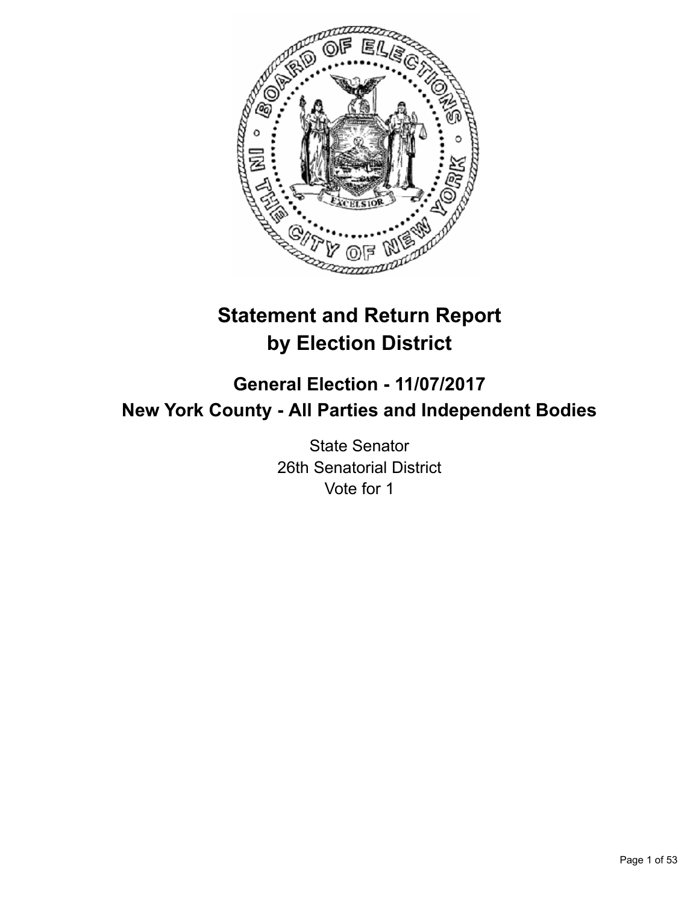# Statement and Return Report by Election District

## General Election - 11/07/2017

## New York County - All Parties and Independent Bodies

State Senator
26th Senatorial District
Vote for 1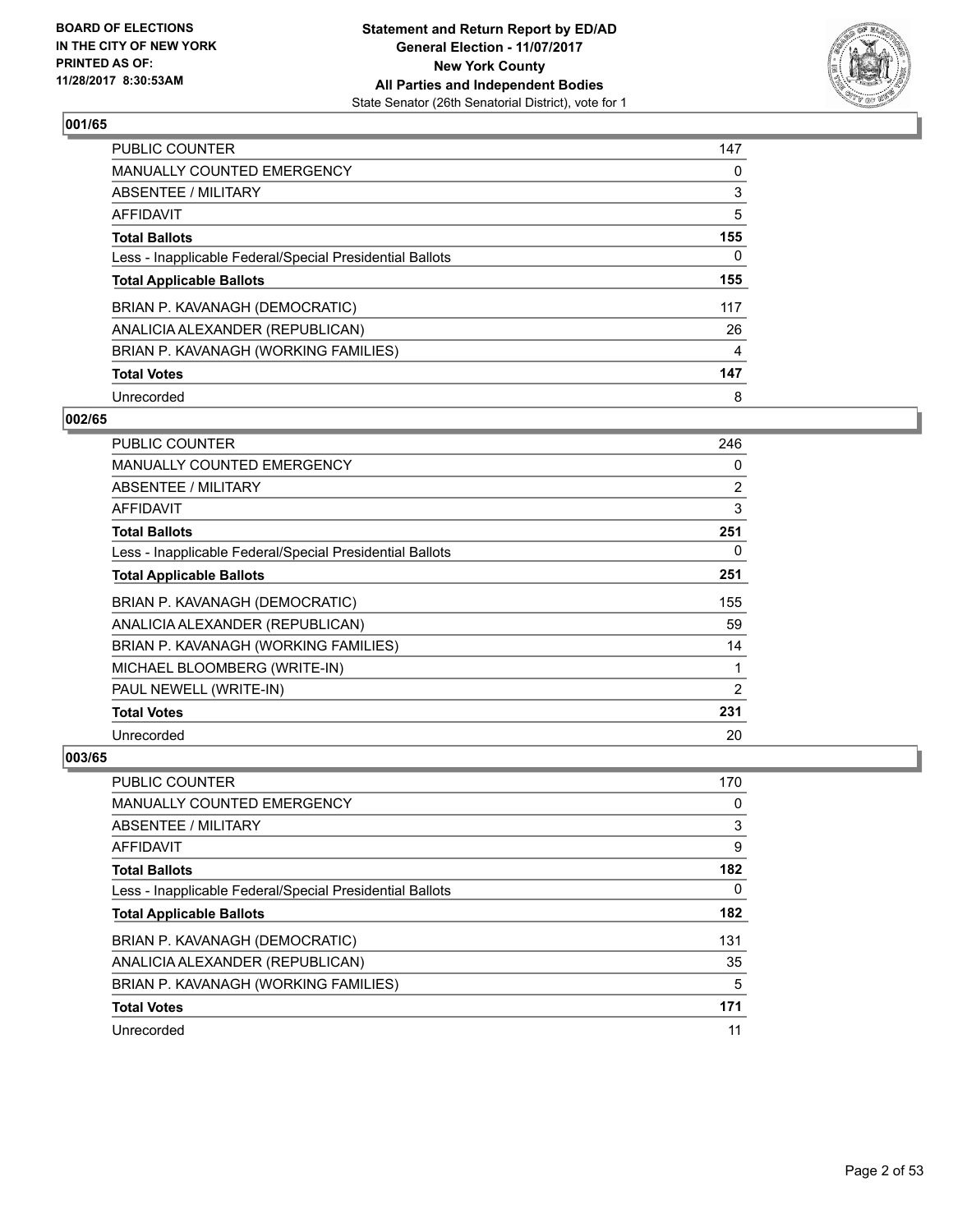BOARD OF ELECTIONS
IN THE CITY OF NEW YORK
PRINTED AS OF:
11/28/2017 8:30:53AM

**Statement and Return Report by ED/AD**
**General Election - 11/07/2017**
**New York County**
**All Parties and Independent Bodies**
State Senator (26th Senatorial District), vote for 1

### 001/65

| | |
|---|---|
| PUBLIC COUNTER | 147 |
| MANUALLY COUNTED EMERGENCY | 0 |
| ABSENTEE / MILITARY | 3 |
| AFFIDAVIT | 5 |
| **Total Ballots** | **155** |
| Less - Inapplicable Federal/Special Presidential Ballots | 0 |
| **Total Applicable Ballots** | **155** |
| BRIAN P. KAVANAGH (DEMOCRATIC) | 117 |
| ANALICIA ALEXANDER (REPUBLICAN) | 26 |
| BRIAN P. KAVANAGH (WORKING FAMILIES) | 4 |
| **Total Votes** | **147** |
| Unrecorded | 8 |

### 002/65

| | |
|---|---|
| PUBLIC COUNTER | 246 |
| MANUALLY COUNTED EMERGENCY | 0 |
| ABSENTEE / MILITARY | 2 |
| AFFIDAVIT | 3 |
| **Total Ballots** | **251** |
| Less - Inapplicable Federal/Special Presidential Ballots | 0 |
| **Total Applicable Ballots** | **251** |
| BRIAN P. KAVANAGH (DEMOCRATIC) | 155 |
| ANALICIA ALEXANDER (REPUBLICAN) | 59 |
| BRIAN P. KAVANAGH (WORKING FAMILIES) | 14 |
| MICHAEL BLOOMBERG (WRITE-IN) | 1 |
| PAUL NEWELL (WRITE-IN) | 2 |
| **Total Votes** | **231** |
| Unrecorded | 20 |

### 003/65

| | |
|---|---|
| PUBLIC COUNTER | 170 |
| MANUALLY COUNTED EMERGENCY | 0 |
| ABSENTEE / MILITARY | 3 |
| AFFIDAVIT | 9 |
| **Total Ballots** | **182** |
| Less - Inapplicable Federal/Special Presidential Ballots | 0 |
| **Total Applicable Ballots** | **182** |
| BRIAN P. KAVANAGH (DEMOCRATIC) | 131 |
| ANALICIA ALEXANDER (REPUBLICAN) | 35 |
| BRIAN P. KAVANAGH (WORKING FAMILIES) | 5 |
| **Total Votes** | **171** |
| Unrecorded | 11 |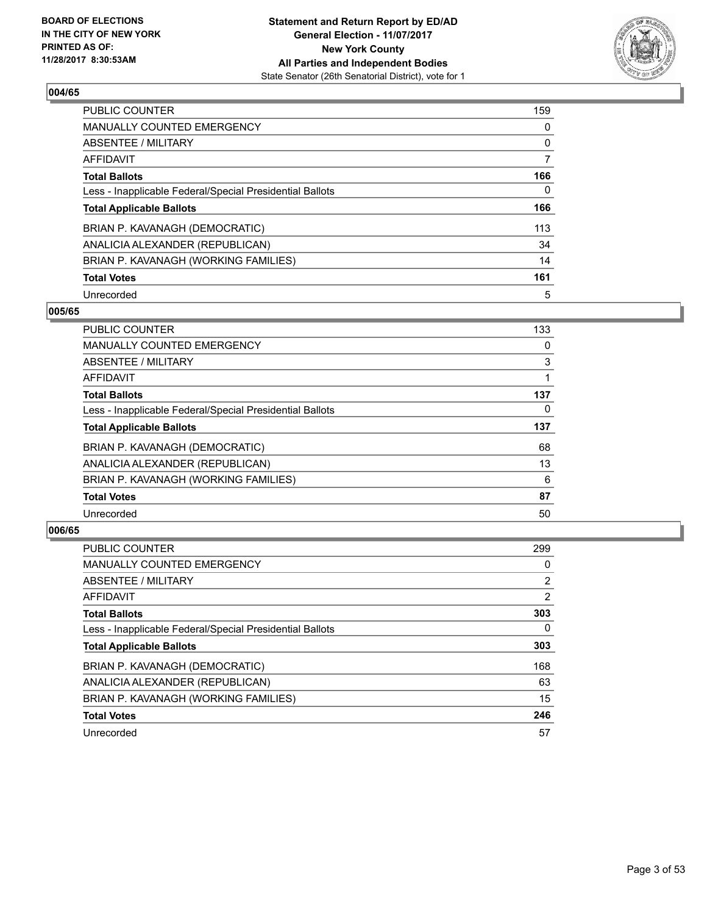**BOARD OF ELECTIONS IN THE CITY OF NEW YORK PRINTED AS OF: 11/28/2017 8:30:53AM**

**Statement and Return Report by ED/AD General Election - 11/07/2017 New York County All Parties and Independent Bodies**

State Senator (26th Senatorial District), vote for 1

## 004/65

| | |
|---|---|
| PUBLIC COUNTER | 159 |
| MANUALLY COUNTED EMERGENCY | 0 |
| ABSENTEE / MILITARY | 0 |
| AFFIDAVIT | 7 |
| **Total Ballots** | **166** |
| Less - Inapplicable Federal/Special Presidential Ballots | 0 |
| **Total Applicable Ballots** | **166** |
| BRIAN P. KAVANAGH (DEMOCRATIC) | 113 |
| ANALICIA ALEXANDER (REPUBLICAN) | 34 |
| BRIAN P. KAVANAGH (WORKING FAMILIES) | 14 |
| **Total Votes** | **161** |
| Unrecorded | 5 |

## 005/65

| | |
|---|---|
| PUBLIC COUNTER | 133 |
| MANUALLY COUNTED EMERGENCY | 0 |
| ABSENTEE / MILITARY | 3 |
| AFFIDAVIT | 1 |
| **Total Ballots** | **137** |
| Less - Inapplicable Federal/Special Presidential Ballots | 0 |
| **Total Applicable Ballots** | **137** |
| BRIAN P. KAVANAGH (DEMOCRATIC) | 68 |
| ANALICIA ALEXANDER (REPUBLICAN) | 13 |
| BRIAN P. KAVANAGH (WORKING FAMILIES) | 6 |
| **Total Votes** | **87** |
| Unrecorded | 50 |

## 006/65

| | |
|---|---|
| PUBLIC COUNTER | 299 |
| MANUALLY COUNTED EMERGENCY | 0 |
| ABSENTEE / MILITARY | 2 |
| AFFIDAVIT | 2 |
| **Total Ballots** | **303** |
| Less - Inapplicable Federal/Special Presidential Ballots | 0 |
| **Total Applicable Ballots** | **303** |
| BRIAN P. KAVANAGH (DEMOCRATIC) | 168 |
| ANALICIA ALEXANDER (REPUBLICAN) | 63 |
| BRIAN P. KAVANAGH (WORKING FAMILIES) | 15 |
| **Total Votes** | **246** |
| Unrecorded | 57 |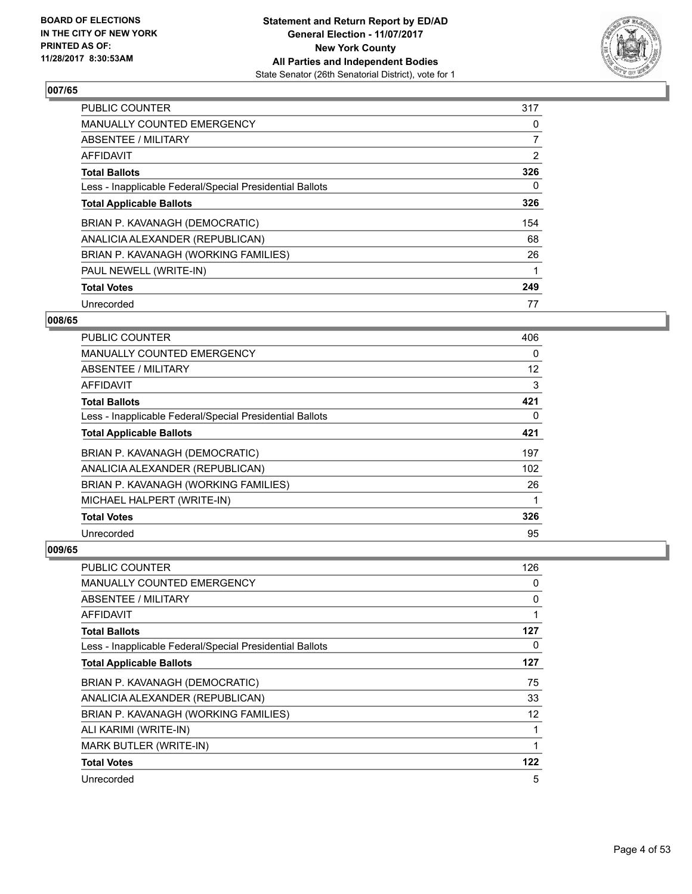**BOARD OF ELECTIONS IN THE CITY OF NEW YORK PRINTED AS OF: 11/28/2017 8:30:53AM**

**Statement and Return Report by ED/AD General Election - 11/07/2017 New York County All Parties and Independent Bodies**
State Senator (26th Senatorial District), vote for 1

### 007/65

| | |
|---|---|
| PUBLIC COUNTER | 317 |
| MANUALLY COUNTED EMERGENCY | 0 |
| ABSENTEE / MILITARY | 7 |
| AFFIDAVIT | 2 |
| **Total Ballots** | **326** |
| Less - Inapplicable Federal/Special Presidential Ballots | 0 |
| **Total Applicable Ballots** | **326** |
| BRIAN P. KAVANAGH (DEMOCRATIC) | 154 |
| ANALICIA ALEXANDER (REPUBLICAN) | 68 |
| BRIAN P. KAVANAGH (WORKING FAMILIES) | 26 |
| PAUL NEWELL (WRITE-IN) | 1 |
| **Total Votes** | **249** |
| Unrecorded | 77 |

### 008/65

| | |
|---|---|
| PUBLIC COUNTER | 406 |
| MANUALLY COUNTED EMERGENCY | 0 |
| ABSENTEE / MILITARY | 12 |
| AFFIDAVIT | 3 |
| **Total Ballots** | **421** |
| Less - Inapplicable Federal/Special Presidential Ballots | 0 |
| **Total Applicable Ballots** | **421** |
| BRIAN P. KAVANAGH (DEMOCRATIC) | 197 |
| ANALICIA ALEXANDER (REPUBLICAN) | 102 |
| BRIAN P. KAVANAGH (WORKING FAMILIES) | 26 |
| MICHAEL HALPERT (WRITE-IN) | 1 |
| **Total Votes** | **326** |
| Unrecorded | 95 |

### 009/65

| | |
|---|---|
| PUBLIC COUNTER | 126 |
| MANUALLY COUNTED EMERGENCY | 0 |
| ABSENTEE / MILITARY | 0 |
| AFFIDAVIT | 1 |
| **Total Ballots** | **127** |
| Less - Inapplicable Federal/Special Presidential Ballots | 0 |
| **Total Applicable Ballots** | **127** |
| BRIAN P. KAVANAGH (DEMOCRATIC) | 75 |
| ANALICIA ALEXANDER (REPUBLICAN) | 33 |
| BRIAN P. KAVANAGH (WORKING FAMILIES) | 12 |
| ALI KARIMI (WRITE-IN) | 1 |
| MARK BUTLER (WRITE-IN) | 1 |
| **Total Votes** | **122** |
| Unrecorded | 5 |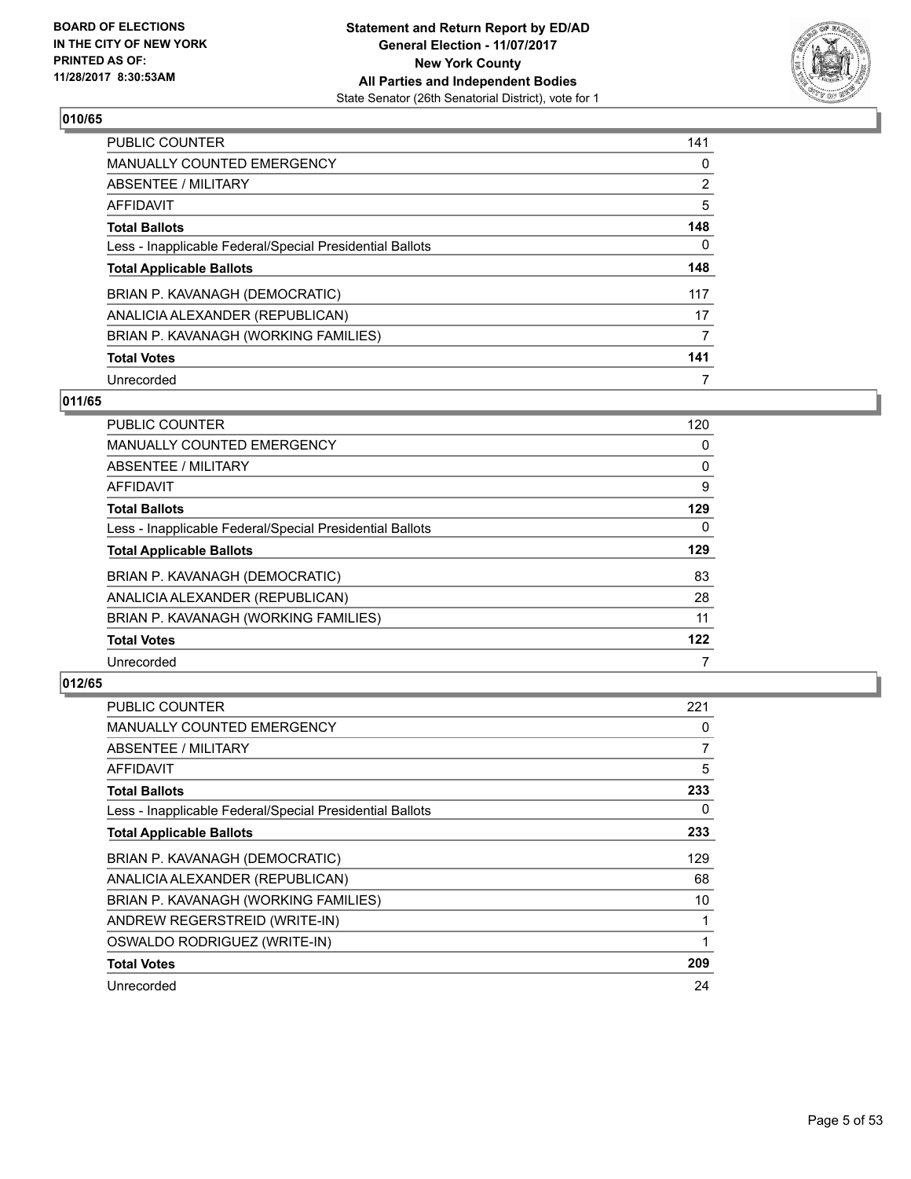**BOARD OF ELECTIONS IN THE CITY OF NEW YORK PRINTED AS OF: 11/28/2017 8:30:53AM**

**Statement and Return Report by ED/AD General Election - 11/07/2017 New York County All Parties and Independent Bodies**
State Senator (26th Senatorial District), vote for 1

## 010/65

| | |
|---|---|
| PUBLIC COUNTER | 141 |
| MANUALLY COUNTED EMERGENCY | 0 |
| ABSENTEE / MILITARY | 2 |
| AFFIDAVIT | 5 |
| **Total Ballots** | **148** |
| Less - Inapplicable Federal/Special Presidential Ballots | 0 |
| **Total Applicable Ballots** | **148** |
| BRIAN P. KAVANAGH (DEMOCRATIC) | 117 |
| ANALICIA ALEXANDER (REPUBLICAN) | 17 |
| BRIAN P. KAVANAGH (WORKING FAMILIES) | 7 |
| **Total Votes** | **141** |
| Unrecorded | 7 |

## 011/65

| | |
|---|---|
| PUBLIC COUNTER | 120 |
| MANUALLY COUNTED EMERGENCY | 0 |
| ABSENTEE / MILITARY | 0 |
| AFFIDAVIT | 9 |
| **Total Ballots** | **129** |
| Less - Inapplicable Federal/Special Presidential Ballots | 0 |
| **Total Applicable Ballots** | **129** |
| BRIAN P. KAVANAGH (DEMOCRATIC) | 83 |
| ANALICIA ALEXANDER (REPUBLICAN) | 28 |
| BRIAN P. KAVANAGH (WORKING FAMILIES) | 11 |
| **Total Votes** | **122** |
| Unrecorded | 7 |

## 012/65

| | |
|---|---|
| PUBLIC COUNTER | 221 |
| MANUALLY COUNTED EMERGENCY | 0 |
| ABSENTEE / MILITARY | 7 |
| AFFIDAVIT | 5 |
| **Total Ballots** | **233** |
| Less - Inapplicable Federal/Special Presidential Ballots | 0 |
| **Total Applicable Ballots** | **233** |
| BRIAN P. KAVANAGH (DEMOCRATIC) | 129 |
| ANALICIA ALEXANDER (REPUBLICAN) | 68 |
| BRIAN P. KAVANAGH (WORKING FAMILIES) | 10 |
| ANDREW REGERSTREID (WRITE-IN) | 1 |
| OSWALDO RODRIGUEZ (WRITE-IN) | 1 |
| **Total Votes** | **209** |
| Unrecorded | 24 |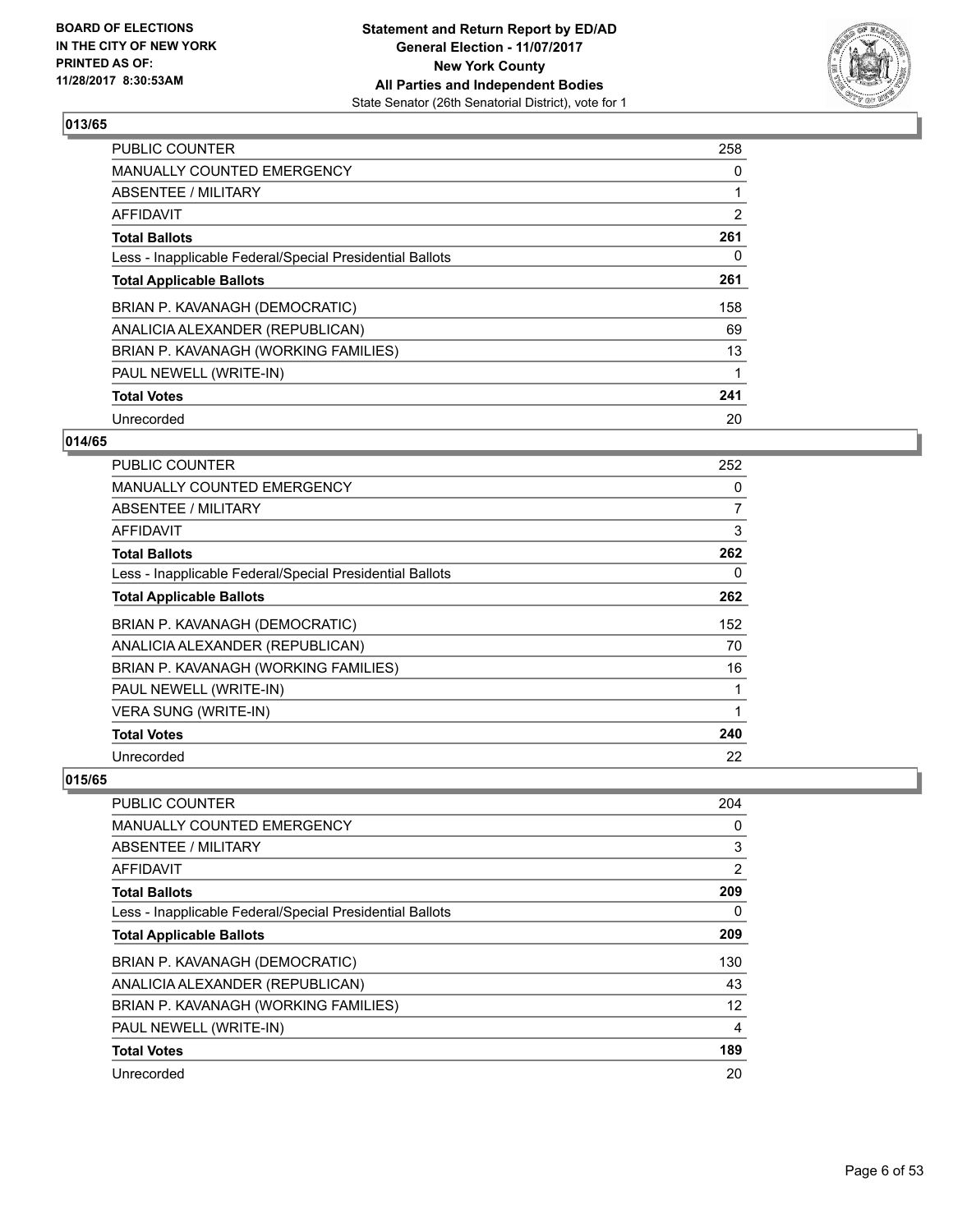## 013/65

| | |
|---|---|
| PUBLIC COUNTER | 258 |
| MANUALLY COUNTED EMERGENCY | 0 |
| ABSENTEE / MILITARY | 1 |
| AFFIDAVIT | 2 |
| **Total Ballots** | **261** |
| Less - Inapplicable Federal/Special Presidential Ballots | 0 |
| **Total Applicable Ballots** | **261** |
| BRIAN P. KAVANAGH (DEMOCRATIC) | 158 |
| ANALICIA ALEXANDER (REPUBLICAN) | 69 |
| BRIAN P. KAVANAGH (WORKING FAMILIES) | 13 |
| PAUL NEWELL (WRITE-IN) | 1 |
| **Total Votes** | **241** |
| Unrecorded | 20 |

## 014/65

| | |
|---|---|
| PUBLIC COUNTER | 252 |
| MANUALLY COUNTED EMERGENCY | 0 |
| ABSENTEE / MILITARY | 7 |
| AFFIDAVIT | 3 |
| **Total Ballots** | **262** |
| Less - Inapplicable Federal/Special Presidential Ballots | 0 |
| **Total Applicable Ballots** | **262** |
| BRIAN P. KAVANAGH (DEMOCRATIC) | 152 |
| ANALICIA ALEXANDER (REPUBLICAN) | 70 |
| BRIAN P. KAVANAGH (WORKING FAMILIES) | 16 |
| PAUL NEWELL (WRITE-IN) | 1 |
| VERA SUNG (WRITE-IN) | 1 |
| **Total Votes** | **240** |
| Unrecorded | 22 |

## 015/65

| | |
|---|---|
| PUBLIC COUNTER | 204 |
| MANUALLY COUNTED EMERGENCY | 0 |
| ABSENTEE / MILITARY | 3 |
| AFFIDAVIT | 2 |
| **Total Ballots** | **209** |
| Less - Inapplicable Federal/Special Presidential Ballots | 0 |
| **Total Applicable Ballots** | **209** |
| BRIAN P. KAVANAGH (DEMOCRATIC) | 130 |
| ANALICIA ALEXANDER (REPUBLICAN) | 43 |
| BRIAN P. KAVANAGH (WORKING FAMILIES) | 12 |
| PAUL NEWELL (WRITE-IN) | 4 |
| **Total Votes** | **189** |
| Unrecorded | 20 |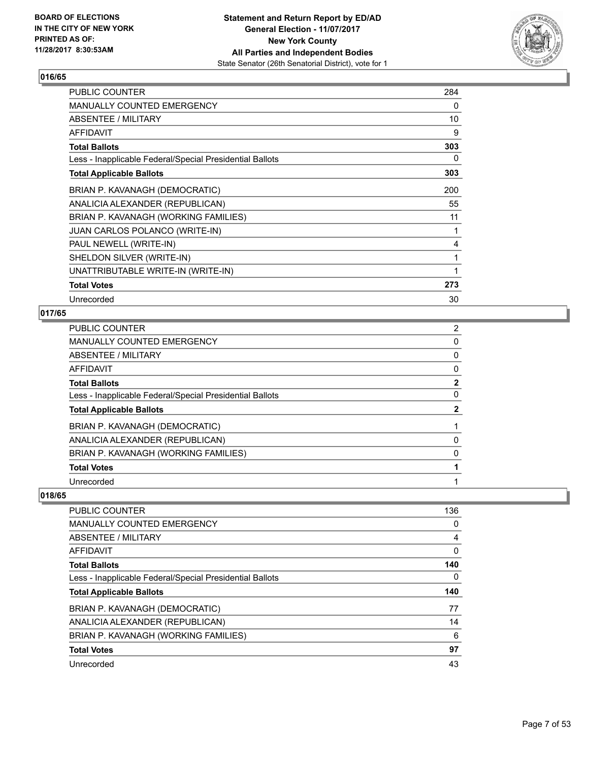**BOARD OF ELECTIONS IN THE CITY OF NEW YORK PRINTED AS OF: 11/28/2017 8:30:53AM**

**Statement and Return Report by ED/AD**
**General Election - 11/07/2017**
**New York County**
**All Parties and Independent Bodies**
State Senator (26th Senatorial District), vote for 1

### 016/65

| | |
|---|---|
| PUBLIC COUNTER | 284 |
| MANUALLY COUNTED EMERGENCY | 0 |
| ABSENTEE / MILITARY | 10 |
| AFFIDAVIT | 9 |
| **Total Ballots** | **303** |
| Less - Inapplicable Federal/Special Presidential Ballots | 0 |
| **Total Applicable Ballots** | **303** |
| BRIAN P. KAVANAGH (DEMOCRATIC) | 200 |
| ANALICIA ALEXANDER (REPUBLICAN) | 55 |
| BRIAN P. KAVANAGH (WORKING FAMILIES) | 11 |
| JUAN CARLOS POLANCO (WRITE-IN) | 1 |
| PAUL NEWELL (WRITE-IN) | 4 |
| SHELDON SILVER (WRITE-IN) | 1 |
| UNATTRIBUTABLE WRITE-IN (WRITE-IN) | 1 |
| **Total Votes** | **273** |
| Unrecorded | 30 |

### 017/65

| | |
|---|---|
| PUBLIC COUNTER | 2 |
| MANUALLY COUNTED EMERGENCY | 0 |
| ABSENTEE / MILITARY | 0 |
| AFFIDAVIT | 0 |
| **Total Ballots** | **2** |
| Less - Inapplicable Federal/Special Presidential Ballots | 0 |
| **Total Applicable Ballots** | **2** |
| BRIAN P. KAVANAGH (DEMOCRATIC) | 1 |
| ANALICIA ALEXANDER (REPUBLICAN) | 0 |
| BRIAN P. KAVANAGH (WORKING FAMILIES) | 0 |
| **Total Votes** | **1** |
| Unrecorded | 1 |

### 018/65

| | |
|---|---|
| PUBLIC COUNTER | 136 |
| MANUALLY COUNTED EMERGENCY | 0 |
| ABSENTEE / MILITARY | 4 |
| AFFIDAVIT | 0 |
| **Total Ballots** | **140** |
| Less - Inapplicable Federal/Special Presidential Ballots | 0 |
| **Total Applicable Ballots** | **140** |
| BRIAN P. KAVANAGH (DEMOCRATIC) | 77 |
| ANALICIA ALEXANDER (REPUBLICAN) | 14 |
| BRIAN P. KAVANAGH (WORKING FAMILIES) | 6 |
| **Total Votes** | **97** |
| Unrecorded | 43 |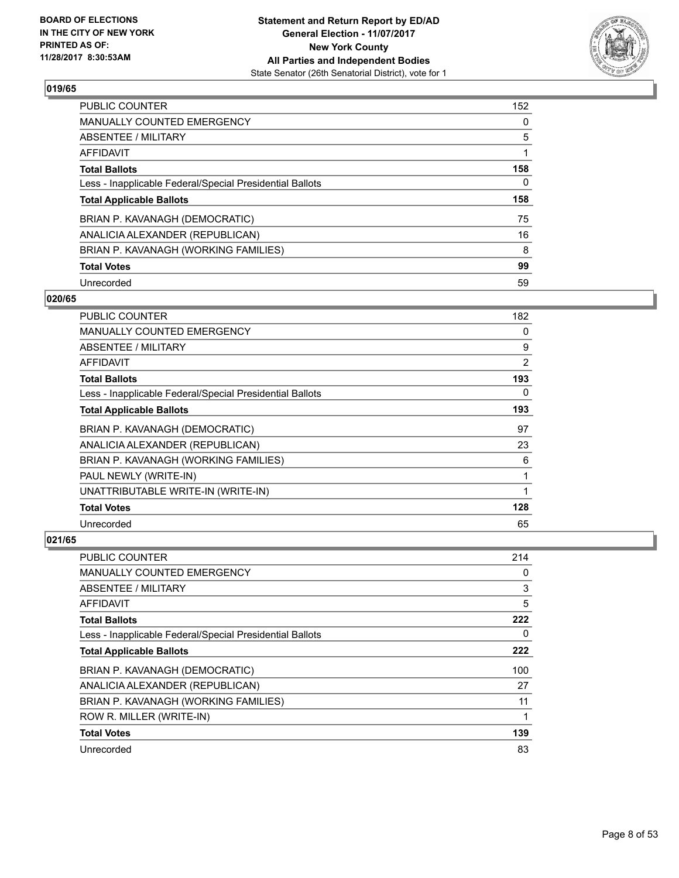### 019/65

| | |
|---|---|
| PUBLIC COUNTER | 152 |
| MANUALLY COUNTED EMERGENCY | 0 |
| ABSENTEE / MILITARY | 5 |
| AFFIDAVIT | 1 |
| **Total Ballots** | **158** |
| Less - Inapplicable Federal/Special Presidential Ballots | 0 |
| **Total Applicable Ballots** | **158** |
| BRIAN P. KAVANAGH (DEMOCRATIC) | 75 |
| ANALICIA ALEXANDER (REPUBLICAN) | 16 |
| BRIAN P. KAVANAGH (WORKING FAMILIES) | 8 |
| **Total Votes** | **99** |
| Unrecorded | 59 |

### 020/65

| | |
|---|---|
| PUBLIC COUNTER | 182 |
| MANUALLY COUNTED EMERGENCY | 0 |
| ABSENTEE / MILITARY | 9 |
| AFFIDAVIT | 2 |
| **Total Ballots** | **193** |
| Less - Inapplicable Federal/Special Presidential Ballots | 0 |
| **Total Applicable Ballots** | **193** |
| BRIAN P. KAVANAGH (DEMOCRATIC) | 97 |
| ANALICIA ALEXANDER (REPUBLICAN) | 23 |
| BRIAN P. KAVANAGH (WORKING FAMILIES) | 6 |
| PAUL NEWLY (WRITE-IN) | 1 |
| UNATTRIBUTABLE WRITE-IN (WRITE-IN) | 1 |
| **Total Votes** | **128** |
| Unrecorded | 65 |

### 021/65

| | |
|---|---|
| PUBLIC COUNTER | 214 |
| MANUALLY COUNTED EMERGENCY | 0 |
| ABSENTEE / MILITARY | 3 |
| AFFIDAVIT | 5 |
| **Total Ballots** | **222** |
| Less - Inapplicable Federal/Special Presidential Ballots | 0 |
| **Total Applicable Ballots** | **222** |
| BRIAN P. KAVANAGH (DEMOCRATIC) | 100 |
| ANALICIA ALEXANDER (REPUBLICAN) | 27 |
| BRIAN P. KAVANAGH (WORKING FAMILIES) | 11 |
| ROW R. MILLER (WRITE-IN) | 1 |
| **Total Votes** | **139** |
| Unrecorded | 83 |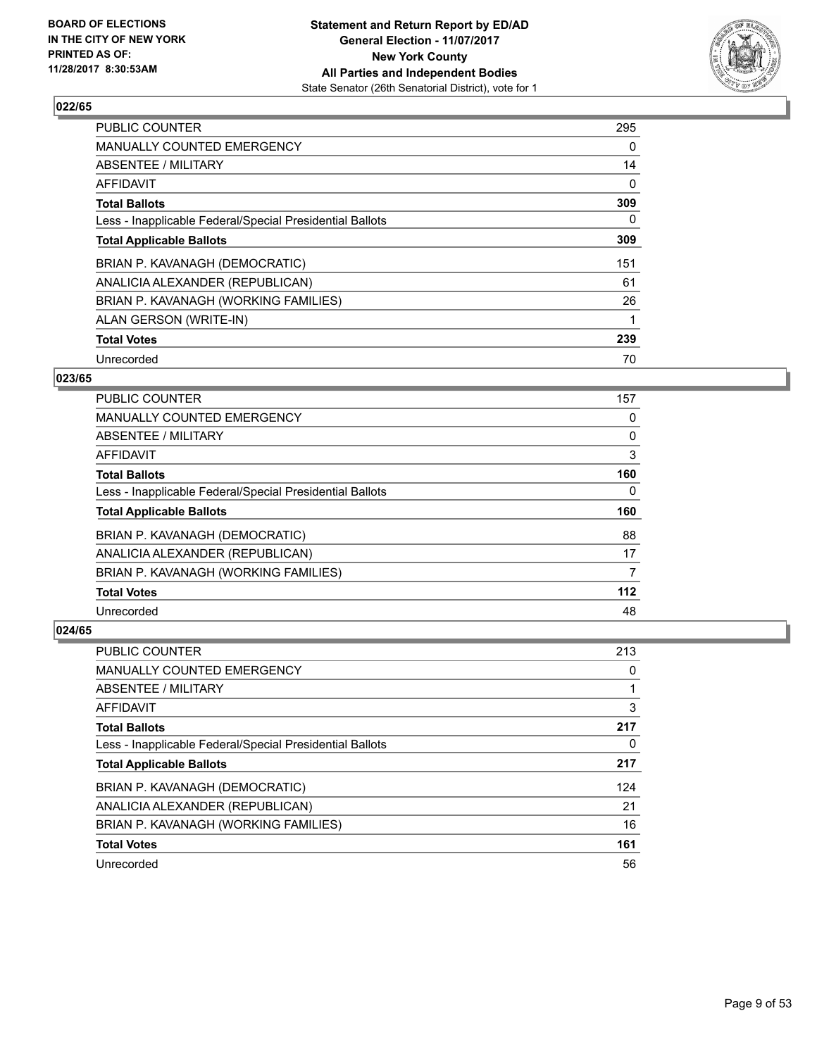## 022/65

| | |
|---|---|
| PUBLIC COUNTER | 295 |
| MANUALLY COUNTED EMERGENCY | 0 |
| ABSENTEE / MILITARY | 14 |
| AFFIDAVIT | 0 |
| **Total Ballots** | **309** |
| Less - Inapplicable Federal/Special Presidential Ballots | 0 |
| **Total Applicable Ballots** | **309** |
| BRIAN P. KAVANAGH (DEMOCRATIC) | 151 |
| ANALICIA ALEXANDER (REPUBLICAN) | 61 |
| BRIAN P. KAVANAGH (WORKING FAMILIES) | 26 |
| ALAN GERSON (WRITE-IN) | 1 |
| **Total Votes** | **239** |
| Unrecorded | 70 |

## 023/65

| | |
|---|---|
| PUBLIC COUNTER | 157 |
| MANUALLY COUNTED EMERGENCY | 0 |
| ABSENTEE / MILITARY | 0 |
| AFFIDAVIT | 3 |
| **Total Ballots** | **160** |
| Less - Inapplicable Federal/Special Presidential Ballots | 0 |
| **Total Applicable Ballots** | **160** |
| BRIAN P. KAVANAGH (DEMOCRATIC) | 88 |
| ANALICIA ALEXANDER (REPUBLICAN) | 17 |
| BRIAN P. KAVANAGH (WORKING FAMILIES) | 7 |
| **Total Votes** | **112** |
| Unrecorded | 48 |

## 024/65

| | |
|---|---|
| PUBLIC COUNTER | 213 |
| MANUALLY COUNTED EMERGENCY | 0 |
| ABSENTEE / MILITARY | 1 |
| AFFIDAVIT | 3 |
| **Total Ballots** | **217** |
| Less - Inapplicable Federal/Special Presidential Ballots | 0 |
| **Total Applicable Ballots** | **217** |
| BRIAN P. KAVANAGH (DEMOCRATIC) | 124 |
| ANALICIA ALEXANDER (REPUBLICAN) | 21 |
| BRIAN P. KAVANAGH (WORKING FAMILIES) | 16 |
| **Total Votes** | **161** |
| Unrecorded | 56 |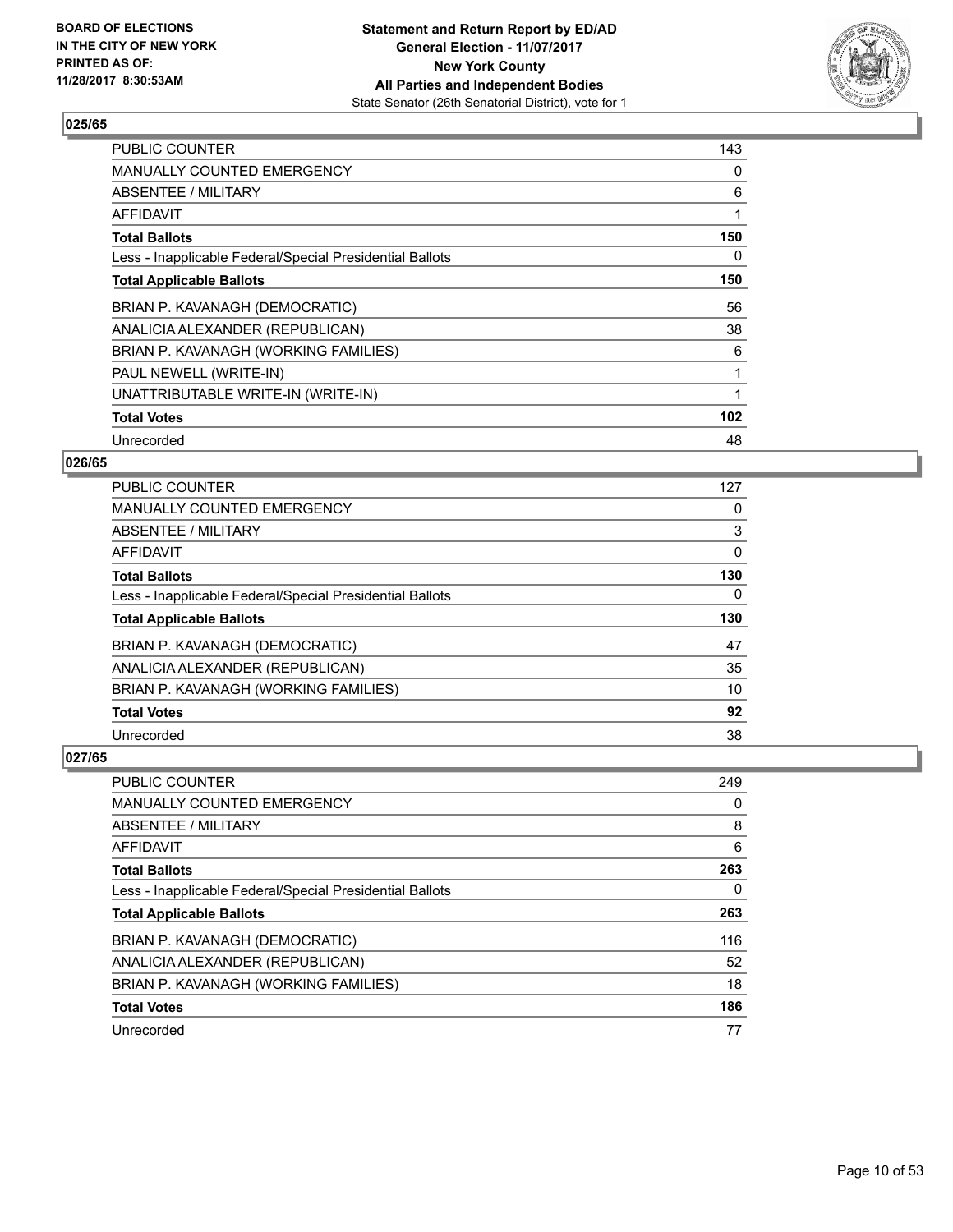**BOARD OF ELECTIONS IN THE CITY OF NEW YORK PRINTED AS OF: 11/28/2017 8:30:53AM**

**Statement and Return Report by ED/AD**
**General Election - 11/07/2017**
**New York County**
**All Parties and Independent Bodies**
State Senator (26th Senatorial District), vote for 1

### 025/65

| | |
|---|---|
| PUBLIC COUNTER | 143 |
| MANUALLY COUNTED EMERGENCY | 0 |
| ABSENTEE / MILITARY | 6 |
| AFFIDAVIT | 1 |
| **Total Ballots** | **150** |
| Less - Inapplicable Federal/Special Presidential Ballots | 0 |
| **Total Applicable Ballots** | **150** |
| BRIAN P. KAVANAGH (DEMOCRATIC) | 56 |
| ANALICIA ALEXANDER (REPUBLICAN) | 38 |
| BRIAN P. KAVANAGH (WORKING FAMILIES) | 6 |
| PAUL NEWELL (WRITE-IN) | 1 |
| UNATTRIBUTABLE WRITE-IN (WRITE-IN) | 1 |
| **Total Votes** | **102** |
| Unrecorded | 48 |

### 026/65

| | |
|---|---|
| PUBLIC COUNTER | 127 |
| MANUALLY COUNTED EMERGENCY | 0 |
| ABSENTEE / MILITARY | 3 |
| AFFIDAVIT | 0 |
| **Total Ballots** | **130** |
| Less - Inapplicable Federal/Special Presidential Ballots | 0 |
| **Total Applicable Ballots** | **130** |
| BRIAN P. KAVANAGH (DEMOCRATIC) | 47 |
| ANALICIA ALEXANDER (REPUBLICAN) | 35 |
| BRIAN P. KAVANAGH (WORKING FAMILIES) | 10 |
| **Total Votes** | **92** |
| Unrecorded | 38 |

### 027/65

| | |
|---|---|
| PUBLIC COUNTER | 249 |
| MANUALLY COUNTED EMERGENCY | 0 |
| ABSENTEE / MILITARY | 8 |
| AFFIDAVIT | 6 |
| **Total Ballots** | **263** |
| Less - Inapplicable Federal/Special Presidential Ballots | 0 |
| **Total Applicable Ballots** | **263** |
| BRIAN P. KAVANAGH (DEMOCRATIC) | 116 |
| ANALICIA ALEXANDER (REPUBLICAN) | 52 |
| BRIAN P. KAVANAGH (WORKING FAMILIES) | 18 |
| **Total Votes** | **186** |
| Unrecorded | 77 |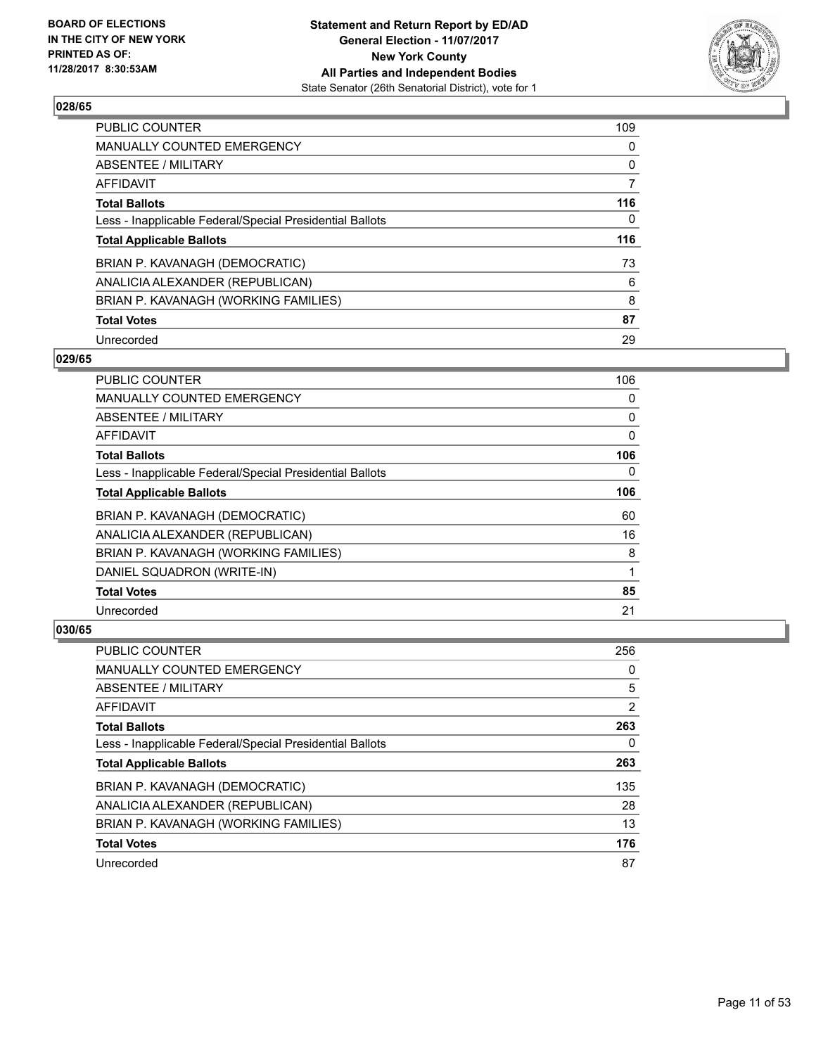BOARD OF ELECTIONS
IN THE CITY OF NEW YORK
PRINTED AS OF:
11/28/2017 8:30:53AM

**Statement and Return Report by ED/AD**
**General Election - 11/07/2017**
**New York County**
**All Parties and Independent Bodies**
State Senator (26th Senatorial District), vote for 1

### 028/65

| | |
|---|---|
| PUBLIC COUNTER | 109 |
| MANUALLY COUNTED EMERGENCY | 0 |
| ABSENTEE / MILITARY | 0 |
| AFFIDAVIT | 7 |
| **Total Ballots** | **116** |
| Less - Inapplicable Federal/Special Presidential Ballots | 0 |
| **Total Applicable Ballots** | **116** |
| BRIAN P. KAVANAGH (DEMOCRATIC) | 73 |
| ANALICIA ALEXANDER (REPUBLICAN) | 6 |
| BRIAN P. KAVANAGH (WORKING FAMILIES) | 8 |
| **Total Votes** | **87** |
| Unrecorded | 29 |

### 029/65

| | |
|---|---|
| PUBLIC COUNTER | 106 |
| MANUALLY COUNTED EMERGENCY | 0 |
| ABSENTEE / MILITARY | 0 |
| AFFIDAVIT | 0 |
| **Total Ballots** | **106** |
| Less - Inapplicable Federal/Special Presidential Ballots | 0 |
| **Total Applicable Ballots** | **106** |
| BRIAN P. KAVANAGH (DEMOCRATIC) | 60 |
| ANALICIA ALEXANDER (REPUBLICAN) | 16 |
| BRIAN P. KAVANAGH (WORKING FAMILIES) | 8 |
| DANIEL SQUADRON (WRITE-IN) | 1 |
| **Total Votes** | **85** |
| Unrecorded | 21 |

### 030/65

| | |
|---|---|
| PUBLIC COUNTER | 256 |
| MANUALLY COUNTED EMERGENCY | 0 |
| ABSENTEE / MILITARY | 5 |
| AFFIDAVIT | 2 |
| **Total Ballots** | **263** |
| Less - Inapplicable Federal/Special Presidential Ballots | 0 |
| **Total Applicable Ballots** | **263** |
| BRIAN P. KAVANAGH (DEMOCRATIC) | 135 |
| ANALICIA ALEXANDER (REPUBLICAN) | 28 |
| BRIAN P. KAVANAGH (WORKING FAMILIES) | 13 |
| **Total Votes** | **176** |
| Unrecorded | 87 |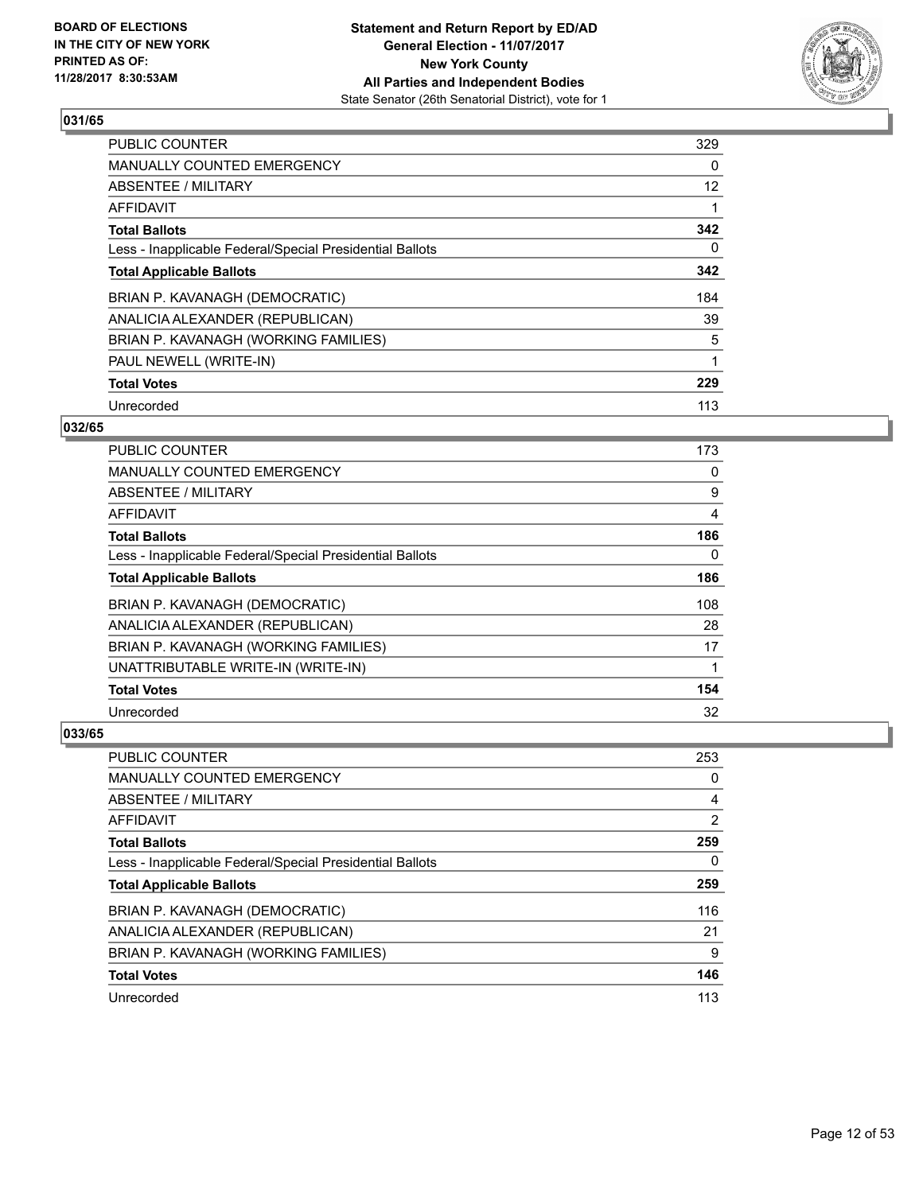BOARD OF ELECTIONS
IN THE CITY OF NEW YORK
PRINTED AS OF:
11/28/2017 8:30:53AM

**Statement and Return Report by ED/AD**
**General Election - 11/07/2017**
**New York County**
**All Parties and Independent Bodies**
State Senator (26th Senatorial District), vote for 1

### 031/65

| | |
|---|---|
| PUBLIC COUNTER | 329 |
| MANUALLY COUNTED EMERGENCY | 0 |
| ABSENTEE / MILITARY | 12 |
| AFFIDAVIT | 1 |
| **Total Ballots** | **342** |
| Less - Inapplicable Federal/Special Presidential Ballots | 0 |
| **Total Applicable Ballots** | **342** |
| BRIAN P. KAVANAGH (DEMOCRATIC) | 184 |
| ANALICIA ALEXANDER (REPUBLICAN) | 39 |
| BRIAN P. KAVANAGH (WORKING FAMILIES) | 5 |
| PAUL NEWELL (WRITE-IN) | 1 |
| **Total Votes** | **229** |
| Unrecorded | 113 |

### 032/65

| | |
|---|---|
| PUBLIC COUNTER | 173 |
| MANUALLY COUNTED EMERGENCY | 0 |
| ABSENTEE / MILITARY | 9 |
| AFFIDAVIT | 4 |
| **Total Ballots** | **186** |
| Less - Inapplicable Federal/Special Presidential Ballots | 0 |
| **Total Applicable Ballots** | **186** |
| BRIAN P. KAVANAGH (DEMOCRATIC) | 108 |
| ANALICIA ALEXANDER (REPUBLICAN) | 28 |
| BRIAN P. KAVANAGH (WORKING FAMILIES) | 17 |
| UNATTRIBUTABLE WRITE-IN (WRITE-IN) | 1 |
| **Total Votes** | **154** |
| Unrecorded | 32 |

### 033/65

| | |
|---|---|
| PUBLIC COUNTER | 253 |
| MANUALLY COUNTED EMERGENCY | 0 |
| ABSENTEE / MILITARY | 4 |
| AFFIDAVIT | 2 |
| **Total Ballots** | **259** |
| Less - Inapplicable Federal/Special Presidential Ballots | 0 |
| **Total Applicable Ballots** | **259** |
| BRIAN P. KAVANAGH (DEMOCRATIC) | 116 |
| ANALICIA ALEXANDER (REPUBLICAN) | 21 |
| BRIAN P. KAVANAGH (WORKING FAMILIES) | 9 |
| **Total Votes** | **146** |
| Unrecorded | 113 |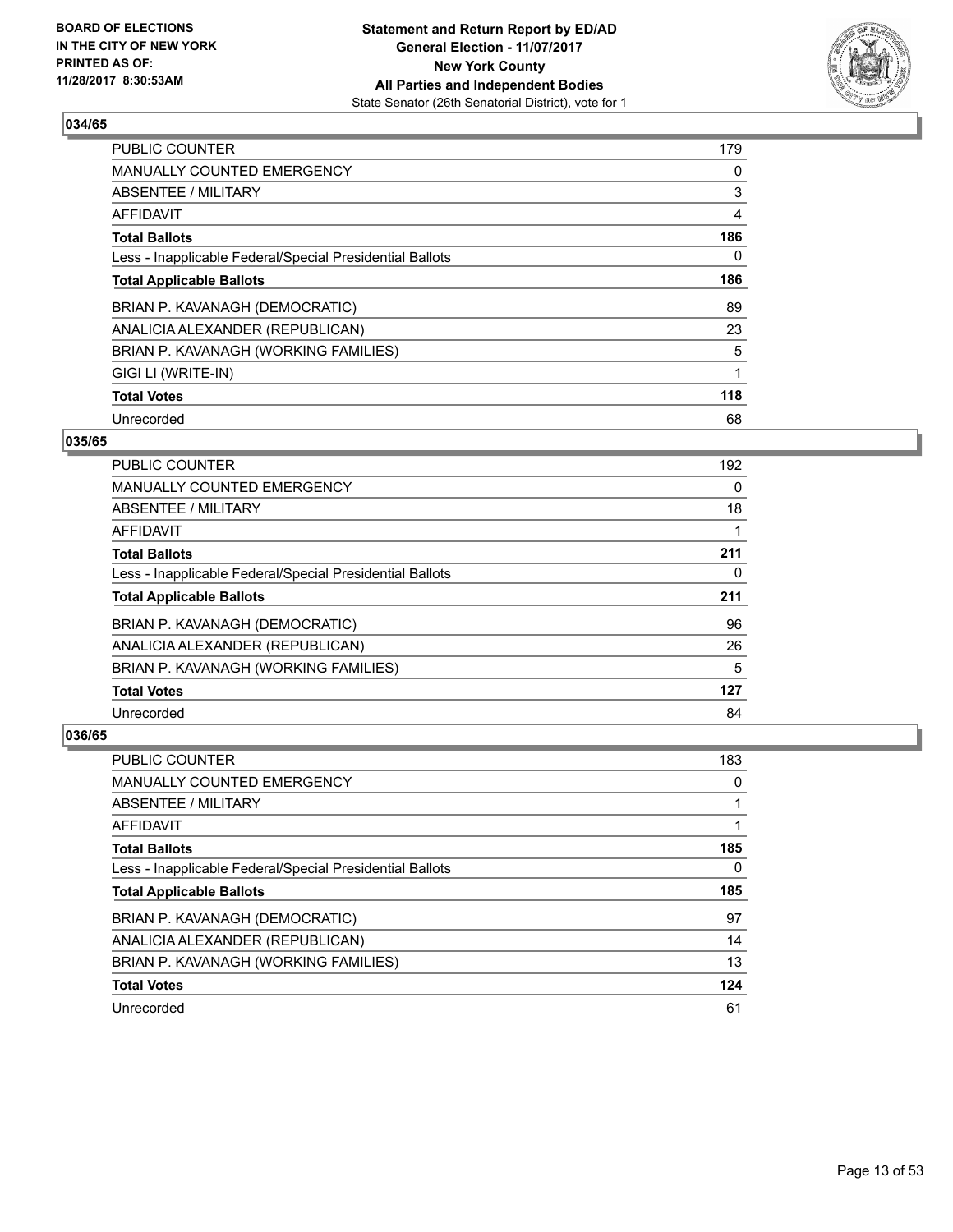BOARD OF ELECTIONS
IN THE CITY OF NEW YORK
PRINTED AS OF:
11/28/2017 8:30:53AM

**Statement and Return Report by ED/AD**
**General Election - 11/07/2017**
**New York County**
**All Parties and Independent Bodies**
State Senator (26th Senatorial District), vote for 1

### 034/65

| | |
|---|---|
| PUBLIC COUNTER | 179 |
| MANUALLY COUNTED EMERGENCY | 0 |
| ABSENTEE / MILITARY | 3 |
| AFFIDAVIT | 4 |
| **Total Ballots** | **186** |
| Less - Inapplicable Federal/Special Presidential Ballots | 0 |
| **Total Applicable Ballots** | **186** |
| BRIAN P. KAVANAGH (DEMOCRATIC) | 89 |
| ANALICIA ALEXANDER (REPUBLICAN) | 23 |
| BRIAN P. KAVANAGH (WORKING FAMILIES) | 5 |
| GIGI LI (WRITE-IN) | 1 |
| **Total Votes** | **118** |
| Unrecorded | 68 |

### 035/65

| | |
|---|---|
| PUBLIC COUNTER | 192 |
| MANUALLY COUNTED EMERGENCY | 0 |
| ABSENTEE / MILITARY | 18 |
| AFFIDAVIT | 1 |
| **Total Ballots** | **211** |
| Less - Inapplicable Federal/Special Presidential Ballots | 0 |
| **Total Applicable Ballots** | **211** |
| BRIAN P. KAVANAGH (DEMOCRATIC) | 96 |
| ANALICIA ALEXANDER (REPUBLICAN) | 26 |
| BRIAN P. KAVANAGH (WORKING FAMILIES) | 5 |
| **Total Votes** | **127** |
| Unrecorded | 84 |

### 036/65

| | |
|---|---|
| PUBLIC COUNTER | 183 |
| MANUALLY COUNTED EMERGENCY | 0 |
| ABSENTEE / MILITARY | 1 |
| AFFIDAVIT | 1 |
| **Total Ballots** | **185** |
| Less - Inapplicable Federal/Special Presidential Ballots | 0 |
| **Total Applicable Ballots** | **185** |
| BRIAN P. KAVANAGH (DEMOCRATIC) | 97 |
| ANALICIA ALEXANDER (REPUBLICAN) | 14 |
| BRIAN P. KAVANAGH (WORKING FAMILIES) | 13 |
| **Total Votes** | **124** |
| Unrecorded | 61 |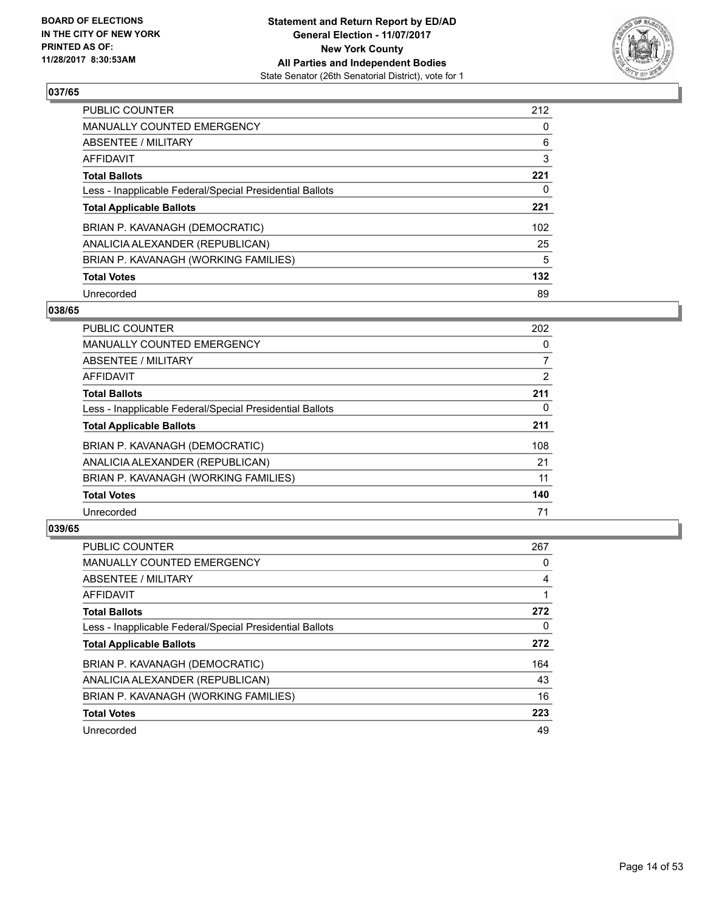**BOARD OF ELECTIONS IN THE CITY OF NEW YORK PRINTED AS OF: 11/28/2017 8:30:53AM**

**Statement and Return Report by ED/AD**
**General Election - 11/07/2017**
**New York County**
**All Parties and Independent Bodies**
State Senator (26th Senatorial District), vote for 1

## 037/65

| | |
|---|---|
| PUBLIC COUNTER | 212 |
| MANUALLY COUNTED EMERGENCY | 0 |
| ABSENTEE / MILITARY | 6 |
| AFFIDAVIT | 3 |
| **Total Ballots** | **221** |
| Less - Inapplicable Federal/Special Presidential Ballots | 0 |
| **Total Applicable Ballots** | **221** |
| BRIAN P. KAVANAGH (DEMOCRATIC) | 102 |
| ANALICIA ALEXANDER (REPUBLICAN) | 25 |
| BRIAN P. KAVANAGH (WORKING FAMILIES) | 5 |
| **Total Votes** | **132** |
| Unrecorded | 89 |

## 038/65

| | |
|---|---|
| PUBLIC COUNTER | 202 |
| MANUALLY COUNTED EMERGENCY | 0 |
| ABSENTEE / MILITARY | 7 |
| AFFIDAVIT | 2 |
| **Total Ballots** | **211** |
| Less - Inapplicable Federal/Special Presidential Ballots | 0 |
| **Total Applicable Ballots** | **211** |
| BRIAN P. KAVANAGH (DEMOCRATIC) | 108 |
| ANALICIA ALEXANDER (REPUBLICAN) | 21 |
| BRIAN P. KAVANAGH (WORKING FAMILIES) | 11 |
| **Total Votes** | **140** |
| Unrecorded | 71 |

## 039/65

| | |
|---|---|
| PUBLIC COUNTER | 267 |
| MANUALLY COUNTED EMERGENCY | 0 |
| ABSENTEE / MILITARY | 4 |
| AFFIDAVIT | 1 |
| **Total Ballots** | **272** |
| Less - Inapplicable Federal/Special Presidential Ballots | 0 |
| **Total Applicable Ballots** | **272** |
| BRIAN P. KAVANAGH (DEMOCRATIC) | 164 |
| ANALICIA ALEXANDER (REPUBLICAN) | 43 |
| BRIAN P. KAVANAGH (WORKING FAMILIES) | 16 |
| **Total Votes** | **223** |
| Unrecorded | 49 |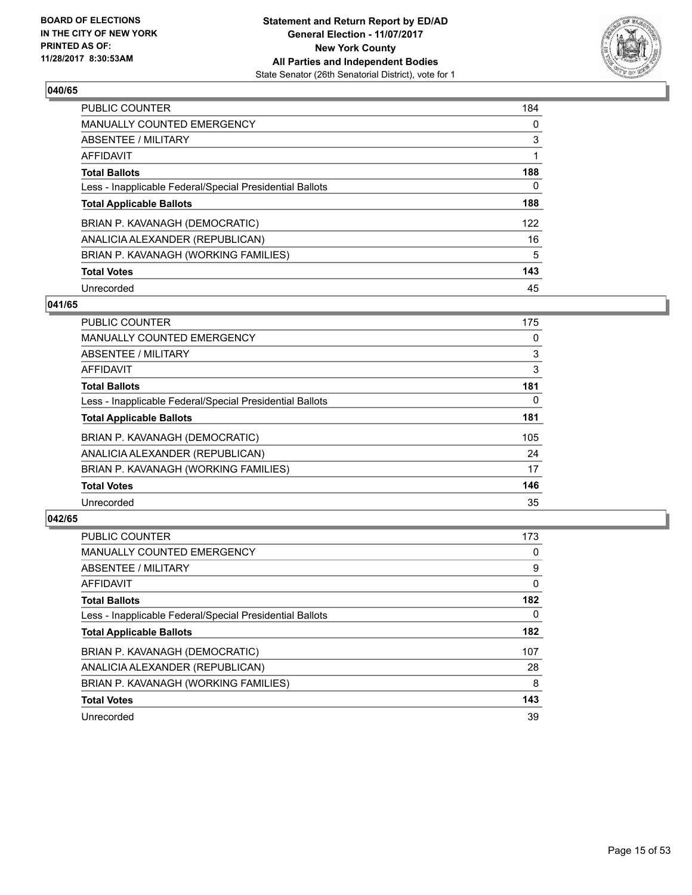### 040/65

| | |
|---|---|
| PUBLIC COUNTER | 184 |
| MANUALLY COUNTED EMERGENCY | 0 |
| ABSENTEE / MILITARY | 3 |
| AFFIDAVIT | 1 |
| **Total Ballots** | **188** |
| Less - Inapplicable Federal/Special Presidential Ballots | 0 |
| **Total Applicable Ballots** | **188** |
| BRIAN P. KAVANAGH (DEMOCRATIC) | 122 |
| ANALICIA ALEXANDER (REPUBLICAN) | 16 |
| BRIAN P. KAVANAGH (WORKING FAMILIES) | 5 |
| **Total Votes** | **143** |
| Unrecorded | 45 |

### 041/65

| | |
|---|---|
| PUBLIC COUNTER | 175 |
| MANUALLY COUNTED EMERGENCY | 0 |
| ABSENTEE / MILITARY | 3 |
| AFFIDAVIT | 3 |
| **Total Ballots** | **181** |
| Less - Inapplicable Federal/Special Presidential Ballots | 0 |
| **Total Applicable Ballots** | **181** |
| BRIAN P. KAVANAGH (DEMOCRATIC) | 105 |
| ANALICIA ALEXANDER (REPUBLICAN) | 24 |
| BRIAN P. KAVANAGH (WORKING FAMILIES) | 17 |
| **Total Votes** | **146** |
| Unrecorded | 35 |

### 042/65

| | |
|---|---|
| PUBLIC COUNTER | 173 |
| MANUALLY COUNTED EMERGENCY | 0 |
| ABSENTEE / MILITARY | 9 |
| AFFIDAVIT | 0 |
| **Total Ballots** | **182** |
| Less - Inapplicable Federal/Special Presidential Ballots | 0 |
| **Total Applicable Ballots** | **182** |
| BRIAN P. KAVANAGH (DEMOCRATIC) | 107 |
| ANALICIA ALEXANDER (REPUBLICAN) | 28 |
| BRIAN P. KAVANAGH (WORKING FAMILIES) | 8 |
| **Total Votes** | **143** |
| Unrecorded | 39 |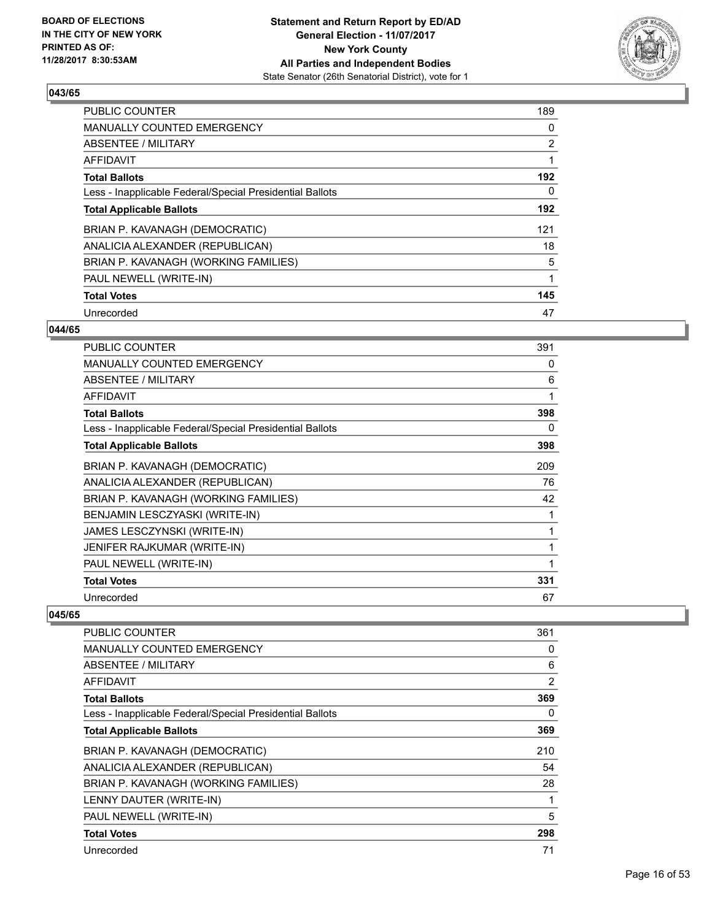### 043/65

| | |
|---|---|
| PUBLIC COUNTER | 189 |
| MANUALLY COUNTED EMERGENCY | 0 |
| ABSENTEE / MILITARY | 2 |
| AFFIDAVIT | 1 |
| **Total Ballots** | **192** |
| Less - Inapplicable Federal/Special Presidential Ballots | 0 |
| **Total Applicable Ballots** | **192** |
| BRIAN P. KAVANAGH (DEMOCRATIC) | 121 |
| ANALICIA ALEXANDER (REPUBLICAN) | 18 |
| BRIAN P. KAVANAGH (WORKING FAMILIES) | 5 |
| PAUL NEWELL (WRITE-IN) | 1 |
| **Total Votes** | **145** |
| Unrecorded | 47 |

### 044/65

| | |
|---|---|
| PUBLIC COUNTER | 391 |
| MANUALLY COUNTED EMERGENCY | 0 |
| ABSENTEE / MILITARY | 6 |
| AFFIDAVIT | 1 |
| **Total Ballots** | **398** |
| Less - Inapplicable Federal/Special Presidential Ballots | 0 |
| **Total Applicable Ballots** | **398** |
| BRIAN P. KAVANAGH (DEMOCRATIC) | 209 |
| ANALICIA ALEXANDER (REPUBLICAN) | 76 |
| BRIAN P. KAVANAGH (WORKING FAMILIES) | 42 |
| BENJAMIN LESCZYASKI (WRITE-IN) | 1 |
| JAMES LESCZYNSKI (WRITE-IN) | 1 |
| JENIFER RAJKUMAR (WRITE-IN) | 1 |
| PAUL NEWELL (WRITE-IN) | 1 |
| **Total Votes** | **331** |
| Unrecorded | 67 |

### 045/65

| | |
|---|---|
| PUBLIC COUNTER | 361 |
| MANUALLY COUNTED EMERGENCY | 0 |
| ABSENTEE / MILITARY | 6 |
| AFFIDAVIT | 2 |
| **Total Ballots** | **369** |
| Less - Inapplicable Federal/Special Presidential Ballots | 0 |
| **Total Applicable Ballots** | **369** |
| BRIAN P. KAVANAGH (DEMOCRATIC) | 210 |
| ANALICIA ALEXANDER (REPUBLICAN) | 54 |
| BRIAN P. KAVANAGH (WORKING FAMILIES) | 28 |
| LENNY DAUTER (WRITE-IN) | 1 |
| PAUL NEWELL (WRITE-IN) | 5 |
| **Total Votes** | **298** |
| Unrecorded | 71 |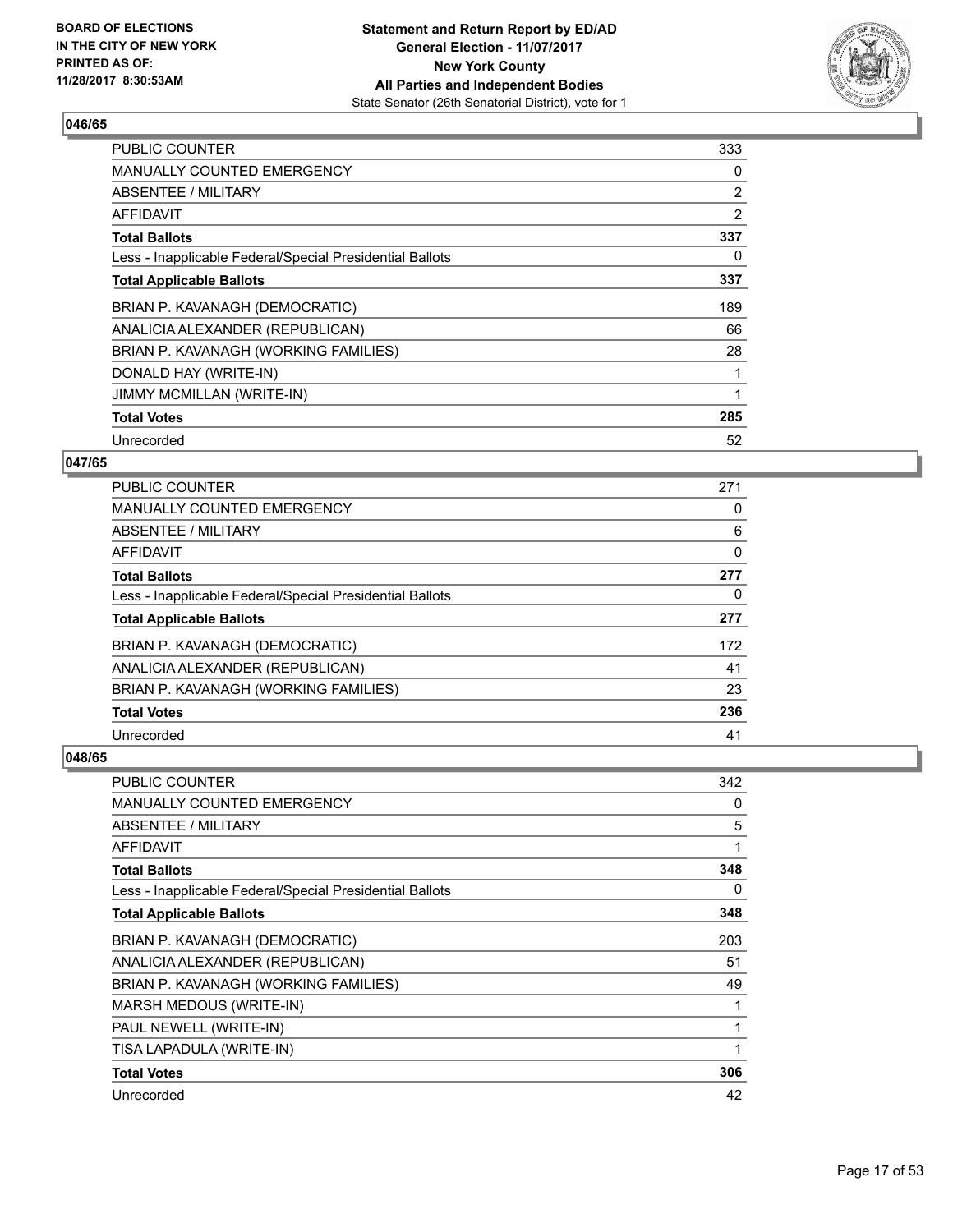## 046/65

| | |
|---|---|
| PUBLIC COUNTER | 333 |
| MANUALLY COUNTED EMERGENCY | 0 |
| ABSENTEE / MILITARY | 2 |
| AFFIDAVIT | 2 |
| **Total Ballots** | **337** |
| Less - Inapplicable Federal/Special Presidential Ballots | 0 |
| **Total Applicable Ballots** | **337** |
| BRIAN P. KAVANAGH (DEMOCRATIC) | 189 |
| ANALICIA ALEXANDER (REPUBLICAN) | 66 |
| BRIAN P. KAVANAGH (WORKING FAMILIES) | 28 |
| DONALD HAY (WRITE-IN) | 1 |
| JIMMY MCMILLAN (WRITE-IN) | 1 |
| **Total Votes** | **285** |
| Unrecorded | 52 |

## 047/65

| | |
|---|---|
| PUBLIC COUNTER | 271 |
| MANUALLY COUNTED EMERGENCY | 0 |
| ABSENTEE / MILITARY | 6 |
| AFFIDAVIT | 0 |
| **Total Ballots** | **277** |
| Less - Inapplicable Federal/Special Presidential Ballots | 0 |
| **Total Applicable Ballots** | **277** |
| BRIAN P. KAVANAGH (DEMOCRATIC) | 172 |
| ANALICIA ALEXANDER (REPUBLICAN) | 41 |
| BRIAN P. KAVANAGH (WORKING FAMILIES) | 23 |
| **Total Votes** | **236** |
| Unrecorded | 41 |

## 048/65

| | |
|---|---|
| PUBLIC COUNTER | 342 |
| MANUALLY COUNTED EMERGENCY | 0 |
| ABSENTEE / MILITARY | 5 |
| AFFIDAVIT | 1 |
| **Total Ballots** | **348** |
| Less - Inapplicable Federal/Special Presidential Ballots | 0 |
| **Total Applicable Ballots** | **348** |
| BRIAN P. KAVANAGH (DEMOCRATIC) | 203 |
| ANALICIA ALEXANDER (REPUBLICAN) | 51 |
| BRIAN P. KAVANAGH (WORKING FAMILIES) | 49 |
| MARSH MEDOUS (WRITE-IN) | 1 |
| PAUL NEWELL (WRITE-IN) | 1 |
| TISA LAPADULA (WRITE-IN) | 1 |
| **Total Votes** | **306** |
| Unrecorded | 42 |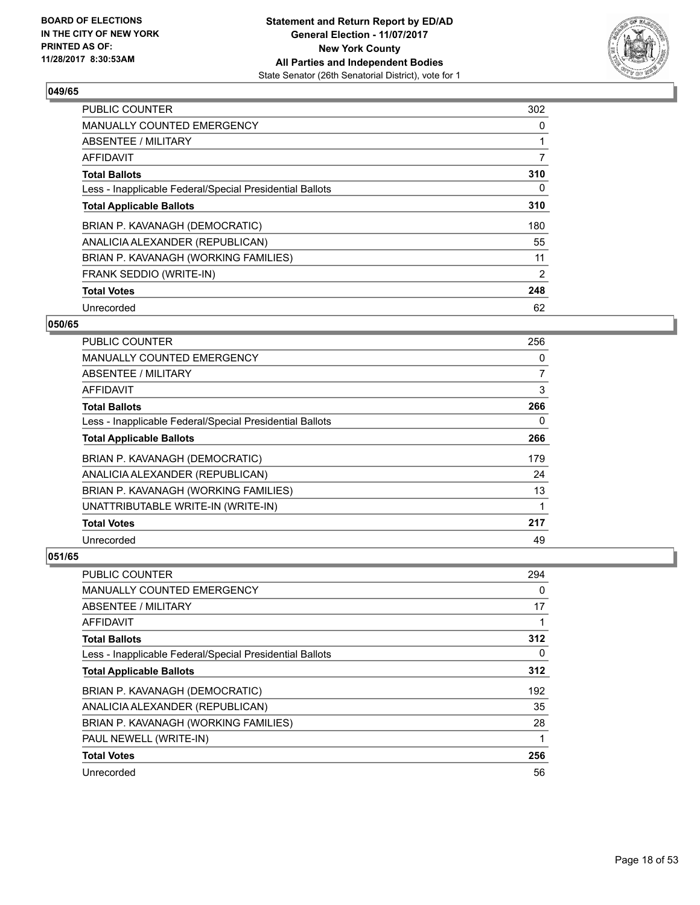### 049/65

| | |
|---|---|
| PUBLIC COUNTER | 302 |
| MANUALLY COUNTED EMERGENCY | 0 |
| ABSENTEE / MILITARY | 1 |
| AFFIDAVIT | 7 |
| **Total Ballots** | **310** |
| Less - Inapplicable Federal/Special Presidential Ballots | 0 |
| **Total Applicable Ballots** | **310** |
| BRIAN P. KAVANAGH (DEMOCRATIC) | 180 |
| ANALICIA ALEXANDER (REPUBLICAN) | 55 |
| BRIAN P. KAVANAGH (WORKING FAMILIES) | 11 |
| FRANK SEDDIO (WRITE-IN) | 2 |
| **Total Votes** | **248** |
| Unrecorded | 62 |

### 050/65

| | |
|---|---|
| PUBLIC COUNTER | 256 |
| MANUALLY COUNTED EMERGENCY | 0 |
| ABSENTEE / MILITARY | 7 |
| AFFIDAVIT | 3 |
| **Total Ballots** | **266** |
| Less - Inapplicable Federal/Special Presidential Ballots | 0 |
| **Total Applicable Ballots** | **266** |
| BRIAN P. KAVANAGH (DEMOCRATIC) | 179 |
| ANALICIA ALEXANDER (REPUBLICAN) | 24 |
| BRIAN P. KAVANAGH (WORKING FAMILIES) | 13 |
| UNATTRIBUTABLE WRITE-IN (WRITE-IN) | 1 |
| **Total Votes** | **217** |
| Unrecorded | 49 |

### 051/65

| | |
|---|---|
| PUBLIC COUNTER | 294 |
| MANUALLY COUNTED EMERGENCY | 0 |
| ABSENTEE / MILITARY | 17 |
| AFFIDAVIT | 1 |
| **Total Ballots** | **312** |
| Less - Inapplicable Federal/Special Presidential Ballots | 0 |
| **Total Applicable Ballots** | **312** |
| BRIAN P. KAVANAGH (DEMOCRATIC) | 192 |
| ANALICIA ALEXANDER (REPUBLICAN) | 35 |
| BRIAN P. KAVANAGH (WORKING FAMILIES) | 28 |
| PAUL NEWELL (WRITE-IN) | 1 |
| **Total Votes** | **256** |
| Unrecorded | 56 |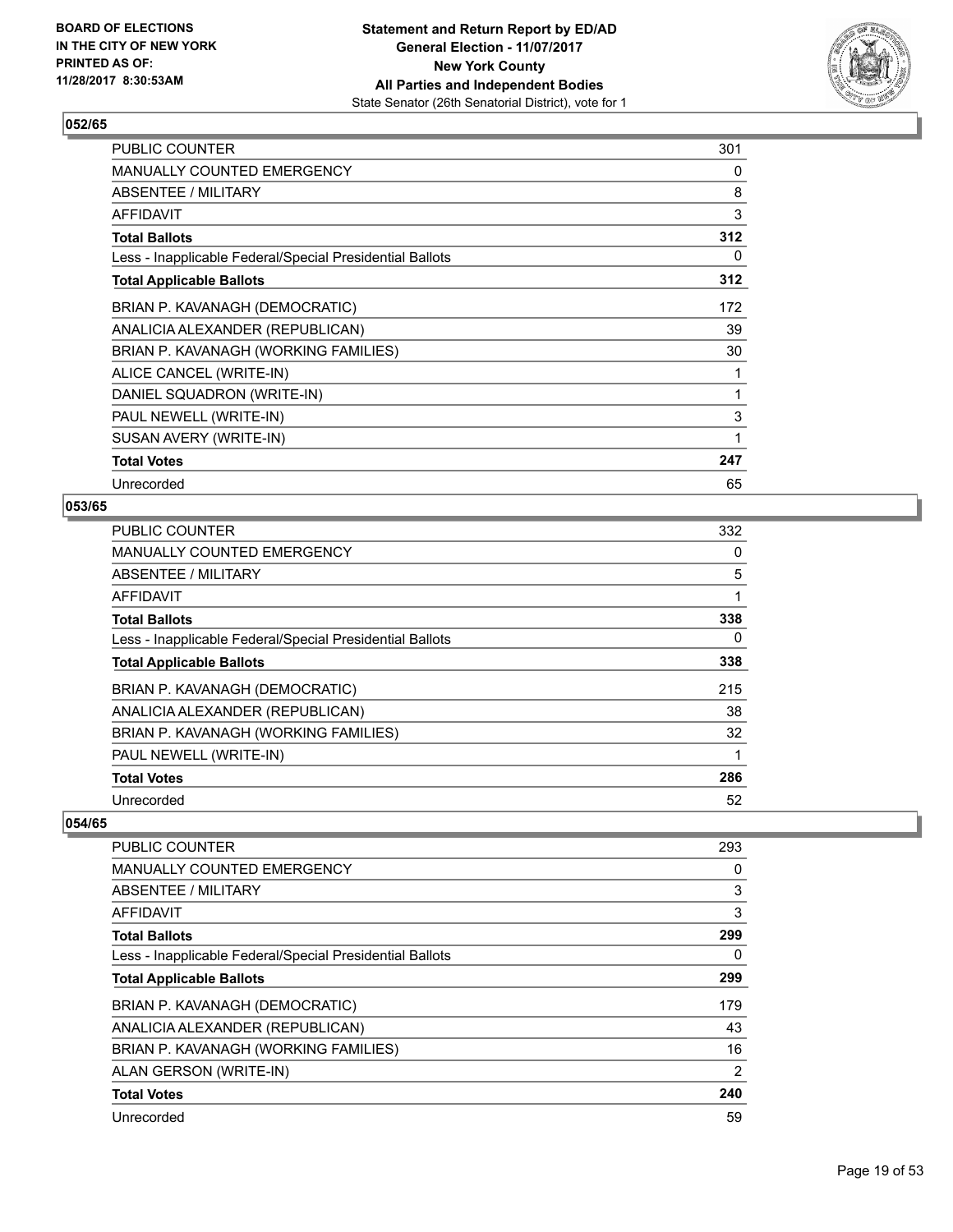### 052/65

| | |
|---|---|
| PUBLIC COUNTER | 301 |
| MANUALLY COUNTED EMERGENCY | 0 |
| ABSENTEE / MILITARY | 8 |
| AFFIDAVIT | 3 |
| **Total Ballots** | **312** |
| Less - Inapplicable Federal/Special Presidential Ballots | 0 |
| **Total Applicable Ballots** | **312** |
| BRIAN P. KAVANAGH (DEMOCRATIC) | 172 |
| ANALICIA ALEXANDER (REPUBLICAN) | 39 |
| BRIAN P. KAVANAGH (WORKING FAMILIES) | 30 |
| ALICE CANCEL (WRITE-IN) | 1 |
| DANIEL SQUADRON (WRITE-IN) | 1 |
| PAUL NEWELL (WRITE-IN) | 3 |
| SUSAN AVERY (WRITE-IN) | 1 |
| **Total Votes** | **247** |
| Unrecorded | 65 |

### 053/65

| | |
|---|---|
| PUBLIC COUNTER | 332 |
| MANUALLY COUNTED EMERGENCY | 0 |
| ABSENTEE / MILITARY | 5 |
| AFFIDAVIT | 1 |
| **Total Ballots** | **338** |
| Less - Inapplicable Federal/Special Presidential Ballots | 0 |
| **Total Applicable Ballots** | **338** |
| BRIAN P. KAVANAGH (DEMOCRATIC) | 215 |
| ANALICIA ALEXANDER (REPUBLICAN) | 38 |
| BRIAN P. KAVANAGH (WORKING FAMILIES) | 32 |
| PAUL NEWELL (WRITE-IN) | 1 |
| **Total Votes** | **286** |
| Unrecorded | 52 |

### 054/65

| | |
|---|---|
| PUBLIC COUNTER | 293 |
| MANUALLY COUNTED EMERGENCY | 0 |
| ABSENTEE / MILITARY | 3 |
| AFFIDAVIT | 3 |
| **Total Ballots** | **299** |
| Less - Inapplicable Federal/Special Presidential Ballots | 0 |
| **Total Applicable Ballots** | **299** |
| BRIAN P. KAVANAGH (DEMOCRATIC) | 179 |
| ANALICIA ALEXANDER (REPUBLICAN) | 43 |
| BRIAN P. KAVANAGH (WORKING FAMILIES) | 16 |
| ALAN GERSON (WRITE-IN) | 2 |
| **Total Votes** | **240** |
| Unrecorded | 59 |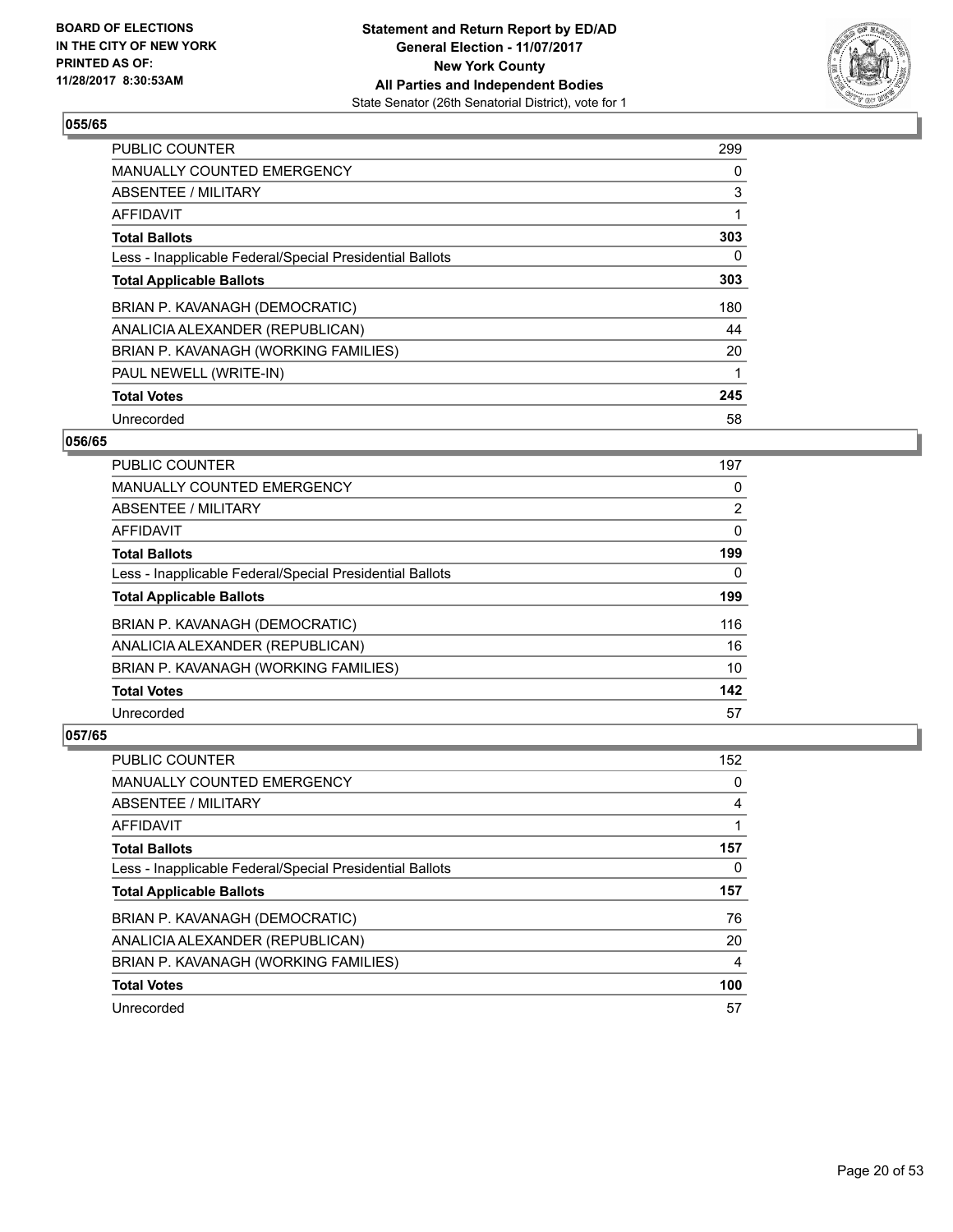**BOARD OF ELECTIONS IN THE CITY OF NEW YORK PRINTED AS OF: 11/28/2017 8:30:53AM**

**Statement and Return Report by ED/AD General Election - 11/07/2017 New York County All Parties and Independent Bodies**
State Senator (26th Senatorial District), vote for 1

### 055/65

| | |
|---|---|
| PUBLIC COUNTER | 299 |
| MANUALLY COUNTED EMERGENCY | 0 |
| ABSENTEE / MILITARY | 3 |
| AFFIDAVIT | 1 |
| **Total Ballots** | **303** |
| Less - Inapplicable Federal/Special Presidential Ballots | 0 |
| **Total Applicable Ballots** | **303** |
| BRIAN P. KAVANAGH (DEMOCRATIC) | 180 |
| ANALICIA ALEXANDER (REPUBLICAN) | 44 |
| BRIAN P. KAVANAGH (WORKING FAMILIES) | 20 |
| PAUL NEWELL (WRITE-IN) | 1 |
| **Total Votes** | **245** |
| Unrecorded | 58 |

### 056/65

| | |
|---|---|
| PUBLIC COUNTER | 197 |
| MANUALLY COUNTED EMERGENCY | 0 |
| ABSENTEE / MILITARY | 2 |
| AFFIDAVIT | 0 |
| **Total Ballots** | **199** |
| Less - Inapplicable Federal/Special Presidential Ballots | 0 |
| **Total Applicable Ballots** | **199** |
| BRIAN P. KAVANAGH (DEMOCRATIC) | 116 |
| ANALICIA ALEXANDER (REPUBLICAN) | 16 |
| BRIAN P. KAVANAGH (WORKING FAMILIES) | 10 |
| **Total Votes** | **142** |
| Unrecorded | 57 |

### 057/65

| | |
|---|---|
| PUBLIC COUNTER | 152 |
| MANUALLY COUNTED EMERGENCY | 0 |
| ABSENTEE / MILITARY | 4 |
| AFFIDAVIT | 1 |
| **Total Ballots** | **157** |
| Less - Inapplicable Federal/Special Presidential Ballots | 0 |
| **Total Applicable Ballots** | **157** |
| BRIAN P. KAVANAGH (DEMOCRATIC) | 76 |
| ANALICIA ALEXANDER (REPUBLICAN) | 20 |
| BRIAN P. KAVANAGH (WORKING FAMILIES) | 4 |
| **Total Votes** | **100** |
| Unrecorded | 57 |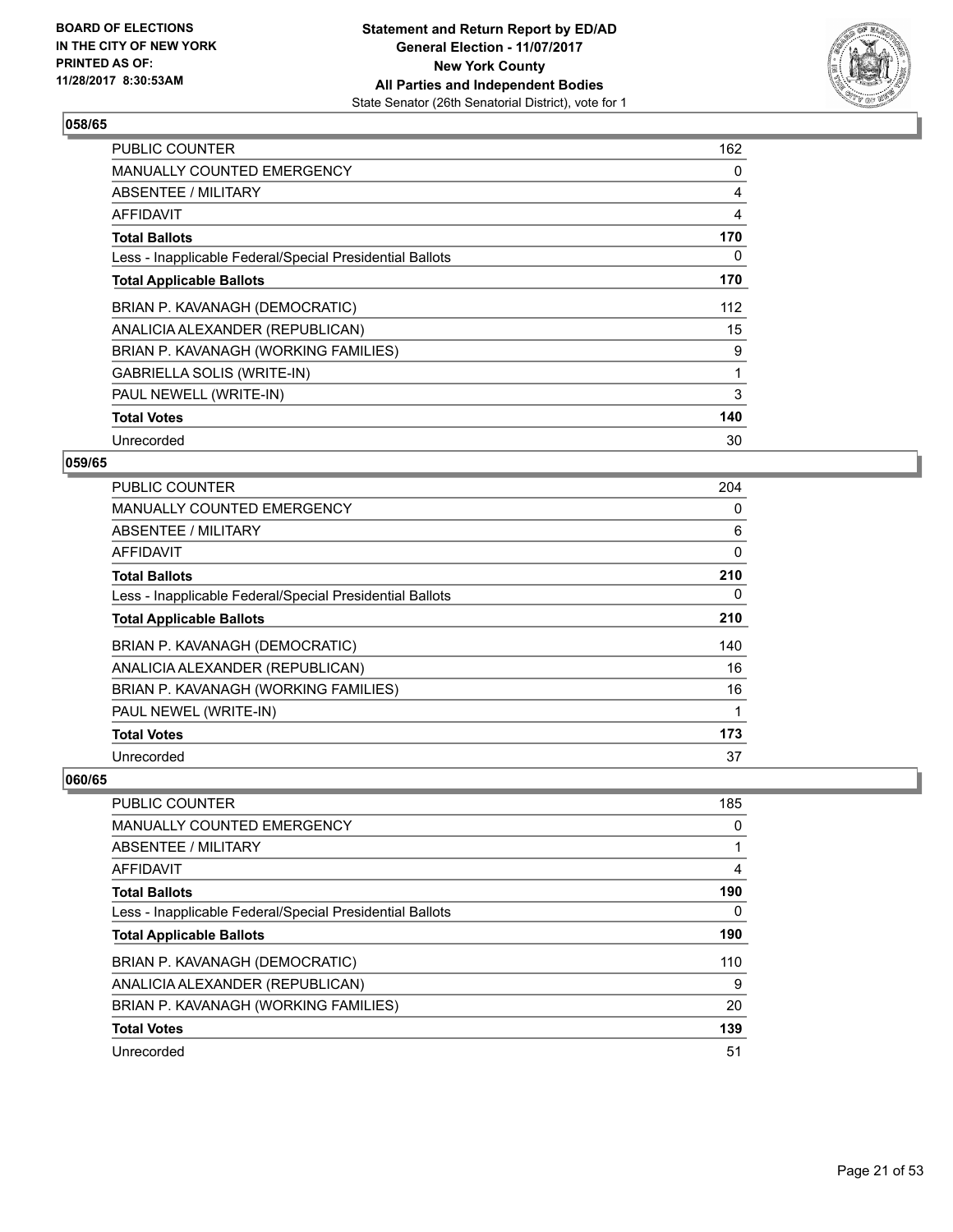**Statement and Return Report by ED/AD**
**General Election - 11/07/2017**
**New York County**
**All Parties and Independent Bodies**
State Senator (26th Senatorial District), vote for 1

BOARD OF ELECTIONS
IN THE CITY OF NEW YORK
PRINTED AS OF:
11/28/2017 8:30:53AM

## 058/65

| | |
|---|---|
| PUBLIC COUNTER | 162 |
| MANUALLY COUNTED EMERGENCY | 0 |
| ABSENTEE / MILITARY | 4 |
| AFFIDAVIT | 4 |
| **Total Ballots** | **170** |
| Less - Inapplicable Federal/Special Presidential Ballots | 0 |
| **Total Applicable Ballots** | **170** |
| BRIAN P. KAVANAGH (DEMOCRATIC) | 112 |
| ANALICIA ALEXANDER (REPUBLICAN) | 15 |
| BRIAN P. KAVANAGH (WORKING FAMILIES) | 9 |
| GABRIELLA SOLIS (WRITE-IN) | 1 |
| PAUL NEWELL (WRITE-IN) | 3 |
| **Total Votes** | **140** |
| Unrecorded | 30 |

## 059/65

| | |
|---|---|
| PUBLIC COUNTER | 204 |
| MANUALLY COUNTED EMERGENCY | 0 |
| ABSENTEE / MILITARY | 6 |
| AFFIDAVIT | 0 |
| **Total Ballots** | **210** |
| Less - Inapplicable Federal/Special Presidential Ballots | 0 |
| **Total Applicable Ballots** | **210** |
| BRIAN P. KAVANAGH (DEMOCRATIC) | 140 |
| ANALICIA ALEXANDER (REPUBLICAN) | 16 |
| BRIAN P. KAVANAGH (WORKING FAMILIES) | 16 |
| PAUL NEWEL (WRITE-IN) | 1 |
| **Total Votes** | **173** |
| Unrecorded | 37 |

## 060/65

| | |
|---|---|
| PUBLIC COUNTER | 185 |
| MANUALLY COUNTED EMERGENCY | 0 |
| ABSENTEE / MILITARY | 1 |
| AFFIDAVIT | 4 |
| **Total Ballots** | **190** |
| Less - Inapplicable Federal/Special Presidential Ballots | 0 |
| **Total Applicable Ballots** | **190** |
| BRIAN P. KAVANAGH (DEMOCRATIC) | 110 |
| ANALICIA ALEXANDER (REPUBLICAN) | 9 |
| BRIAN P. KAVANAGH (WORKING FAMILIES) | 20 |
| **Total Votes** | **139** |
| Unrecorded | 51 |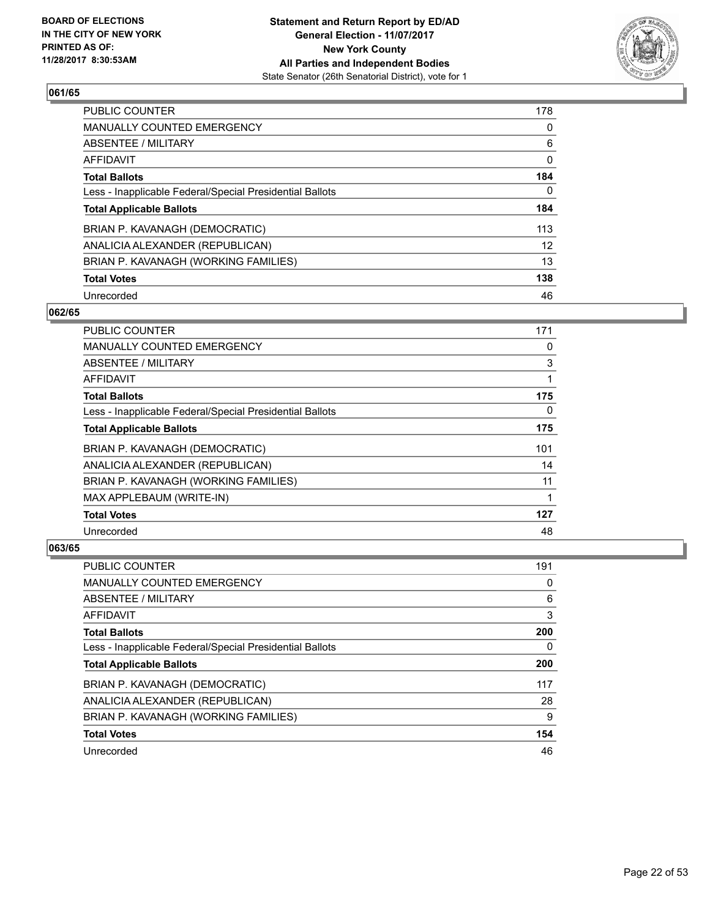**BOARD OF ELECTIONS IN THE CITY OF NEW YORK PRINTED AS OF: 11/28/2017 8:30:53AM**

**Statement and Return Report by ED/AD**
**General Election - 11/07/2017**
**New York County**
**All Parties and Independent Bodies**
State Senator (26th Senatorial District), vote for 1

### 061/65

| | |
|---|---|
| PUBLIC COUNTER | 178 |
| MANUALLY COUNTED EMERGENCY | 0 |
| ABSENTEE / MILITARY | 6 |
| AFFIDAVIT | 0 |
| **Total Ballots** | **184** |
| Less - Inapplicable Federal/Special Presidential Ballots | 0 |
| **Total Applicable Ballots** | **184** |
| BRIAN P. KAVANAGH (DEMOCRATIC) | 113 |
| ANALICIA ALEXANDER (REPUBLICAN) | 12 |
| BRIAN P. KAVANAGH (WORKING FAMILIES) | 13 |
| **Total Votes** | **138** |
| Unrecorded | 46 |

### 062/65

| | |
|---|---|
| PUBLIC COUNTER | 171 |
| MANUALLY COUNTED EMERGENCY | 0 |
| ABSENTEE / MILITARY | 3 |
| AFFIDAVIT | 1 |
| **Total Ballots** | **175** |
| Less - Inapplicable Federal/Special Presidential Ballots | 0 |
| **Total Applicable Ballots** | **175** |
| BRIAN P. KAVANAGH (DEMOCRATIC) | 101 |
| ANALICIA ALEXANDER (REPUBLICAN) | 14 |
| BRIAN P. KAVANAGH (WORKING FAMILIES) | 11 |
| MAX APPLEBAUM (WRITE-IN) | 1 |
| **Total Votes** | **127** |
| Unrecorded | 48 |

### 063/65

| | |
|---|---|
| PUBLIC COUNTER | 191 |
| MANUALLY COUNTED EMERGENCY | 0 |
| ABSENTEE / MILITARY | 6 |
| AFFIDAVIT | 3 |
| **Total Ballots** | **200** |
| Less - Inapplicable Federal/Special Presidential Ballots | 0 |
| **Total Applicable Ballots** | **200** |
| BRIAN P. KAVANAGH (DEMOCRATIC) | 117 |
| ANALICIA ALEXANDER (REPUBLICAN) | 28 |
| BRIAN P. KAVANAGH (WORKING FAMILIES) | 9 |
| **Total Votes** | **154** |
| Unrecorded | 46 |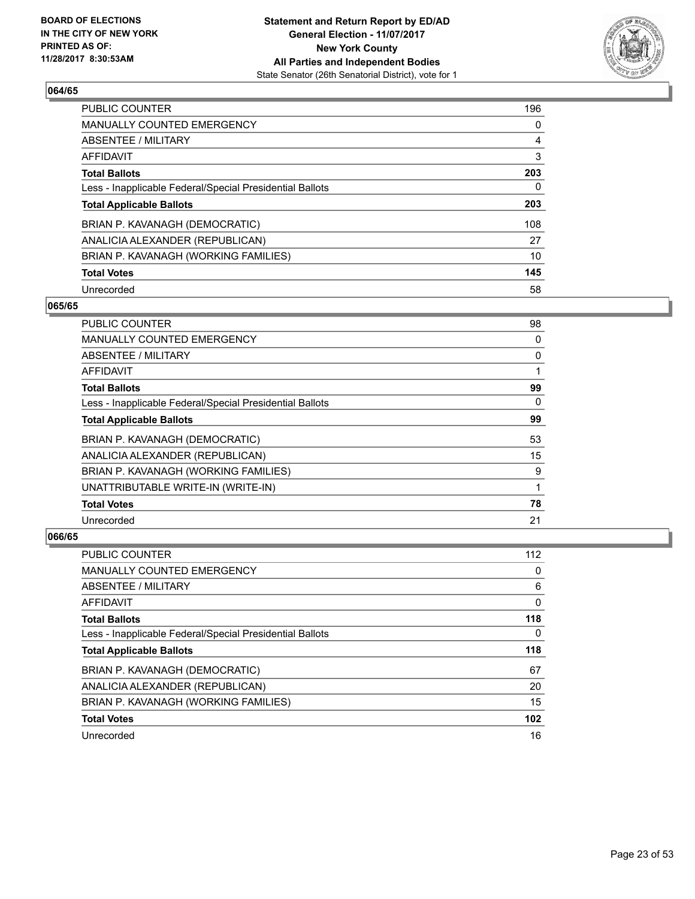BOARD OF ELECTIONS
IN THE CITY OF NEW YORK
PRINTED AS OF:
11/28/2017 8:30:53AM

**Statement and Return Report by ED/AD**
**General Election - 11/07/2017**
**New York County**
**All Parties and Independent Bodies**
State Senator (26th Senatorial District), vote for 1

### 064/65

| | |
|---|---|
| PUBLIC COUNTER | 196 |
| MANUALLY COUNTED EMERGENCY | 0 |
| ABSENTEE / MILITARY | 4 |
| AFFIDAVIT | 3 |
| **Total Ballots** | **203** |
| Less - Inapplicable Federal/Special Presidential Ballots | 0 |
| **Total Applicable Ballots** | **203** |
| BRIAN P. KAVANAGH (DEMOCRATIC) | 108 |
| ANALICIA ALEXANDER (REPUBLICAN) | 27 |
| BRIAN P. KAVANAGH (WORKING FAMILIES) | 10 |
| **Total Votes** | **145** |
| Unrecorded | 58 |

### 065/65

| | |
|---|---|
| PUBLIC COUNTER | 98 |
| MANUALLY COUNTED EMERGENCY | 0 |
| ABSENTEE / MILITARY | 0 |
| AFFIDAVIT | 1 |
| **Total Ballots** | **99** |
| Less - Inapplicable Federal/Special Presidential Ballots | 0 |
| **Total Applicable Ballots** | **99** |
| BRIAN P. KAVANAGH (DEMOCRATIC) | 53 |
| ANALICIA ALEXANDER (REPUBLICAN) | 15 |
| BRIAN P. KAVANAGH (WORKING FAMILIES) | 9 |
| UNATTRIBUTABLE WRITE-IN (WRITE-IN) | 1 |
| **Total Votes** | **78** |
| Unrecorded | 21 |

### 066/65

| | |
|---|---|
| PUBLIC COUNTER | 112 |
| MANUALLY COUNTED EMERGENCY | 0 |
| ABSENTEE / MILITARY | 6 |
| AFFIDAVIT | 0 |
| **Total Ballots** | **118** |
| Less - Inapplicable Federal/Special Presidential Ballots | 0 |
| **Total Applicable Ballots** | **118** |
| BRIAN P. KAVANAGH (DEMOCRATIC) | 67 |
| ANALICIA ALEXANDER (REPUBLICAN) | 20 |
| BRIAN P. KAVANAGH (WORKING FAMILIES) | 15 |
| **Total Votes** | **102** |
| Unrecorded | 16 |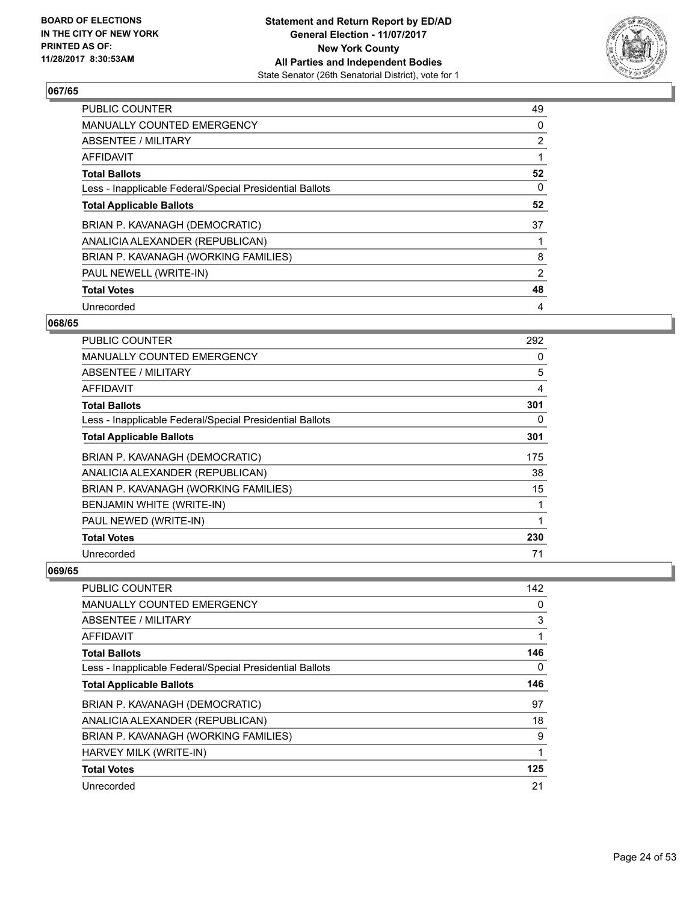**BOARD OF ELECTIONS IN THE CITY OF NEW YORK PRINTED AS OF: 11/28/2017 8:30:53AM**

**Statement and Return Report by ED/AD General Election - 11/07/2017 New York County All Parties and Independent Bodies**
State Senator (26th Senatorial District), vote for 1

## 067/65

| | |
|---|---|
| PUBLIC COUNTER | 49 |
| MANUALLY COUNTED EMERGENCY | 0 |
| ABSENTEE / MILITARY | 2 |
| AFFIDAVIT | 1 |
| **Total Ballots** | **52** |
| Less - Inapplicable Federal/Special Presidential Ballots | 0 |
| **Total Applicable Ballots** | **52** |
| BRIAN P. KAVANAGH (DEMOCRATIC) | 37 |
| ANALICIA ALEXANDER (REPUBLICAN) | 1 |
| BRIAN P. KAVANAGH (WORKING FAMILIES) | 8 |
| PAUL NEWELL (WRITE-IN) | 2 |
| **Total Votes** | **48** |
| Unrecorded | 4 |

## 068/65

| | |
|---|---|
| PUBLIC COUNTER | 292 |
| MANUALLY COUNTED EMERGENCY | 0 |
| ABSENTEE / MILITARY | 5 |
| AFFIDAVIT | 4 |
| **Total Ballots** | **301** |
| Less - Inapplicable Federal/Special Presidential Ballots | 0 |
| **Total Applicable Ballots** | **301** |
| BRIAN P. KAVANAGH (DEMOCRATIC) | 175 |
| ANALICIA ALEXANDER (REPUBLICAN) | 38 |
| BRIAN P. KAVANAGH (WORKING FAMILIES) | 15 |
| BENJAMIN WHITE (WRITE-IN) | 1 |
| PAUL NEWED (WRITE-IN) | 1 |
| **Total Votes** | **230** |
| Unrecorded | 71 |

## 069/65

| | |
|---|---|
| PUBLIC COUNTER | 142 |
| MANUALLY COUNTED EMERGENCY | 0 |
| ABSENTEE / MILITARY | 3 |
| AFFIDAVIT | 1 |
| **Total Ballots** | **146** |
| Less - Inapplicable Federal/Special Presidential Ballots | 0 |
| **Total Applicable Ballots** | **146** |
| BRIAN P. KAVANAGH (DEMOCRATIC) | 97 |
| ANALICIA ALEXANDER (REPUBLICAN) | 18 |
| BRIAN P. KAVANAGH (WORKING FAMILIES) | 9 |
| HARVEY MILK (WRITE-IN) | 1 |
| **Total Votes** | **125** |
| Unrecorded | 21 |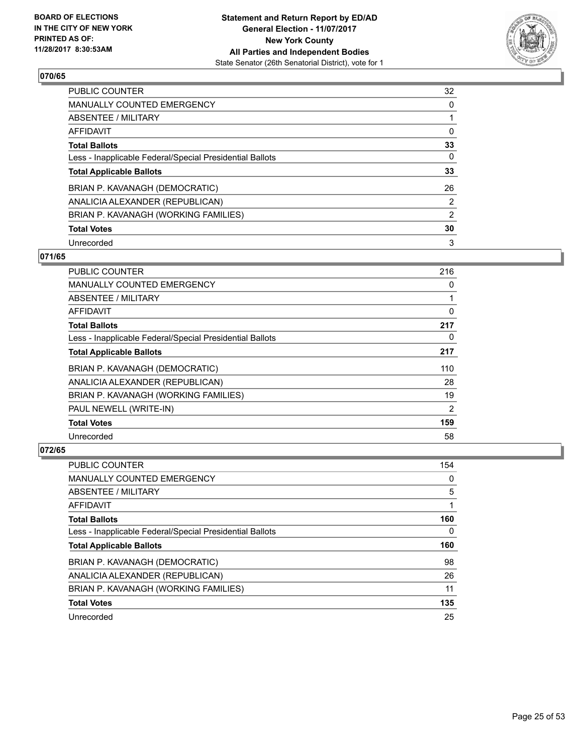**BOARD OF ELECTIONS IN THE CITY OF NEW YORK PRINTED AS OF: 11/28/2017 8:30:53AM**

**Statement and Return Report by ED/AD**
**General Election - 11/07/2017**
**New York County**
**All Parties and Independent Bodies**
State Senator (26th Senatorial District), vote for 1

## 070/65

| | |
|---|---|
| PUBLIC COUNTER | 32 |
| MANUALLY COUNTED EMERGENCY | 0 |
| ABSENTEE / MILITARY | 1 |
| AFFIDAVIT | 0 |
| **Total Ballots** | **33** |
| Less - Inapplicable Federal/Special Presidential Ballots | 0 |
| **Total Applicable Ballots** | **33** |
| BRIAN P. KAVANAGH (DEMOCRATIC) | 26 |
| ANALICIA ALEXANDER (REPUBLICAN) | 2 |
| BRIAN P. KAVANAGH (WORKING FAMILIES) | 2 |
| **Total Votes** | **30** |
| Unrecorded | 3 |

## 071/65

| | |
|---|---|
| PUBLIC COUNTER | 216 |
| MANUALLY COUNTED EMERGENCY | 0 |
| ABSENTEE / MILITARY | 1 |
| AFFIDAVIT | 0 |
| **Total Ballots** | **217** |
| Less - Inapplicable Federal/Special Presidential Ballots | 0 |
| **Total Applicable Ballots** | **217** |
| BRIAN P. KAVANAGH (DEMOCRATIC) | 110 |
| ANALICIA ALEXANDER (REPUBLICAN) | 28 |
| BRIAN P. KAVANAGH (WORKING FAMILIES) | 19 |
| PAUL NEWELL (WRITE-IN) | 2 |
| **Total Votes** | **159** |
| Unrecorded | 58 |

## 072/65

| | |
|---|---|
| PUBLIC COUNTER | 154 |
| MANUALLY COUNTED EMERGENCY | 0 |
| ABSENTEE / MILITARY | 5 |
| AFFIDAVIT | 1 |
| **Total Ballots** | **160** |
| Less - Inapplicable Federal/Special Presidential Ballots | 0 |
| **Total Applicable Ballots** | **160** |
| BRIAN P. KAVANAGH (DEMOCRATIC) | 98 |
| ANALICIA ALEXANDER (REPUBLICAN) | 26 |
| BRIAN P. KAVANAGH (WORKING FAMILIES) | 11 |
| **Total Votes** | **135** |
| Unrecorded | 25 |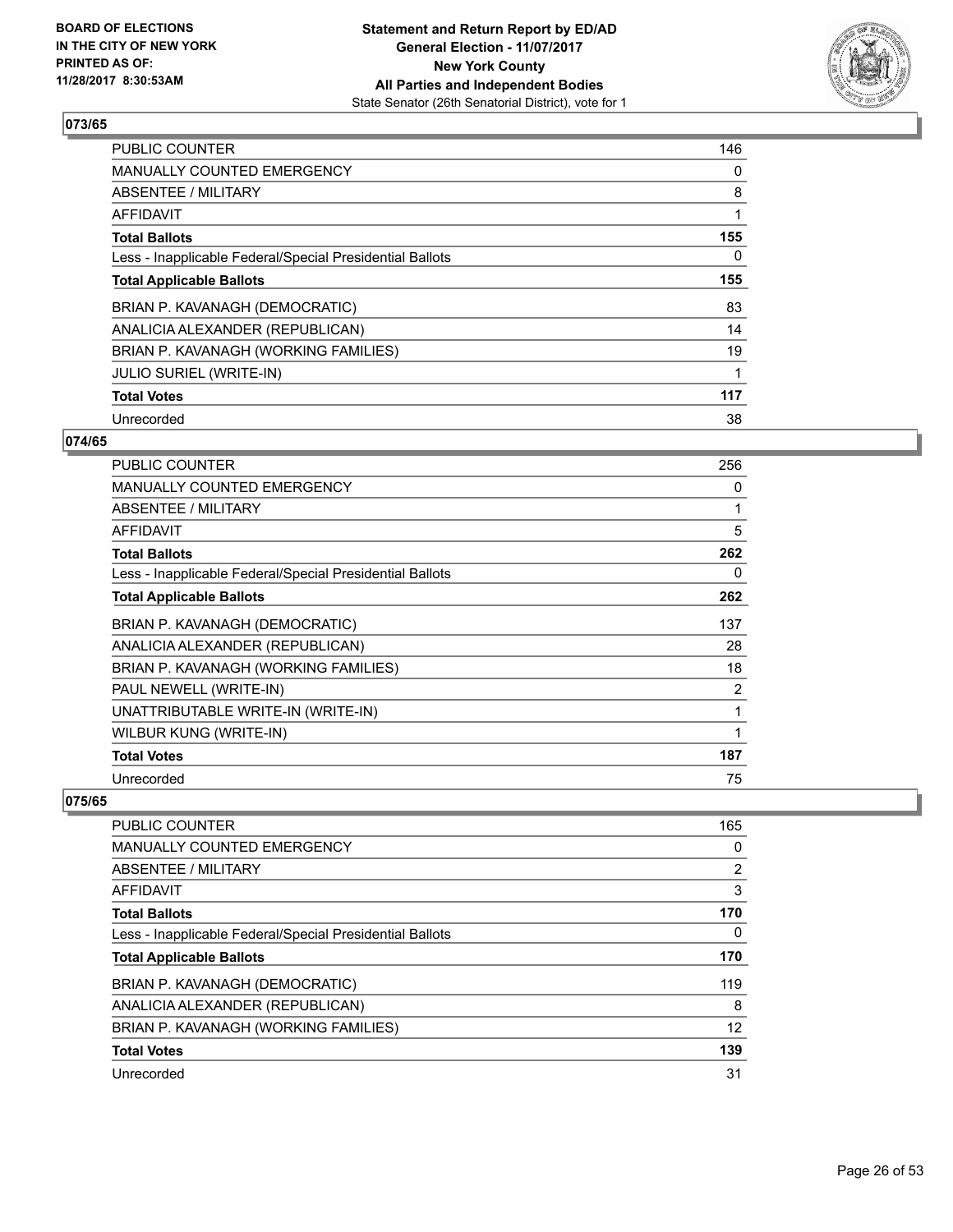**BOARD OF ELECTIONS IN THE CITY OF NEW YORK PRINTED AS OF: 11/28/2017 8:30:53AM**

**Statement and Return Report by ED/AD General Election - 11/07/2017 New York County All Parties and Independent Bodies**
State Senator (26th Senatorial District), vote for 1

## 073/65

| | |
|---|---|
| PUBLIC COUNTER | 146 |
| MANUALLY COUNTED EMERGENCY | 0 |
| ABSENTEE / MILITARY | 8 |
| AFFIDAVIT | 1 |
| **Total Ballots** | **155** |
| Less - Inapplicable Federal/Special Presidential Ballots | 0 |
| **Total Applicable Ballots** | **155** |
| BRIAN P. KAVANAGH (DEMOCRATIC) | 83 |
| ANALICIA ALEXANDER (REPUBLICAN) | 14 |
| BRIAN P. KAVANAGH (WORKING FAMILIES) | 19 |
| JULIO SURIEL (WRITE-IN) | 1 |
| **Total Votes** | **117** |
| Unrecorded | 38 |

## 074/65

| | |
|---|---|
| PUBLIC COUNTER | 256 |
| MANUALLY COUNTED EMERGENCY | 0 |
| ABSENTEE / MILITARY | 1 |
| AFFIDAVIT | 5 |
| **Total Ballots** | **262** |
| Less - Inapplicable Federal/Special Presidential Ballots | 0 |
| **Total Applicable Ballots** | **262** |
| BRIAN P. KAVANAGH (DEMOCRATIC) | 137 |
| ANALICIA ALEXANDER (REPUBLICAN) | 28 |
| BRIAN P. KAVANAGH (WORKING FAMILIES) | 18 |
| PAUL NEWELL (WRITE-IN) | 2 |
| UNATTRIBUTABLE WRITE-IN (WRITE-IN) | 1 |
| WILBUR KUNG (WRITE-IN) | 1 |
| **Total Votes** | **187** |
| Unrecorded | 75 |

## 075/65

| | |
|---|---|
| PUBLIC COUNTER | 165 |
| MANUALLY COUNTED EMERGENCY | 0 |
| ABSENTEE / MILITARY | 2 |
| AFFIDAVIT | 3 |
| **Total Ballots** | **170** |
| Less - Inapplicable Federal/Special Presidential Ballots | 0 |
| **Total Applicable Ballots** | **170** |
| BRIAN P. KAVANAGH (DEMOCRATIC) | 119 |
| ANALICIA ALEXANDER (REPUBLICAN) | 8 |
| BRIAN P. KAVANAGH (WORKING FAMILIES) | 12 |
| **Total Votes** | **139** |
| Unrecorded | 31 |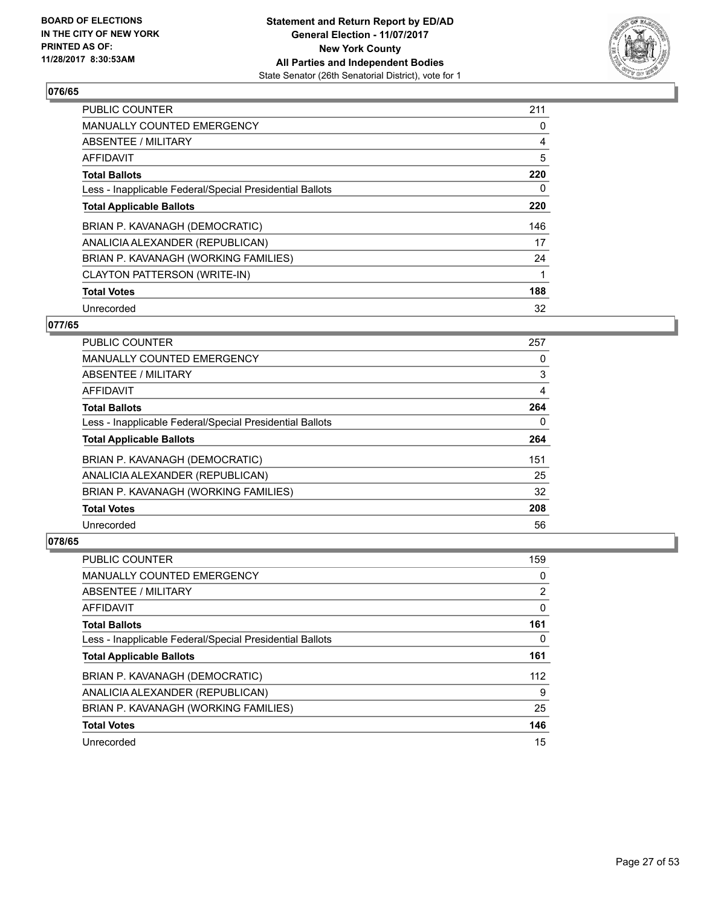**Statement and Return Report by ED/AD**
**General Election - 11/07/2017**
**New York County**
**All Parties and Independent Bodies**
State Senator (26th Senatorial District), vote for 1

BOARD OF ELECTIONS
IN THE CITY OF NEW YORK
PRINTED AS OF:
11/28/2017 8:30:53AM

## 076/65

| | |
|---|---|
| PUBLIC COUNTER | 211 |
| MANUALLY COUNTED EMERGENCY | 0 |
| ABSENTEE / MILITARY | 4 |
| AFFIDAVIT | 5 |
| **Total Ballots** | **220** |
| Less - Inapplicable Federal/Special Presidential Ballots | 0 |
| **Total Applicable Ballots** | **220** |
| BRIAN P. KAVANAGH (DEMOCRATIC) | 146 |
| ANALICIA ALEXANDER (REPUBLICAN) | 17 |
| BRIAN P. KAVANAGH (WORKING FAMILIES) | 24 |
| CLAYTON PATTERSON (WRITE-IN) | 1 |
| **Total Votes** | **188** |
| Unrecorded | 32 |

## 077/65

| | |
|---|---|
| PUBLIC COUNTER | 257 |
| MANUALLY COUNTED EMERGENCY | 0 |
| ABSENTEE / MILITARY | 3 |
| AFFIDAVIT | 4 |
| **Total Ballots** | **264** |
| Less - Inapplicable Federal/Special Presidential Ballots | 0 |
| **Total Applicable Ballots** | **264** |
| BRIAN P. KAVANAGH (DEMOCRATIC) | 151 |
| ANALICIA ALEXANDER (REPUBLICAN) | 25 |
| BRIAN P. KAVANAGH (WORKING FAMILIES) | 32 |
| **Total Votes** | **208** |
| Unrecorded | 56 |

## 078/65

| | |
|---|---|
| PUBLIC COUNTER | 159 |
| MANUALLY COUNTED EMERGENCY | 0 |
| ABSENTEE / MILITARY | 2 |
| AFFIDAVIT | 0 |
| **Total Ballots** | **161** |
| Less - Inapplicable Federal/Special Presidential Ballots | 0 |
| **Total Applicable Ballots** | **161** |
| BRIAN P. KAVANAGH (DEMOCRATIC) | 112 |
| ANALICIA ALEXANDER (REPUBLICAN) | 9 |
| BRIAN P. KAVANAGH (WORKING FAMILIES) | 25 |
| **Total Votes** | **146** |
| Unrecorded | 15 |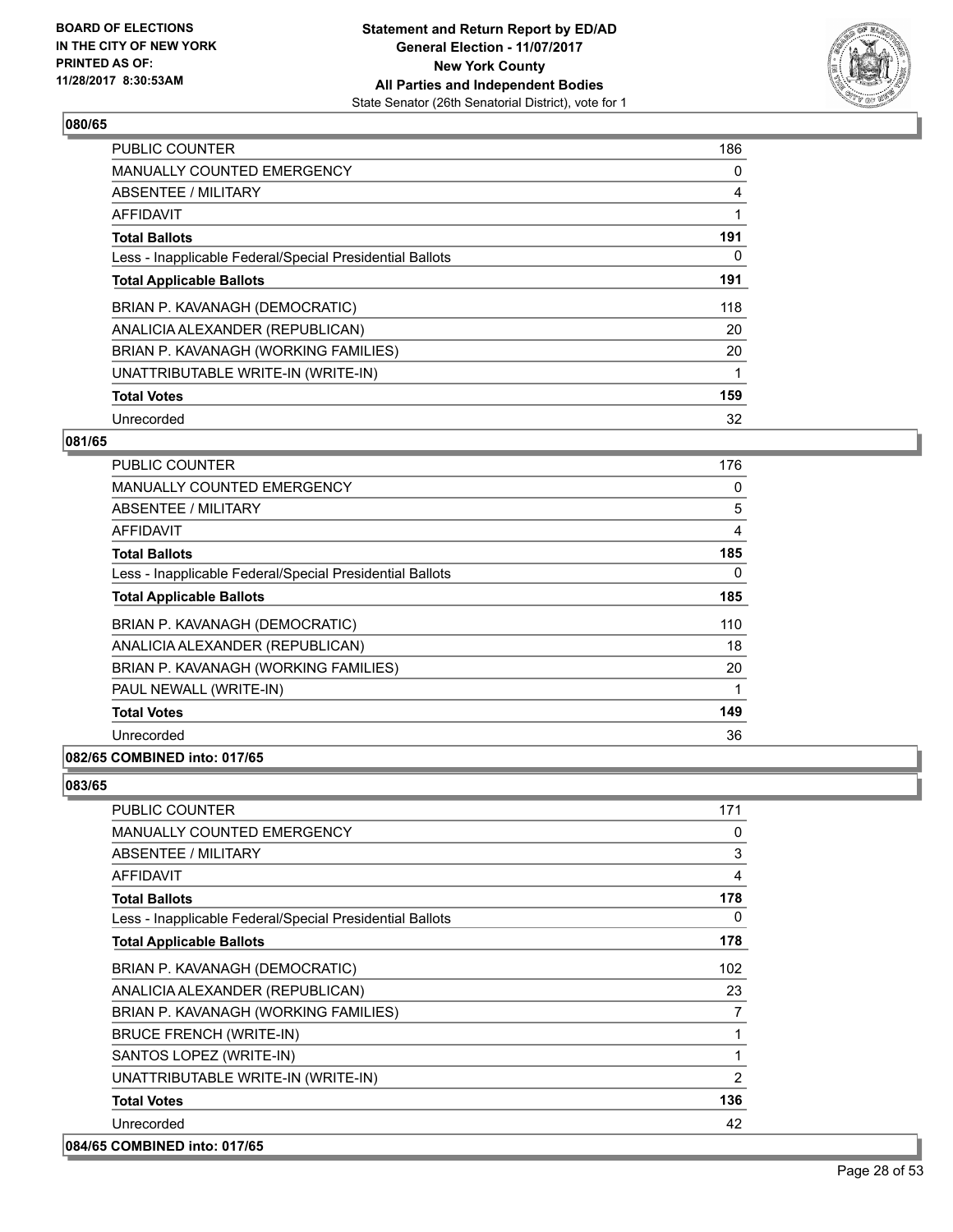**080/65**

| | |
|---|---|
| PUBLIC COUNTER | 186 |
| MANUALLY COUNTED EMERGENCY | 0 |
| ABSENTEE / MILITARY | 4 |
| AFFIDAVIT | 1 |
| **Total Ballots** | **191** |
| Less - Inapplicable Federal/Special Presidential Ballots | 0 |
| **Total Applicable Ballots** | **191** |
| BRIAN P. KAVANAGH (DEMOCRATIC) | 118 |
| ANALICIA ALEXANDER (REPUBLICAN) | 20 |
| BRIAN P. KAVANAGH (WORKING FAMILIES) | 20 |
| UNATTRIBUTABLE WRITE-IN (WRITE-IN) | 1 |
| **Total Votes** | **159** |
| Unrecorded | 32 |

**081/65**

| | |
|---|---|
| PUBLIC COUNTER | 176 |
| MANUALLY COUNTED EMERGENCY | 0 |
| ABSENTEE / MILITARY | 5 |
| AFFIDAVIT | 4 |
| **Total Ballots** | **185** |
| Less - Inapplicable Federal/Special Presidential Ballots | 0 |
| **Total Applicable Ballots** | **185** |
| BRIAN P. KAVANAGH (DEMOCRATIC) | 110 |
| ANALICIA ALEXANDER (REPUBLICAN) | 18 |
| BRIAN P. KAVANAGH (WORKING FAMILIES) | 20 |
| PAUL NEWALL (WRITE-IN) | 1 |
| **Total Votes** | **149** |
| Unrecorded | 36 |

**082/65 COMBINED into: 017/65**

**083/65**

| | |
|---|---|
| PUBLIC COUNTER | 171 |
| MANUALLY COUNTED EMERGENCY | 0 |
| ABSENTEE / MILITARY | 3 |
| AFFIDAVIT | 4 |
| **Total Ballots** | **178** |
| Less - Inapplicable Federal/Special Presidential Ballots | 0 |
| **Total Applicable Ballots** | **178** |
| BRIAN P. KAVANAGH (DEMOCRATIC) | 102 |
| ANALICIA ALEXANDER (REPUBLICAN) | 23 |
| BRIAN P. KAVANAGH (WORKING FAMILIES) | 7 |
| BRUCE FRENCH (WRITE-IN) | 1 |
| SANTOS LOPEZ (WRITE-IN) | 1 |
| UNATTRIBUTABLE WRITE-IN (WRITE-IN) | 2 |
| **Total Votes** | **136** |
| Unrecorded | 42 |

**084/65 COMBINED into: 017/65**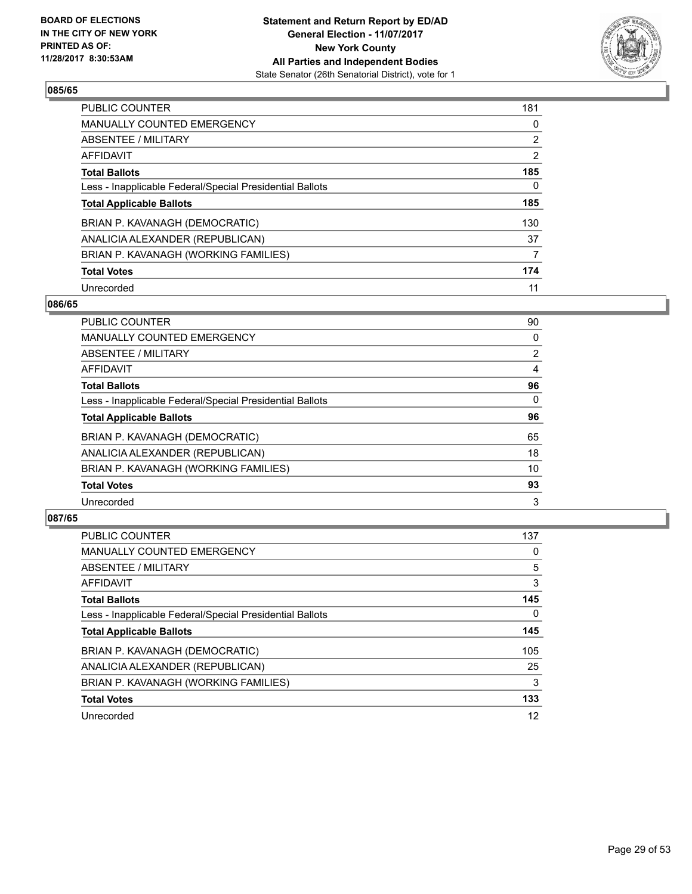BOARD OF ELECTIONS
IN THE CITY OF NEW YORK
PRINTED AS OF:
11/28/2017 8:30:53AM

**Statement and Return Report by ED/AD**
**General Election - 11/07/2017**
**New York County**
**All Parties and Independent Bodies**
State Senator (26th Senatorial District), vote for 1

### 085/65

| | |
|---|---|
| PUBLIC COUNTER | 181 |
| MANUALLY COUNTED EMERGENCY | 0 |
| ABSENTEE / MILITARY | 2 |
| AFFIDAVIT | 2 |
| **Total Ballots** | **185** |
| Less - Inapplicable Federal/Special Presidential Ballots | 0 |
| **Total Applicable Ballots** | **185** |
| BRIAN P. KAVANAGH (DEMOCRATIC) | 130 |
| ANALICIA ALEXANDER (REPUBLICAN) | 37 |
| BRIAN P. KAVANAGH (WORKING FAMILIES) | 7 |
| **Total Votes** | **174** |
| Unrecorded | 11 |

### 086/65

| | |
|---|---|
| PUBLIC COUNTER | 90 |
| MANUALLY COUNTED EMERGENCY | 0 |
| ABSENTEE / MILITARY | 2 |
| AFFIDAVIT | 4 |
| **Total Ballots** | **96** |
| Less - Inapplicable Federal/Special Presidential Ballots | 0 |
| **Total Applicable Ballots** | **96** |
| BRIAN P. KAVANAGH (DEMOCRATIC) | 65 |
| ANALICIA ALEXANDER (REPUBLICAN) | 18 |
| BRIAN P. KAVANAGH (WORKING FAMILIES) | 10 |
| **Total Votes** | **93** |
| Unrecorded | 3 |

### 087/65

| | |
|---|---|
| PUBLIC COUNTER | 137 |
| MANUALLY COUNTED EMERGENCY | 0 |
| ABSENTEE / MILITARY | 5 |
| AFFIDAVIT | 3 |
| **Total Ballots** | **145** |
| Less - Inapplicable Federal/Special Presidential Ballots | 0 |
| **Total Applicable Ballots** | **145** |
| BRIAN P. KAVANAGH (DEMOCRATIC) | 105 |
| ANALICIA ALEXANDER (REPUBLICAN) | 25 |
| BRIAN P. KAVANAGH (WORKING FAMILIES) | 3 |
| **Total Votes** | **133** |
| Unrecorded | 12 |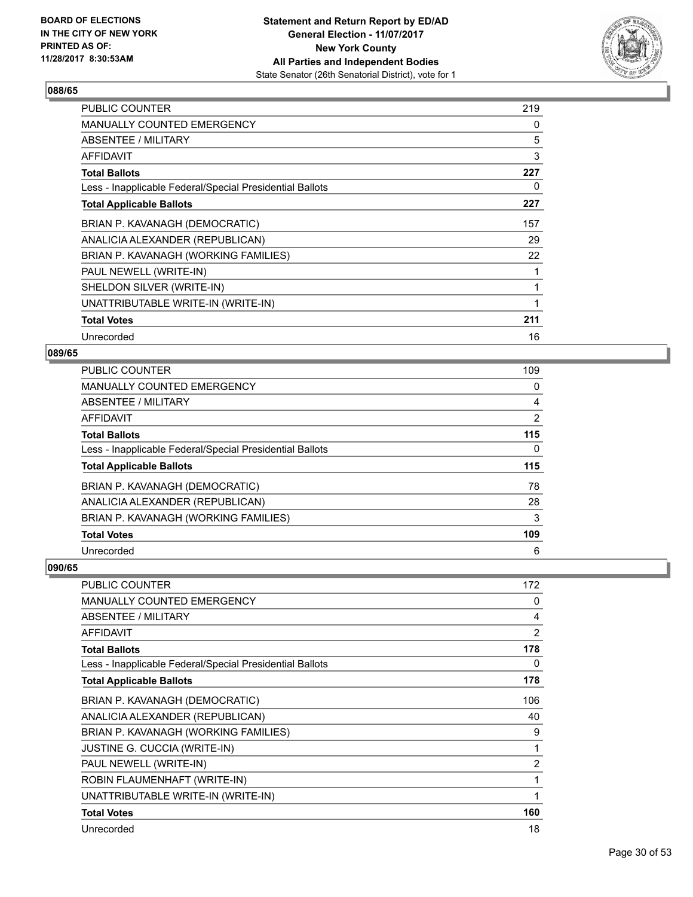### 088/65

| | |
|---|---|
| PUBLIC COUNTER | 219 |
| MANUALLY COUNTED EMERGENCY | 0 |
| ABSENTEE / MILITARY | 5 |
| AFFIDAVIT | 3 |
| **Total Ballots** | **227** |
| Less - Inapplicable Federal/Special Presidential Ballots | 0 |
| **Total Applicable Ballots** | **227** |
| BRIAN P. KAVANAGH (DEMOCRATIC) | 157 |
| ANALICIA ALEXANDER (REPUBLICAN) | 29 |
| BRIAN P. KAVANAGH (WORKING FAMILIES) | 22 |
| PAUL NEWELL (WRITE-IN) | 1 |
| SHELDON SILVER (WRITE-IN) | 1 |
| UNATTRIBUTABLE WRITE-IN (WRITE-IN) | 1 |
| **Total Votes** | **211** |
| Unrecorded | 16 |

### 089/65

| | |
|---|---|
| PUBLIC COUNTER | 109 |
| MANUALLY COUNTED EMERGENCY | 0 |
| ABSENTEE / MILITARY | 4 |
| AFFIDAVIT | 2 |
| **Total Ballots** | **115** |
| Less - Inapplicable Federal/Special Presidential Ballots | 0 |
| **Total Applicable Ballots** | **115** |
| BRIAN P. KAVANAGH (DEMOCRATIC) | 78 |
| ANALICIA ALEXANDER (REPUBLICAN) | 28 |
| BRIAN P. KAVANAGH (WORKING FAMILIES) | 3 |
| **Total Votes** | **109** |
| Unrecorded | 6 |

### 090/65

| | |
|---|---|
| PUBLIC COUNTER | 172 |
| MANUALLY COUNTED EMERGENCY | 0 |
| ABSENTEE / MILITARY | 4 |
| AFFIDAVIT | 2 |
| **Total Ballots** | **178** |
| Less - Inapplicable Federal/Special Presidential Ballots | 0 |
| **Total Applicable Ballots** | **178** |
| BRIAN P. KAVANAGH (DEMOCRATIC) | 106 |
| ANALICIA ALEXANDER (REPUBLICAN) | 40 |
| BRIAN P. KAVANAGH (WORKING FAMILIES) | 9 |
| JUSTINE G. CUCCIA (WRITE-IN) | 1 |
| PAUL NEWELL (WRITE-IN) | 2 |
| ROBIN FLAUMENHAFT (WRITE-IN) | 1 |
| UNATTRIBUTABLE WRITE-IN (WRITE-IN) | 1 |
| **Total Votes** | **160** |
| Unrecorded | 18 |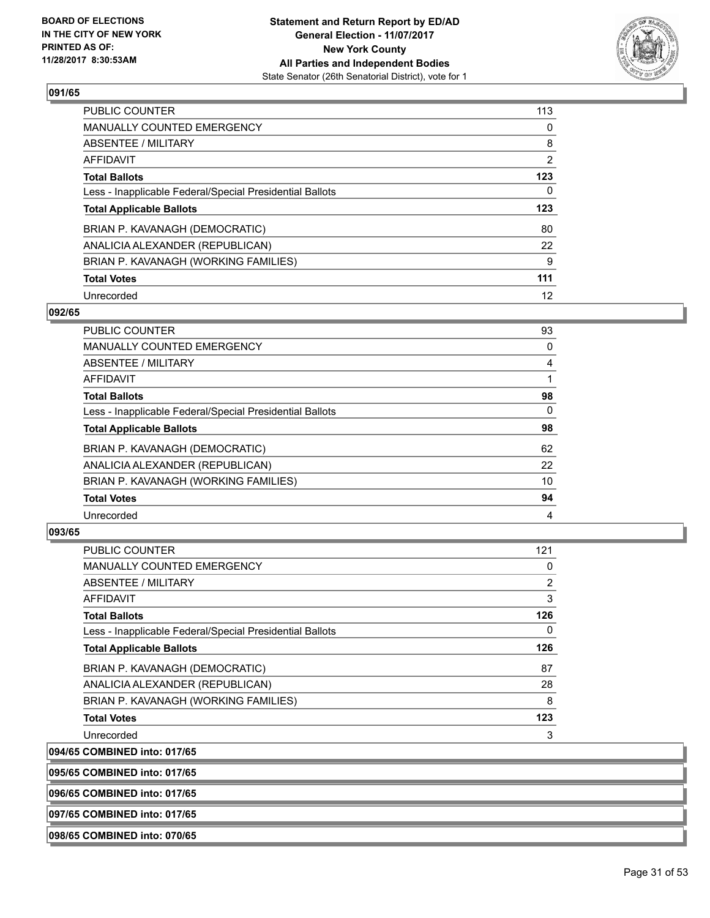## 091/65

| | |
|---|---|
| PUBLIC COUNTER | 113 |
| MANUALLY COUNTED EMERGENCY | 0 |
| ABSENTEE / MILITARY | 8 |
| AFFIDAVIT | 2 |
| **Total Ballots** | **123** |
| Less - Inapplicable Federal/Special Presidential Ballots | 0 |
| **Total Applicable Ballots** | **123** |
| BRIAN P. KAVANAGH (DEMOCRATIC) | 80 |
| ANALICIA ALEXANDER (REPUBLICAN) | 22 |
| BRIAN P. KAVANAGH (WORKING FAMILIES) | 9 |
| **Total Votes** | **111** |
| Unrecorded | 12 |

## 092/65

| | |
|---|---|
| PUBLIC COUNTER | 93 |
| MANUALLY COUNTED EMERGENCY | 0 |
| ABSENTEE / MILITARY | 4 |
| AFFIDAVIT | 1 |
| **Total Ballots** | **98** |
| Less - Inapplicable Federal/Special Presidential Ballots | 0 |
| **Total Applicable Ballots** | **98** |
| BRIAN P. KAVANAGH (DEMOCRATIC) | 62 |
| ANALICIA ALEXANDER (REPUBLICAN) | 22 |
| BRIAN P. KAVANAGH (WORKING FAMILIES) | 10 |
| **Total Votes** | **94** |
| Unrecorded | 4 |

## 093/65

| | |
|---|---|
| PUBLIC COUNTER | 121 |
| MANUALLY COUNTED EMERGENCY | 0 |
| ABSENTEE / MILITARY | 2 |
| AFFIDAVIT | 3 |
| **Total Ballots** | **126** |
| Less - Inapplicable Federal/Special Presidential Ballots | 0 |
| **Total Applicable Ballots** | **126** |
| BRIAN P. KAVANAGH (DEMOCRATIC) | 87 |
| ANALICIA ALEXANDER (REPUBLICAN) | 28 |
| BRIAN P. KAVANAGH (WORKING FAMILIES) | 8 |
| **Total Votes** | **123** |
| Unrecorded | 3 |

## 094/65 COMBINED into: 017/65

## 095/65 COMBINED into: 017/65

## 096/65 COMBINED into: 017/65

## 097/65 COMBINED into: 017/65

## 098/65 COMBINED into: 070/65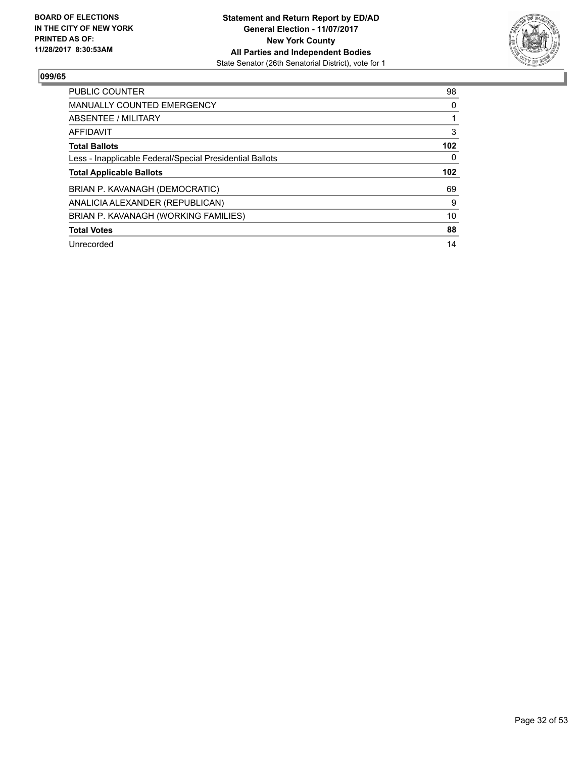**BOARD OF ELECTIONS IN THE CITY OF NEW YORK PRINTED AS OF: 11/28/2017 8:30:53AM**

**Statement and Return Report by ED/AD**
**General Election - 11/07/2017**
**New York County**
**All Parties and Independent Bodies**
State Senator (26th Senatorial District), vote for 1

## 099/65

| | |
|---|---|
| PUBLIC COUNTER | 98 |
| MANUALLY COUNTED EMERGENCY | 0 |
| ABSENTEE / MILITARY | 1 |
| AFFIDAVIT | 3 |
| **Total Ballots** | **102** |
| Less - Inapplicable Federal/Special Presidential Ballots | 0 |
| **Total Applicable Ballots** | **102** |
| BRIAN P. KAVANAGH (DEMOCRATIC) | 69 |
| ANALICIA ALEXANDER (REPUBLICAN) | 9 |
| BRIAN P. KAVANAGH (WORKING FAMILIES) | 10 |
| **Total Votes** | **88** |
| Unrecorded | 14 |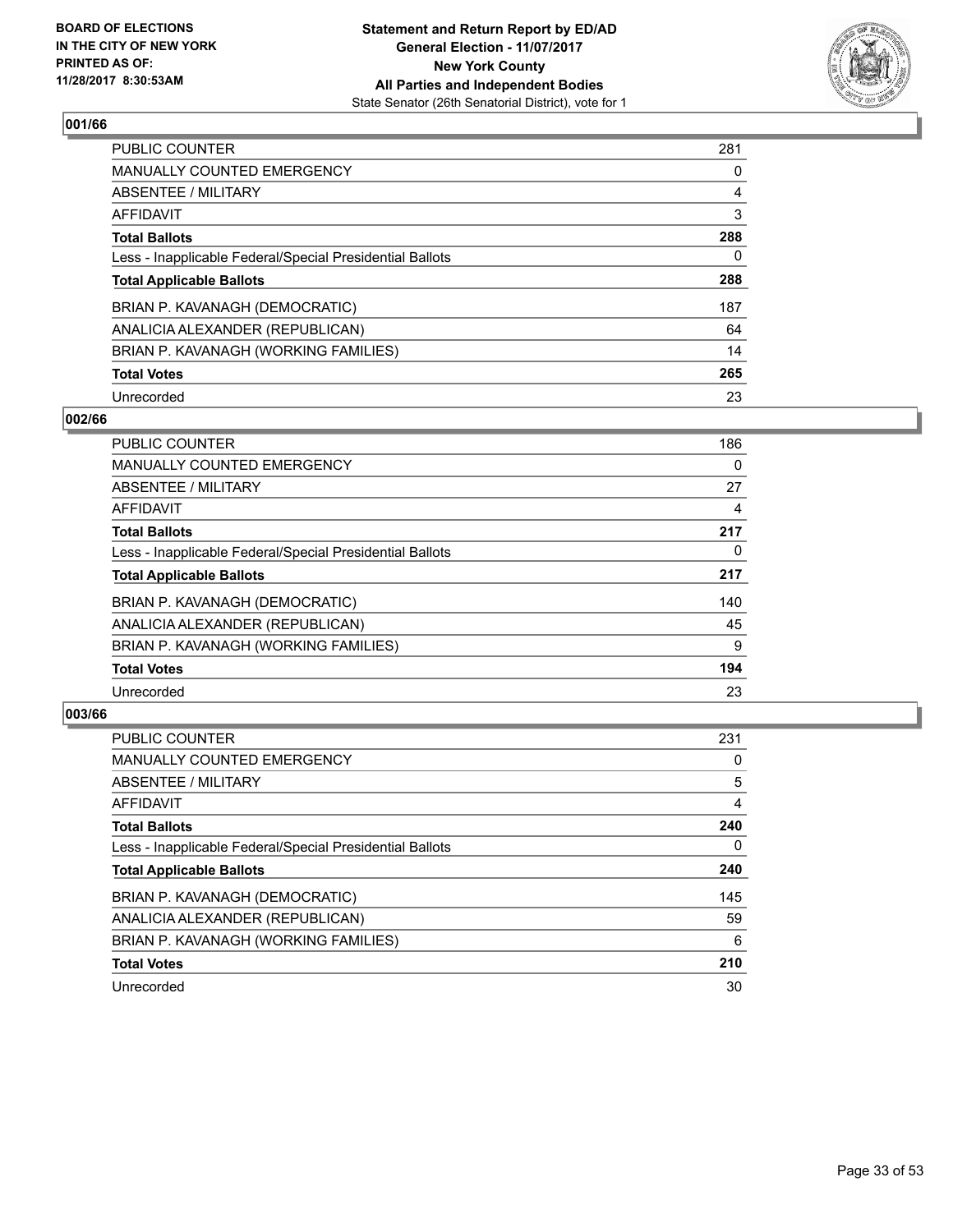**BOARD OF ELECTIONS IN THE CITY OF NEW YORK PRINTED AS OF: 11/28/2017 8:30:53AM**

**Statement and Return Report by ED/AD General Election - 11/07/2017 New York County All Parties and Independent Bodies**
State Senator (26th Senatorial District), vote for 1

### 001/66

| | |
|---|---|
| PUBLIC COUNTER | 281 |
| MANUALLY COUNTED EMERGENCY | 0 |
| ABSENTEE / MILITARY | 4 |
| AFFIDAVIT | 3 |
| **Total Ballots** | **288** |
| Less - Inapplicable Federal/Special Presidential Ballots | 0 |
| **Total Applicable Ballots** | **288** |
| BRIAN P. KAVANAGH (DEMOCRATIC) | 187 |
| ANALICIA ALEXANDER (REPUBLICAN) | 64 |
| BRIAN P. KAVANAGH (WORKING FAMILIES) | 14 |
| **Total Votes** | **265** |
| Unrecorded | 23 |

### 002/66

| | |
|---|---|
| PUBLIC COUNTER | 186 |
| MANUALLY COUNTED EMERGENCY | 0 |
| ABSENTEE / MILITARY | 27 |
| AFFIDAVIT | 4 |
| **Total Ballots** | **217** |
| Less - Inapplicable Federal/Special Presidential Ballots | 0 |
| **Total Applicable Ballots** | **217** |
| BRIAN P. KAVANAGH (DEMOCRATIC) | 140 |
| ANALICIA ALEXANDER (REPUBLICAN) | 45 |
| BRIAN P. KAVANAGH (WORKING FAMILIES) | 9 |
| **Total Votes** | **194** |
| Unrecorded | 23 |

### 003/66

| | |
|---|---|
| PUBLIC COUNTER | 231 |
| MANUALLY COUNTED EMERGENCY | 0 |
| ABSENTEE / MILITARY | 5 |
| AFFIDAVIT | 4 |
| **Total Ballots** | **240** |
| Less - Inapplicable Federal/Special Presidential Ballots | 0 |
| **Total Applicable Ballots** | **240** |
| BRIAN P. KAVANAGH (DEMOCRATIC) | 145 |
| ANALICIA ALEXANDER (REPUBLICAN) | 59 |
| BRIAN P. KAVANAGH (WORKING FAMILIES) | 6 |
| **Total Votes** | **210** |
| Unrecorded | 30 |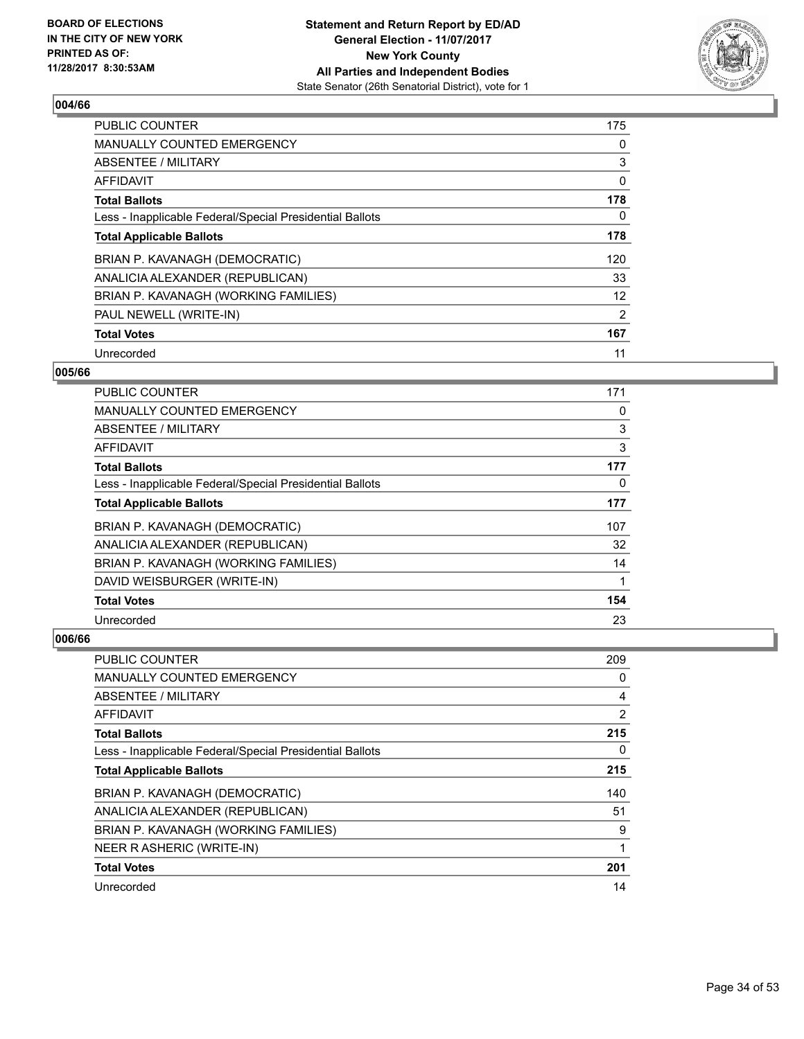**BOARD OF ELECTIONS IN THE CITY OF NEW YORK PRINTED AS OF: 11/28/2017 8:30:53AM**

**Statement and Return Report by ED/AD**
**General Election - 11/07/2017**
**New York County**
**All Parties and Independent Bodies**
State Senator (26th Senatorial District), vote for 1

### 004/66

| | |
|---|---|
| PUBLIC COUNTER | 175 |
| MANUALLY COUNTED EMERGENCY | 0 |
| ABSENTEE / MILITARY | 3 |
| AFFIDAVIT | 0 |
| **Total Ballots** | **178** |
| Less - Inapplicable Federal/Special Presidential Ballots | 0 |
| **Total Applicable Ballots** | **178** |
| BRIAN P. KAVANAGH (DEMOCRATIC) | 120 |
| ANALICIA ALEXANDER (REPUBLICAN) | 33 |
| BRIAN P. KAVANAGH (WORKING FAMILIES) | 12 |
| PAUL NEWELL (WRITE-IN) | 2 |
| **Total Votes** | **167** |
| Unrecorded | 11 |

### 005/66

| | |
|---|---|
| PUBLIC COUNTER | 171 |
| MANUALLY COUNTED EMERGENCY | 0 |
| ABSENTEE / MILITARY | 3 |
| AFFIDAVIT | 3 |
| **Total Ballots** | **177** |
| Less - Inapplicable Federal/Special Presidential Ballots | 0 |
| **Total Applicable Ballots** | **177** |
| BRIAN P. KAVANAGH (DEMOCRATIC) | 107 |
| ANALICIA ALEXANDER (REPUBLICAN) | 32 |
| BRIAN P. KAVANAGH (WORKING FAMILIES) | 14 |
| DAVID WEISBURGER (WRITE-IN) | 1 |
| **Total Votes** | **154** |
| Unrecorded | 23 |

### 006/66

| | |
|---|---|
| PUBLIC COUNTER | 209 |
| MANUALLY COUNTED EMERGENCY | 0 |
| ABSENTEE / MILITARY | 4 |
| AFFIDAVIT | 2 |
| **Total Ballots** | **215** |
| Less - Inapplicable Federal/Special Presidential Ballots | 0 |
| **Total Applicable Ballots** | **215** |
| BRIAN P. KAVANAGH (DEMOCRATIC) | 140 |
| ANALICIA ALEXANDER (REPUBLICAN) | 51 |
| BRIAN P. KAVANAGH (WORKING FAMILIES) | 9 |
| NEER R ASHERIC (WRITE-IN) | 1 |
| **Total Votes** | **201** |
| Unrecorded | 14 |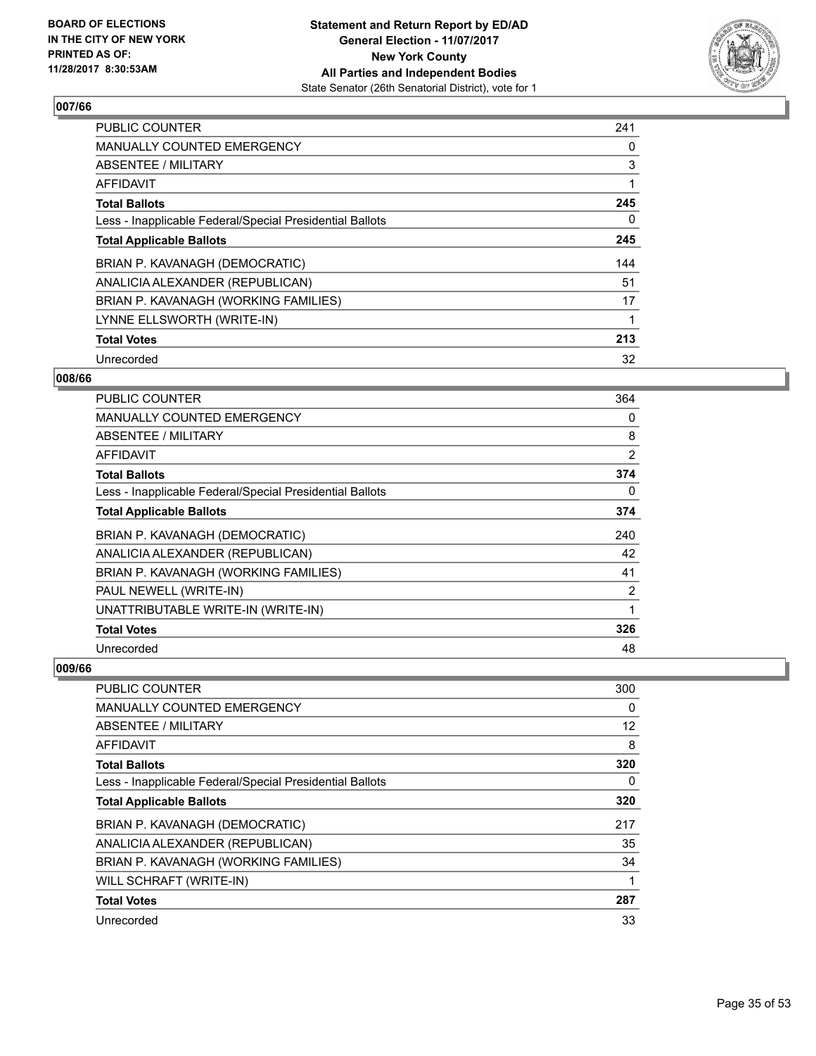## 007/66

| | |
|---|---|
| PUBLIC COUNTER | 241 |
| MANUALLY COUNTED EMERGENCY | 0 |
| ABSENTEE / MILITARY | 3 |
| AFFIDAVIT | 1 |
| **Total Ballots** | **245** |
| Less - Inapplicable Federal/Special Presidential Ballots | 0 |
| **Total Applicable Ballots** | **245** |
| BRIAN P. KAVANAGH (DEMOCRATIC) | 144 |
| ANALICIA ALEXANDER (REPUBLICAN) | 51 |
| BRIAN P. KAVANAGH (WORKING FAMILIES) | 17 |
| LYNNE ELLSWORTH (WRITE-IN) | 1 |
| **Total Votes** | **213** |
| Unrecorded | 32 |

## 008/66

| | |
|---|---|
| PUBLIC COUNTER | 364 |
| MANUALLY COUNTED EMERGENCY | 0 |
| ABSENTEE / MILITARY | 8 |
| AFFIDAVIT | 2 |
| **Total Ballots** | **374** |
| Less - Inapplicable Federal/Special Presidential Ballots | 0 |
| **Total Applicable Ballots** | **374** |
| BRIAN P. KAVANAGH (DEMOCRATIC) | 240 |
| ANALICIA ALEXANDER (REPUBLICAN) | 42 |
| BRIAN P. KAVANAGH (WORKING FAMILIES) | 41 |
| PAUL NEWELL (WRITE-IN) | 2 |
| UNATTRIBUTABLE WRITE-IN (WRITE-IN) | 1 |
| **Total Votes** | **326** |
| Unrecorded | 48 |

## 009/66

| | |
|---|---|
| PUBLIC COUNTER | 300 |
| MANUALLY COUNTED EMERGENCY | 0 |
| ABSENTEE / MILITARY | 12 |
| AFFIDAVIT | 8 |
| **Total Ballots** | **320** |
| Less - Inapplicable Federal/Special Presidential Ballots | 0 |
| **Total Applicable Ballots** | **320** |
| BRIAN P. KAVANAGH (DEMOCRATIC) | 217 |
| ANALICIA ALEXANDER (REPUBLICAN) | 35 |
| BRIAN P. KAVANAGH (WORKING FAMILIES) | 34 |
| WILL SCHRAFT (WRITE-IN) | 1 |
| **Total Votes** | **287** |
| Unrecorded | 33 |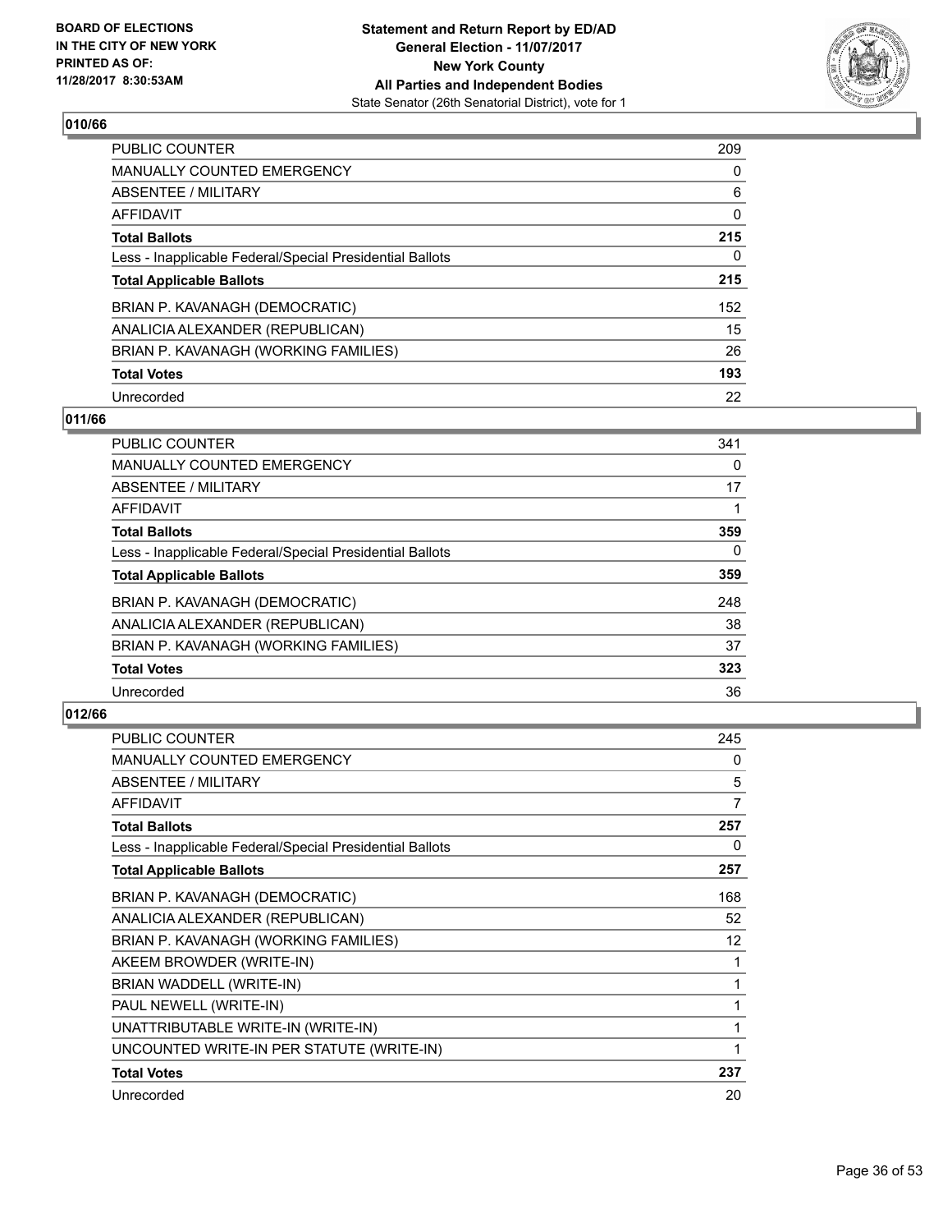## 010/66

| | |
|---|---|
| PUBLIC COUNTER | 209 |
| MANUALLY COUNTED EMERGENCY | 0 |
| ABSENTEE / MILITARY | 6 |
| AFFIDAVIT | 0 |
| **Total Ballots** | **215** |
| Less - Inapplicable Federal/Special Presidential Ballots | 0 |
| **Total Applicable Ballots** | **215** |
| BRIAN P. KAVANAGH (DEMOCRATIC) | 152 |
| ANALICIA ALEXANDER (REPUBLICAN) | 15 |
| BRIAN P. KAVANAGH (WORKING FAMILIES) | 26 |
| **Total Votes** | **193** |
| Unrecorded | 22 |

## 011/66

| | |
|---|---|
| PUBLIC COUNTER | 341 |
| MANUALLY COUNTED EMERGENCY | 0 |
| ABSENTEE / MILITARY | 17 |
| AFFIDAVIT | 1 |
| **Total Ballots** | **359** |
| Less - Inapplicable Federal/Special Presidential Ballots | 0 |
| **Total Applicable Ballots** | **359** |
| BRIAN P. KAVANAGH (DEMOCRATIC) | 248 |
| ANALICIA ALEXANDER (REPUBLICAN) | 38 |
| BRIAN P. KAVANAGH (WORKING FAMILIES) | 37 |
| **Total Votes** | **323** |
| Unrecorded | 36 |

## 012/66

| | |
|---|---|
| PUBLIC COUNTER | 245 |
| MANUALLY COUNTED EMERGENCY | 0 |
| ABSENTEE / MILITARY | 5 |
| AFFIDAVIT | 7 |
| **Total Ballots** | **257** |
| Less - Inapplicable Federal/Special Presidential Ballots | 0 |
| **Total Applicable Ballots** | **257** |
| BRIAN P. KAVANAGH (DEMOCRATIC) | 168 |
| ANALICIA ALEXANDER (REPUBLICAN) | 52 |
| BRIAN P. KAVANAGH (WORKING FAMILIES) | 12 |
| AKEEM BROWDER (WRITE-IN) | 1 |
| BRIAN WADDELL (WRITE-IN) | 1 |
| PAUL NEWELL (WRITE-IN) | 1 |
| UNATTRIBUTABLE WRITE-IN (WRITE-IN) | 1 |
| UNCOUNTED WRITE-IN PER STATUTE (WRITE-IN) | 1 |
| **Total Votes** | **237** |
| Unrecorded | 20 |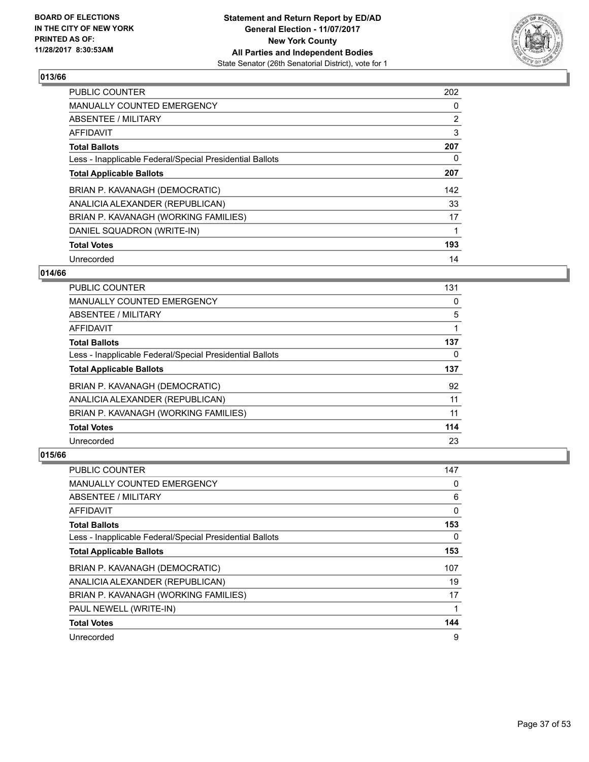### 013/66

| | |
|---|---|
| PUBLIC COUNTER | 202 |
| MANUALLY COUNTED EMERGENCY | 0 |
| ABSENTEE / MILITARY | 2 |
| AFFIDAVIT | 3 |
| **Total Ballots** | **207** |
| Less - Inapplicable Federal/Special Presidential Ballots | 0 |
| **Total Applicable Ballots** | **207** |
| BRIAN P. KAVANAGH (DEMOCRATIC) | 142 |
| ANALICIA ALEXANDER (REPUBLICAN) | 33 |
| BRIAN P. KAVANAGH (WORKING FAMILIES) | 17 |
| DANIEL SQUADRON (WRITE-IN) | 1 |
| **Total Votes** | **193** |
| Unrecorded | 14 |

### 014/66

| | |
|---|---|
| PUBLIC COUNTER | 131 |
| MANUALLY COUNTED EMERGENCY | 0 |
| ABSENTEE / MILITARY | 5 |
| AFFIDAVIT | 1 |
| **Total Ballots** | **137** |
| Less - Inapplicable Federal/Special Presidential Ballots | 0 |
| **Total Applicable Ballots** | **137** |
| BRIAN P. KAVANAGH (DEMOCRATIC) | 92 |
| ANALICIA ALEXANDER (REPUBLICAN) | 11 |
| BRIAN P. KAVANAGH (WORKING FAMILIES) | 11 |
| **Total Votes** | **114** |
| Unrecorded | 23 |

### 015/66

| | |
|---|---|
| PUBLIC COUNTER | 147 |
| MANUALLY COUNTED EMERGENCY | 0 |
| ABSENTEE / MILITARY | 6 |
| AFFIDAVIT | 0 |
| **Total Ballots** | **153** |
| Less - Inapplicable Federal/Special Presidential Ballots | 0 |
| **Total Applicable Ballots** | **153** |
| BRIAN P. KAVANAGH (DEMOCRATIC) | 107 |
| ANALICIA ALEXANDER (REPUBLICAN) | 19 |
| BRIAN P. KAVANAGH (WORKING FAMILIES) | 17 |
| PAUL NEWELL (WRITE-IN) | 1 |
| **Total Votes** | **144** |
| Unrecorded | 9 |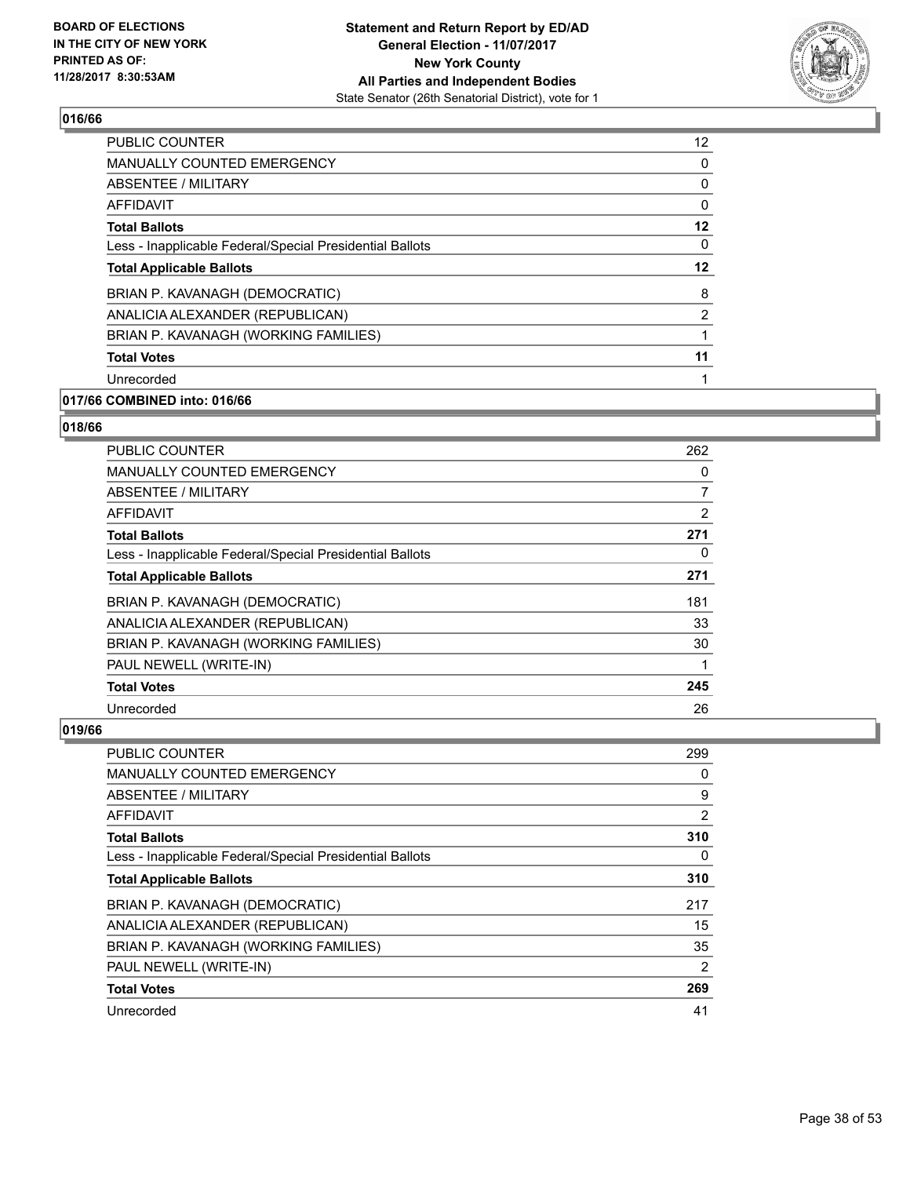## 016/66

| | |
|---|---|
| PUBLIC COUNTER | 12 |
| MANUALLY COUNTED EMERGENCY | 0 |
| ABSENTEE / MILITARY | 0 |
| AFFIDAVIT | 0 |
| **Total Ballots** | **12** |
| Less - Inapplicable Federal/Special Presidential Ballots | 0 |
| **Total Applicable Ballots** | **12** |
| BRIAN P. KAVANAGH (DEMOCRATIC) | 8 |
| ANALICIA ALEXANDER (REPUBLICAN) | 2 |
| BRIAN P. KAVANAGH (WORKING FAMILIES) | 1 |
| **Total Votes** | **11** |
| Unrecorded | 1 |

## 017/66 COMBINED into: 016/66

## 018/66

| | |
|---|---|
| PUBLIC COUNTER | 262 |
| MANUALLY COUNTED EMERGENCY | 0 |
| ABSENTEE / MILITARY | 7 |
| AFFIDAVIT | 2 |
| **Total Ballots** | **271** |
| Less - Inapplicable Federal/Special Presidential Ballots | 0 |
| **Total Applicable Ballots** | **271** |
| BRIAN P. KAVANAGH (DEMOCRATIC) | 181 |
| ANALICIA ALEXANDER (REPUBLICAN) | 33 |
| BRIAN P. KAVANAGH (WORKING FAMILIES) | 30 |
| PAUL NEWELL (WRITE-IN) | 1 |
| **Total Votes** | **245** |
| Unrecorded | 26 |

## 019/66

| | |
|---|---|
| PUBLIC COUNTER | 299 |
| MANUALLY COUNTED EMERGENCY | 0 |
| ABSENTEE / MILITARY | 9 |
| AFFIDAVIT | 2 |
| **Total Ballots** | **310** |
| Less - Inapplicable Federal/Special Presidential Ballots | 0 |
| **Total Applicable Ballots** | **310** |
| BRIAN P. KAVANAGH (DEMOCRATIC) | 217 |
| ANALICIA ALEXANDER (REPUBLICAN) | 15 |
| BRIAN P. KAVANAGH (WORKING FAMILIES) | 35 |
| PAUL NEWELL (WRITE-IN) | 2 |
| **Total Votes** | **269** |
| Unrecorded | 41 |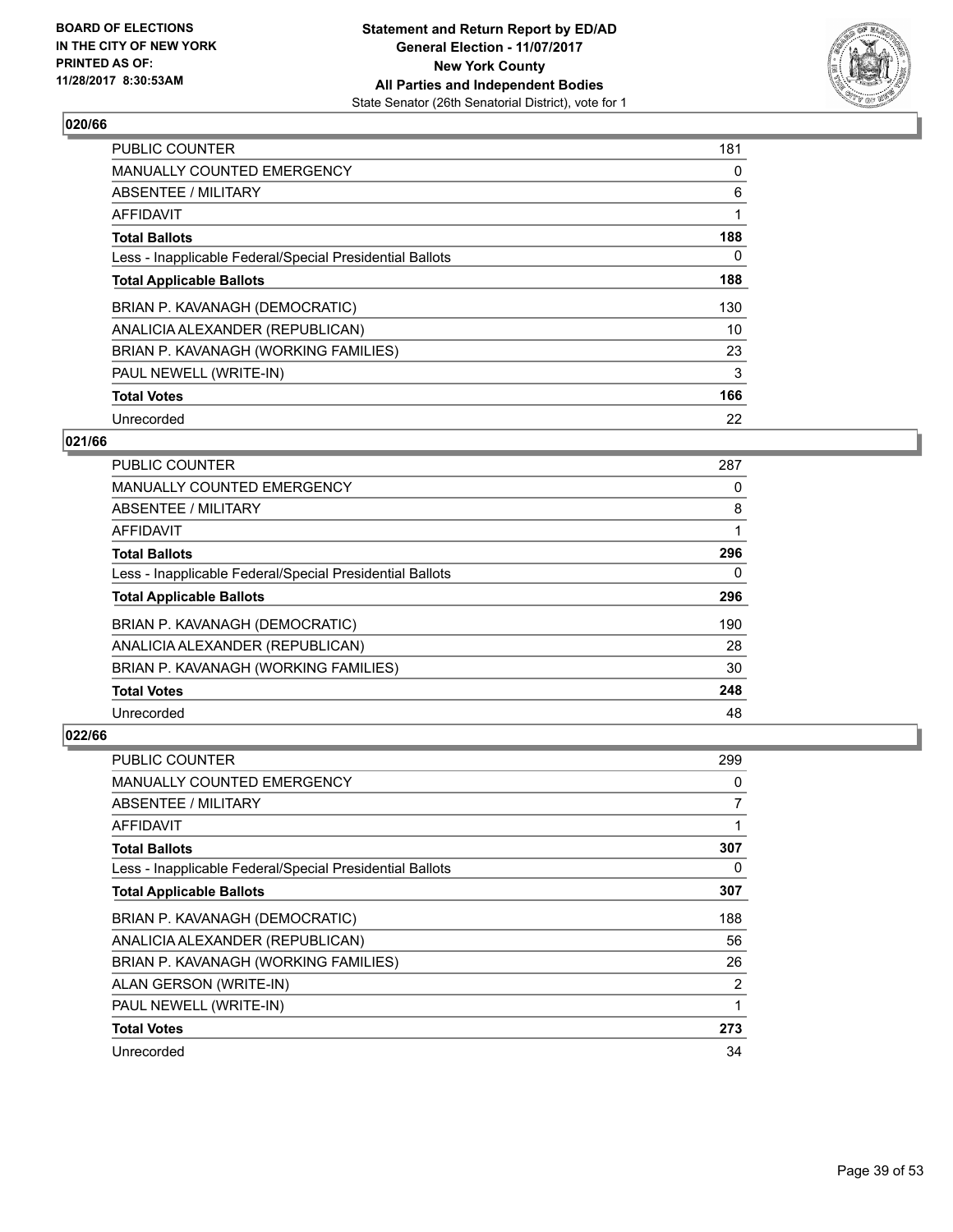## 020/66

| | |
|---|---|
| PUBLIC COUNTER | 181 |
| MANUALLY COUNTED EMERGENCY | 0 |
| ABSENTEE / MILITARY | 6 |
| AFFIDAVIT | 1 |
| **Total Ballots** | **188** |
| Less - Inapplicable Federal/Special Presidential Ballots | 0 |
| **Total Applicable Ballots** | **188** |
| BRIAN P. KAVANAGH (DEMOCRATIC) | 130 |
| ANALICIA ALEXANDER (REPUBLICAN) | 10 |
| BRIAN P. KAVANAGH (WORKING FAMILIES) | 23 |
| PAUL NEWELL (WRITE-IN) | 3 |
| **Total Votes** | **166** |
| Unrecorded | 22 |

## 021/66

| | |
|---|---|
| PUBLIC COUNTER | 287 |
| MANUALLY COUNTED EMERGENCY | 0 |
| ABSENTEE / MILITARY | 8 |
| AFFIDAVIT | 1 |
| **Total Ballots** | **296** |
| Less - Inapplicable Federal/Special Presidential Ballots | 0 |
| **Total Applicable Ballots** | **296** |
| BRIAN P. KAVANAGH (DEMOCRATIC) | 190 |
| ANALICIA ALEXANDER (REPUBLICAN) | 28 |
| BRIAN P. KAVANAGH (WORKING FAMILIES) | 30 |
| **Total Votes** | **248** |
| Unrecorded | 48 |

## 022/66

| | |
|---|---|
| PUBLIC COUNTER | 299 |
| MANUALLY COUNTED EMERGENCY | 0 |
| ABSENTEE / MILITARY | 7 |
| AFFIDAVIT | 1 |
| **Total Ballots** | **307** |
| Less - Inapplicable Federal/Special Presidential Ballots | 0 |
| **Total Applicable Ballots** | **307** |
| BRIAN P. KAVANAGH (DEMOCRATIC) | 188 |
| ANALICIA ALEXANDER (REPUBLICAN) | 56 |
| BRIAN P. KAVANAGH (WORKING FAMILIES) | 26 |
| ALAN GERSON (WRITE-IN) | 2 |
| PAUL NEWELL (WRITE-IN) | 1 |
| **Total Votes** | **273** |
| Unrecorded | 34 |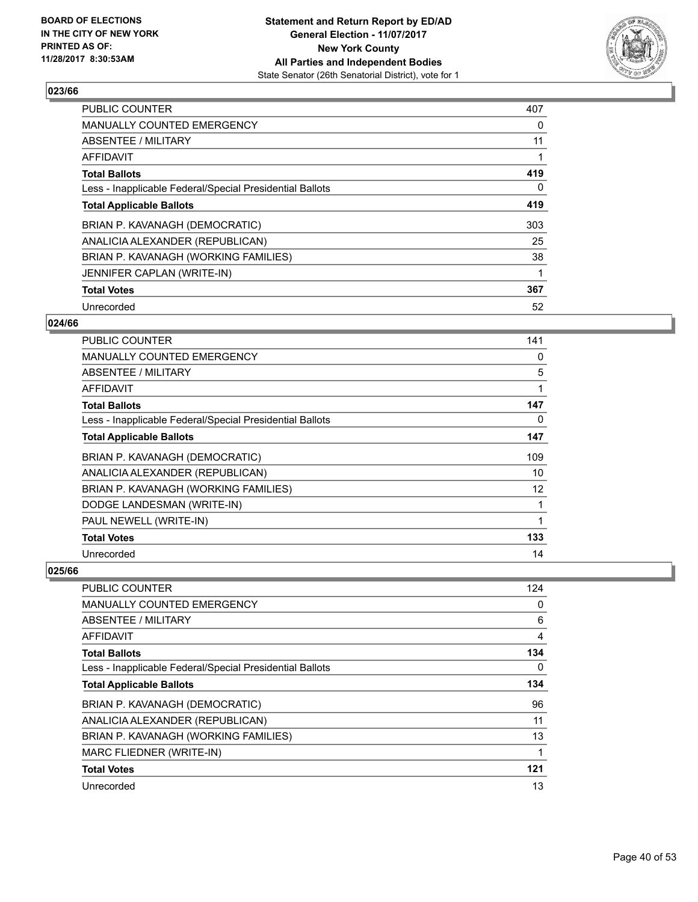## 023/66

| | |
|---|---|
| PUBLIC COUNTER | 407 |
| MANUALLY COUNTED EMERGENCY | 0 |
| ABSENTEE / MILITARY | 11 |
| AFFIDAVIT | 1 |
| **Total Ballots** | **419** |
| Less - Inapplicable Federal/Special Presidential Ballots | 0 |
| **Total Applicable Ballots** | **419** |
| BRIAN P. KAVANAGH (DEMOCRATIC) | 303 |
| ANALICIA ALEXANDER (REPUBLICAN) | 25 |
| BRIAN P. KAVANAGH (WORKING FAMILIES) | 38 |
| JENNIFER CAPLAN (WRITE-IN) | 1 |
| **Total Votes** | **367** |
| Unrecorded | 52 |

## 024/66

| | |
|---|---|
| PUBLIC COUNTER | 141 |
| MANUALLY COUNTED EMERGENCY | 0 |
| ABSENTEE / MILITARY | 5 |
| AFFIDAVIT | 1 |
| **Total Ballots** | **147** |
| Less - Inapplicable Federal/Special Presidential Ballots | 0 |
| **Total Applicable Ballots** | **147** |
| BRIAN P. KAVANAGH (DEMOCRATIC) | 109 |
| ANALICIA ALEXANDER (REPUBLICAN) | 10 |
| BRIAN P. KAVANAGH (WORKING FAMILIES) | 12 |
| DODGE LANDESMAN (WRITE-IN) | 1 |
| PAUL NEWELL (WRITE-IN) | 1 |
| **Total Votes** | **133** |
| Unrecorded | 14 |

## 025/66

| | |
|---|---|
| PUBLIC COUNTER | 124 |
| MANUALLY COUNTED EMERGENCY | 0 |
| ABSENTEE / MILITARY | 6 |
| AFFIDAVIT | 4 |
| **Total Ballots** | **134** |
| Less - Inapplicable Federal/Special Presidential Ballots | 0 |
| **Total Applicable Ballots** | **134** |
| BRIAN P. KAVANAGH (DEMOCRATIC) | 96 |
| ANALICIA ALEXANDER (REPUBLICAN) | 11 |
| BRIAN P. KAVANAGH (WORKING FAMILIES) | 13 |
| MARC FLIEDNER (WRITE-IN) | 1 |
| **Total Votes** | **121** |
| Unrecorded | 13 |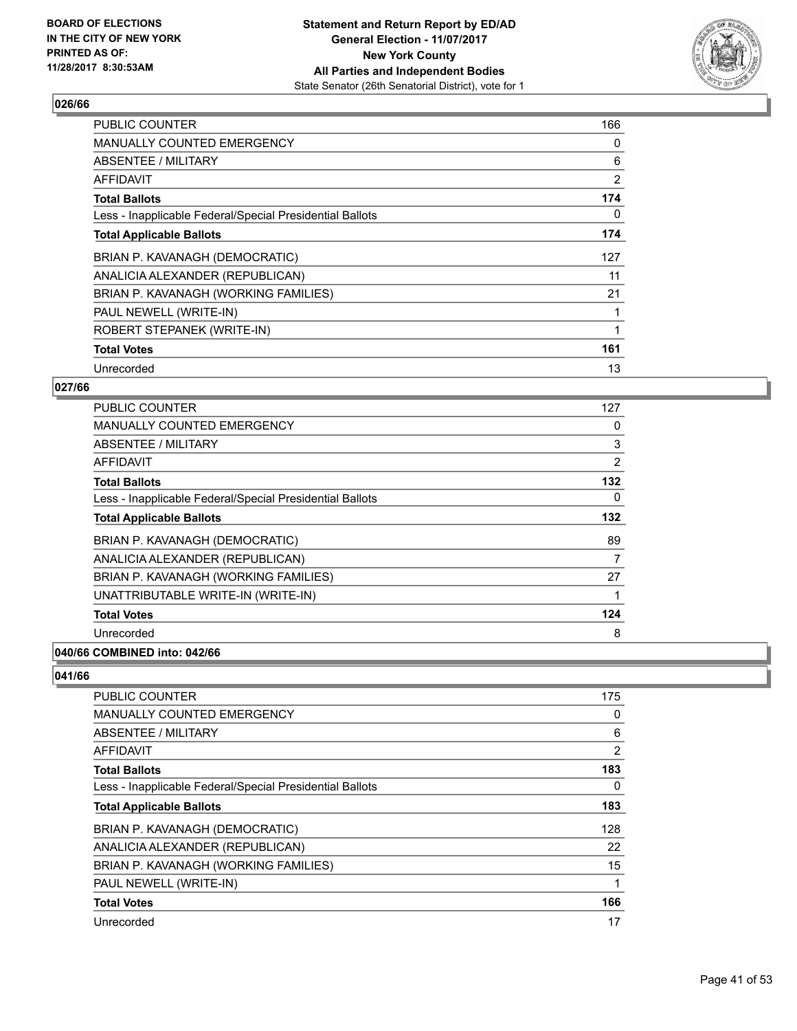**BOARD OF ELECTIONS IN THE CITY OF NEW YORK PRINTED AS OF: 11/28/2017 8:30:53AM**

**Statement and Return Report by ED/AD General Election - 11/07/2017 New York County All Parties and Independent Bodies**
State Senator (26th Senatorial District), vote for 1

### 026/66

| | |
|---|---|
| PUBLIC COUNTER | 166 |
| MANUALLY COUNTED EMERGENCY | 0 |
| ABSENTEE / MILITARY | 6 |
| AFFIDAVIT | 2 |
| **Total Ballots** | **174** |
| Less - Inapplicable Federal/Special Presidential Ballots | 0 |
| **Total Applicable Ballots** | **174** |
| BRIAN P. KAVANAGH (DEMOCRATIC) | 127 |
| ANALICIA ALEXANDER (REPUBLICAN) | 11 |
| BRIAN P. KAVANAGH (WORKING FAMILIES) | 21 |
| PAUL NEWELL (WRITE-IN) | 1 |
| ROBERT STEPANEK (WRITE-IN) | 1 |
| **Total Votes** | **161** |
| Unrecorded | 13 |

### 027/66

| | |
|---|---|
| PUBLIC COUNTER | 127 |
| MANUALLY COUNTED EMERGENCY | 0 |
| ABSENTEE / MILITARY | 3 |
| AFFIDAVIT | 2 |
| **Total Ballots** | **132** |
| Less - Inapplicable Federal/Special Presidential Ballots | 0 |
| **Total Applicable Ballots** | **132** |
| BRIAN P. KAVANAGH (DEMOCRATIC) | 89 |
| ANALICIA ALEXANDER (REPUBLICAN) | 7 |
| BRIAN P. KAVANAGH (WORKING FAMILIES) | 27 |
| UNATTRIBUTABLE WRITE-IN (WRITE-IN) | 1 |
| **Total Votes** | **124** |
| Unrecorded | 8 |

### 040/66 COMBINED into: 042/66

### 041/66

| | |
|---|---|
| PUBLIC COUNTER | 175 |
| MANUALLY COUNTED EMERGENCY | 0 |
| ABSENTEE / MILITARY | 6 |
| AFFIDAVIT | 2 |
| **Total Ballots** | **183** |
| Less - Inapplicable Federal/Special Presidential Ballots | 0 |
| **Total Applicable Ballots** | **183** |
| BRIAN P. KAVANAGH (DEMOCRATIC) | 128 |
| ANALICIA ALEXANDER (REPUBLICAN) | 22 |
| BRIAN P. KAVANAGH (WORKING FAMILIES) | 15 |
| PAUL NEWELL (WRITE-IN) | 1 |
| **Total Votes** | **166** |
| Unrecorded | 17 |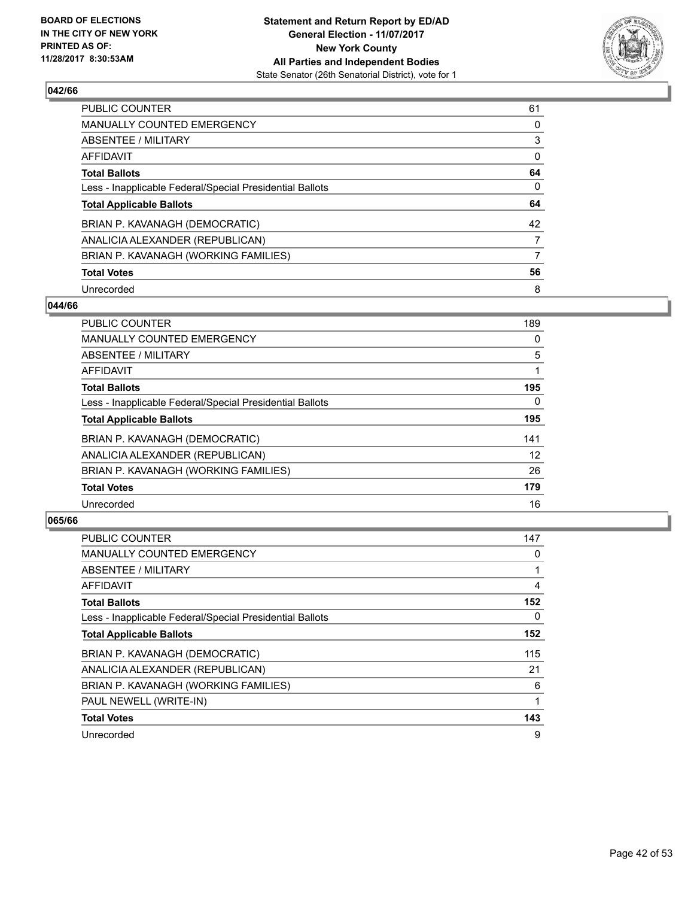**BOARD OF ELECTIONS IN THE CITY OF NEW YORK PRINTED AS OF: 11/28/2017 8:30:53AM**

**Statement and Return Report by ED/AD General Election - 11/07/2017 New York County All Parties and Independent Bodies**
State Senator (26th Senatorial District), vote for 1

### 042/66

| | |
|---|---|
| PUBLIC COUNTER | 61 |
| MANUALLY COUNTED EMERGENCY | 0 |
| ABSENTEE / MILITARY | 3 |
| AFFIDAVIT | 0 |
| **Total Ballots** | **64** |
| Less - Inapplicable Federal/Special Presidential Ballots | 0 |
| **Total Applicable Ballots** | **64** |
| BRIAN P. KAVANAGH (DEMOCRATIC) | 42 |
| ANALICIA ALEXANDER (REPUBLICAN) | 7 |
| BRIAN P. KAVANAGH (WORKING FAMILIES) | 7 |
| **Total Votes** | **56** |
| Unrecorded | 8 |

### 044/66

| | |
|---|---|
| PUBLIC COUNTER | 189 |
| MANUALLY COUNTED EMERGENCY | 0 |
| ABSENTEE / MILITARY | 5 |
| AFFIDAVIT | 1 |
| **Total Ballots** | **195** |
| Less - Inapplicable Federal/Special Presidential Ballots | 0 |
| **Total Applicable Ballots** | **195** |
| BRIAN P. KAVANAGH (DEMOCRATIC) | 141 |
| ANALICIA ALEXANDER (REPUBLICAN) | 12 |
| BRIAN P. KAVANAGH (WORKING FAMILIES) | 26 |
| **Total Votes** | **179** |
| Unrecorded | 16 |

### 065/66

| | |
|---|---|
| PUBLIC COUNTER | 147 |
| MANUALLY COUNTED EMERGENCY | 0 |
| ABSENTEE / MILITARY | 1 |
| AFFIDAVIT | 4 |
| **Total Ballots** | **152** |
| Less - Inapplicable Federal/Special Presidential Ballots | 0 |
| **Total Applicable Ballots** | **152** |
| BRIAN P. KAVANAGH (DEMOCRATIC) | 115 |
| ANALICIA ALEXANDER (REPUBLICAN) | 21 |
| BRIAN P. KAVANAGH (WORKING FAMILIES) | 6 |
| PAUL NEWELL (WRITE-IN) | 1 |
| **Total Votes** | **143** |
| Unrecorded | 9 |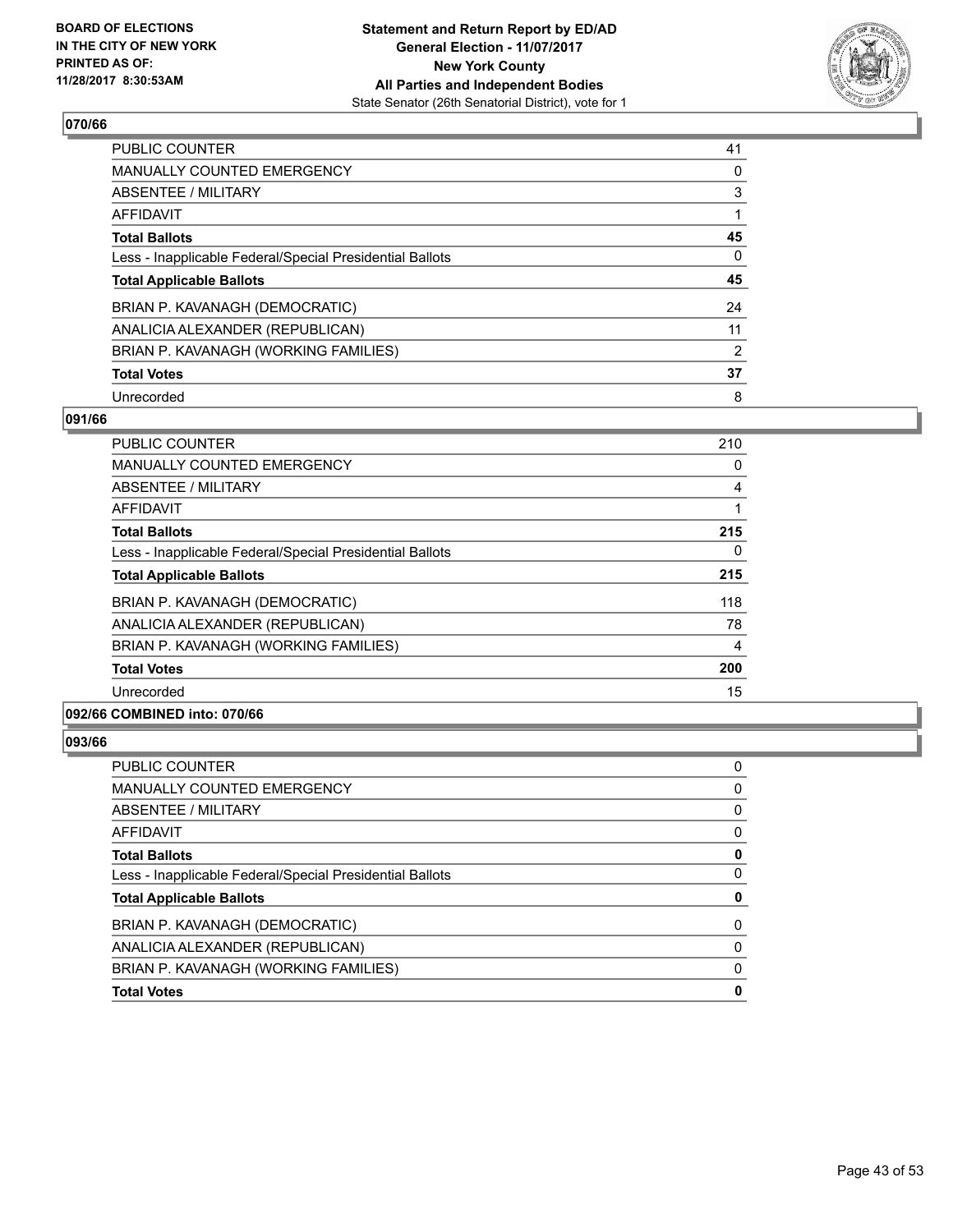**BOARD OF ELECTIONS IN THE CITY OF NEW YORK PRINTED AS OF: 11/28/2017 8:30:53AM**

**Statement and Return Report by ED/AD**
**General Election - 11/07/2017**
**New York County**
**All Parties and Independent Bodies**
State Senator (26th Senatorial District), vote for 1

### 070/66

| | |
|---|---|
| PUBLIC COUNTER | 41 |
| MANUALLY COUNTED EMERGENCY | 0 |
| ABSENTEE / MILITARY | 3 |
| AFFIDAVIT | 1 |
| **Total Ballots** | **45** |
| Less - Inapplicable Federal/Special Presidential Ballots | 0 |
| **Total Applicable Ballots** | **45** |
| BRIAN P. KAVANAGH (DEMOCRATIC) | 24 |
| ANALICIA ALEXANDER (REPUBLICAN) | 11 |
| BRIAN P. KAVANAGH (WORKING FAMILIES) | 2 |
| **Total Votes** | **37** |
| Unrecorded | 8 |

### 091/66

| | |
|---|---|
| PUBLIC COUNTER | 210 |
| MANUALLY COUNTED EMERGENCY | 0 |
| ABSENTEE / MILITARY | 4 |
| AFFIDAVIT | 1 |
| **Total Ballots** | **215** |
| Less - Inapplicable Federal/Special Presidential Ballots | 0 |
| **Total Applicable Ballots** | **215** |
| BRIAN P. KAVANAGH (DEMOCRATIC) | 118 |
| ANALICIA ALEXANDER (REPUBLICAN) | 78 |
| BRIAN P. KAVANAGH (WORKING FAMILIES) | 4 |
| **Total Votes** | **200** |
| Unrecorded | 15 |

### 092/66 COMBINED into: 070/66

### 093/66

| | |
|---|---|
| PUBLIC COUNTER | 0 |
| MANUALLY COUNTED EMERGENCY | 0 |
| ABSENTEE / MILITARY | 0 |
| AFFIDAVIT | 0 |
| **Total Ballots** | **0** |
| Less - Inapplicable Federal/Special Presidential Ballots | 0 |
| **Total Applicable Ballots** | **0** |
| BRIAN P. KAVANAGH (DEMOCRATIC) | 0 |
| ANALICIA ALEXANDER (REPUBLICAN) | 0 |
| BRIAN P. KAVANAGH (WORKING FAMILIES) | 0 |
| **Total Votes** | **0** |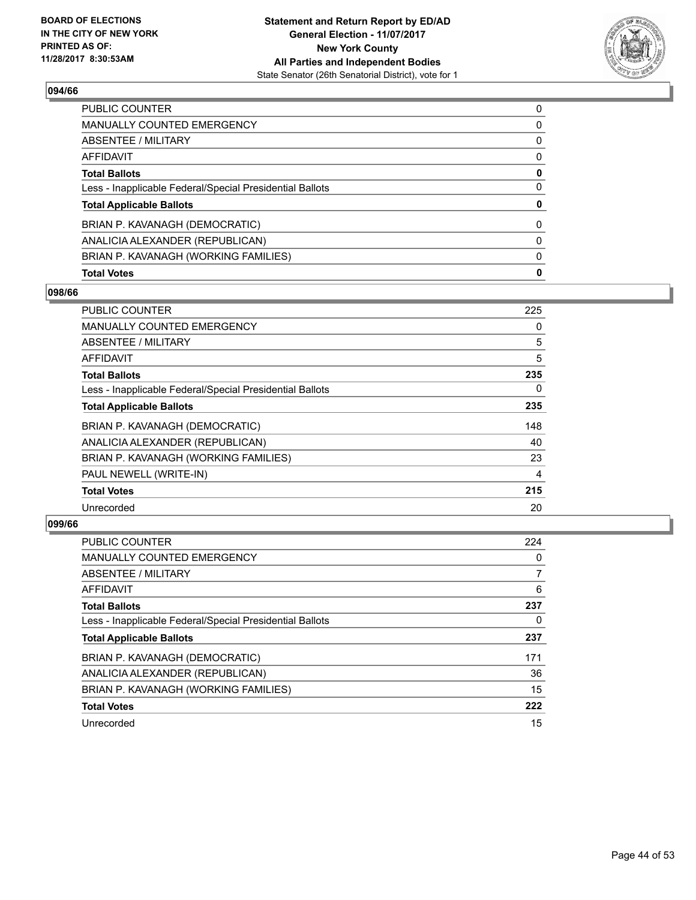**BOARD OF ELECTIONS IN THE CITY OF NEW YORK PRINTED AS OF: 11/28/2017 8:30:53AM**

**Statement and Return Report by ED/AD**
**General Election - 11/07/2017**
**New York County**
**All Parties and Independent Bodies**
State Senator (26th Senatorial District), vote for 1

### 094/66

| | |
|---|---|
| PUBLIC COUNTER | 0 |
| MANUALLY COUNTED EMERGENCY | 0 |
| ABSENTEE / MILITARY | 0 |
| AFFIDAVIT | 0 |
| **Total Ballots** | **0** |
| Less - Inapplicable Federal/Special Presidential Ballots | 0 |
| **Total Applicable Ballots** | **0** |
| BRIAN P. KAVANAGH (DEMOCRATIC) | 0 |
| ANALICIA ALEXANDER (REPUBLICAN) | 0 |
| BRIAN P. KAVANAGH (WORKING FAMILIES) | 0 |
| **Total Votes** | **0** |

### 098/66

| | |
|---|---|
| PUBLIC COUNTER | 225 |
| MANUALLY COUNTED EMERGENCY | 0 |
| ABSENTEE / MILITARY | 5 |
| AFFIDAVIT | 5 |
| **Total Ballots** | **235** |
| Less - Inapplicable Federal/Special Presidential Ballots | 0 |
| **Total Applicable Ballots** | **235** |
| BRIAN P. KAVANAGH (DEMOCRATIC) | 148 |
| ANALICIA ALEXANDER (REPUBLICAN) | 40 |
| BRIAN P. KAVANAGH (WORKING FAMILIES) | 23 |
| PAUL NEWELL (WRITE-IN) | 4 |
| **Total Votes** | **215** |
| Unrecorded | 20 |

### 099/66

| | |
|---|---|
| PUBLIC COUNTER | 224 |
| MANUALLY COUNTED EMERGENCY | 0 |
| ABSENTEE / MILITARY | 7 |
| AFFIDAVIT | 6 |
| **Total Ballots** | **237** |
| Less - Inapplicable Federal/Special Presidential Ballots | 0 |
| **Total Applicable Ballots** | **237** |
| BRIAN P. KAVANAGH (DEMOCRATIC) | 171 |
| ANALICIA ALEXANDER (REPUBLICAN) | 36 |
| BRIAN P. KAVANAGH (WORKING FAMILIES) | 15 |
| **Total Votes** | **222** |
| Unrecorded | 15 |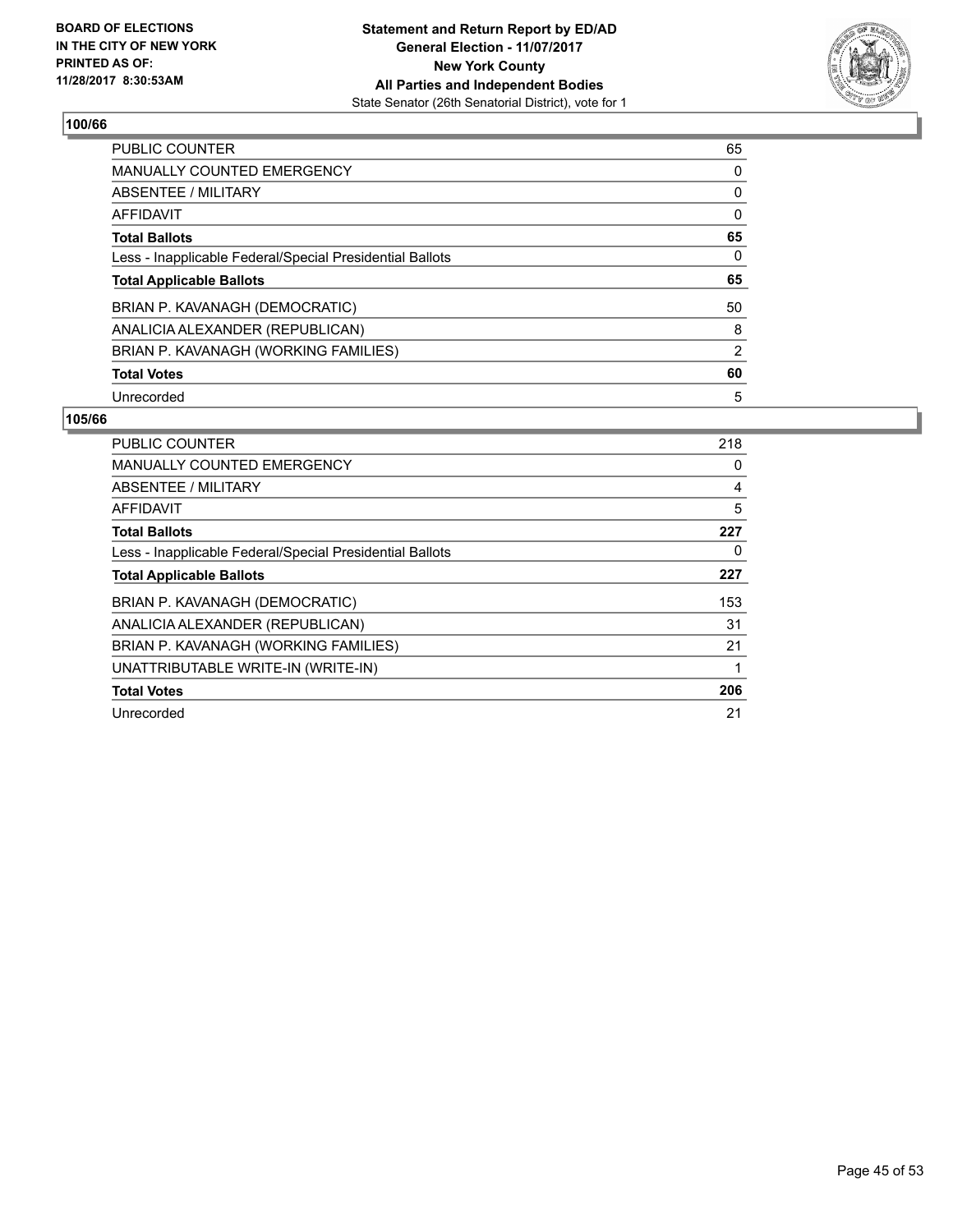**BOARD OF ELECTIONS IN THE CITY OF NEW YORK PRINTED AS OF: 11/28/2017 8:30:53AM**

**Statement and Return Report by ED/AD**
**General Election - 11/07/2017**
**New York County**
**All Parties and Independent Bodies**
State Senator (26th Senatorial District), vote for 1

## 100/66

| | |
|---|---|
| PUBLIC COUNTER | 65 |
| MANUALLY COUNTED EMERGENCY | 0 |
| ABSENTEE / MILITARY | 0 |
| AFFIDAVIT | 0 |
| **Total Ballots** | **65** |
| Less - Inapplicable Federal/Special Presidential Ballots | 0 |
| **Total Applicable Ballots** | **65** |
| BRIAN P. KAVANAGH (DEMOCRATIC) | 50 |
| ANALICIA ALEXANDER (REPUBLICAN) | 8 |
| BRIAN P. KAVANAGH (WORKING FAMILIES) | 2 |
| **Total Votes** | **60** |
| Unrecorded | 5 |

## 105/66

| | |
|---|---|
| PUBLIC COUNTER | 218 |
| MANUALLY COUNTED EMERGENCY | 0 |
| ABSENTEE / MILITARY | 4 |
| AFFIDAVIT | 5 |
| **Total Ballots** | **227** |
| Less - Inapplicable Federal/Special Presidential Ballots | 0 |
| **Total Applicable Ballots** | **227** |
| BRIAN P. KAVANAGH (DEMOCRATIC) | 153 |
| ANALICIA ALEXANDER (REPUBLICAN) | 31 |
| BRIAN P. KAVANAGH (WORKING FAMILIES) | 21 |
| UNATTRIBUTABLE WRITE-IN (WRITE-IN) | 1 |
| **Total Votes** | **206** |
| Unrecorded | 21 |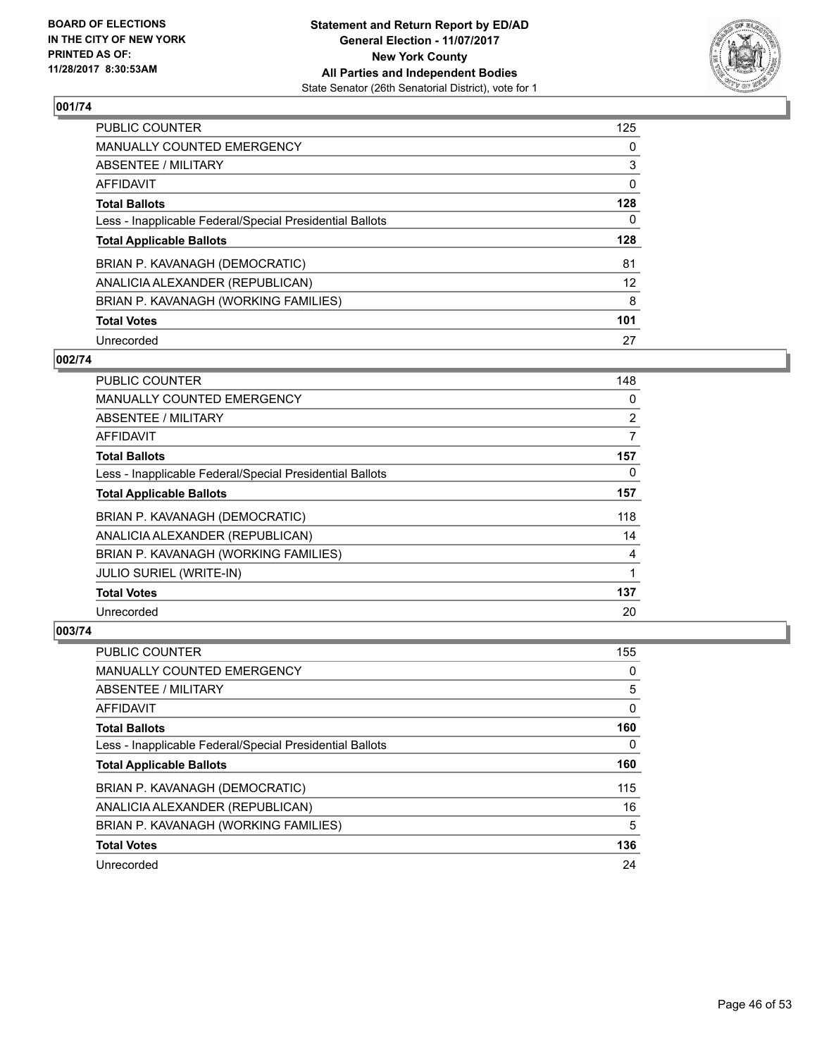BOARD OF ELECTIONS
IN THE CITY OF NEW YORK
PRINTED AS OF:
11/28/2017 8:30:53AM

**Statement and Return Report by ED/AD**
**General Election - 11/07/2017**
**New York County**
**All Parties and Independent Bodies**
State Senator (26th Senatorial District), vote for 1

## 001/74

| | |
|---|---|
| PUBLIC COUNTER | 125 |
| MANUALLY COUNTED EMERGENCY | 0 |
| ABSENTEE / MILITARY | 3 |
| AFFIDAVIT | 0 |
| **Total Ballots** | **128** |
| Less - Inapplicable Federal/Special Presidential Ballots | 0 |
| **Total Applicable Ballots** | **128** |
| BRIAN P. KAVANAGH (DEMOCRATIC) | 81 |
| ANALICIA ALEXANDER (REPUBLICAN) | 12 |
| BRIAN P. KAVANAGH (WORKING FAMILIES) | 8 |
| **Total Votes** | **101** |
| Unrecorded | 27 |

## 002/74

| | |
|---|---|
| PUBLIC COUNTER | 148 |
| MANUALLY COUNTED EMERGENCY | 0 |
| ABSENTEE / MILITARY | 2 |
| AFFIDAVIT | 7 |
| **Total Ballots** | **157** |
| Less - Inapplicable Federal/Special Presidential Ballots | 0 |
| **Total Applicable Ballots** | **157** |
| BRIAN P. KAVANAGH (DEMOCRATIC) | 118 |
| ANALICIA ALEXANDER (REPUBLICAN) | 14 |
| BRIAN P. KAVANAGH (WORKING FAMILIES) | 4 |
| JULIO SURIEL (WRITE-IN) | 1 |
| **Total Votes** | **137** |
| Unrecorded | 20 |

## 003/74

| | |
|---|---|
| PUBLIC COUNTER | 155 |
| MANUALLY COUNTED EMERGENCY | 0 |
| ABSENTEE / MILITARY | 5 |
| AFFIDAVIT | 0 |
| **Total Ballots** | **160** |
| Less - Inapplicable Federal/Special Presidential Ballots | 0 |
| **Total Applicable Ballots** | **160** |
| BRIAN P. KAVANAGH (DEMOCRATIC) | 115 |
| ANALICIA ALEXANDER (REPUBLICAN) | 16 |
| BRIAN P. KAVANAGH (WORKING FAMILIES) | 5 |
| **Total Votes** | **136** |
| Unrecorded | 24 |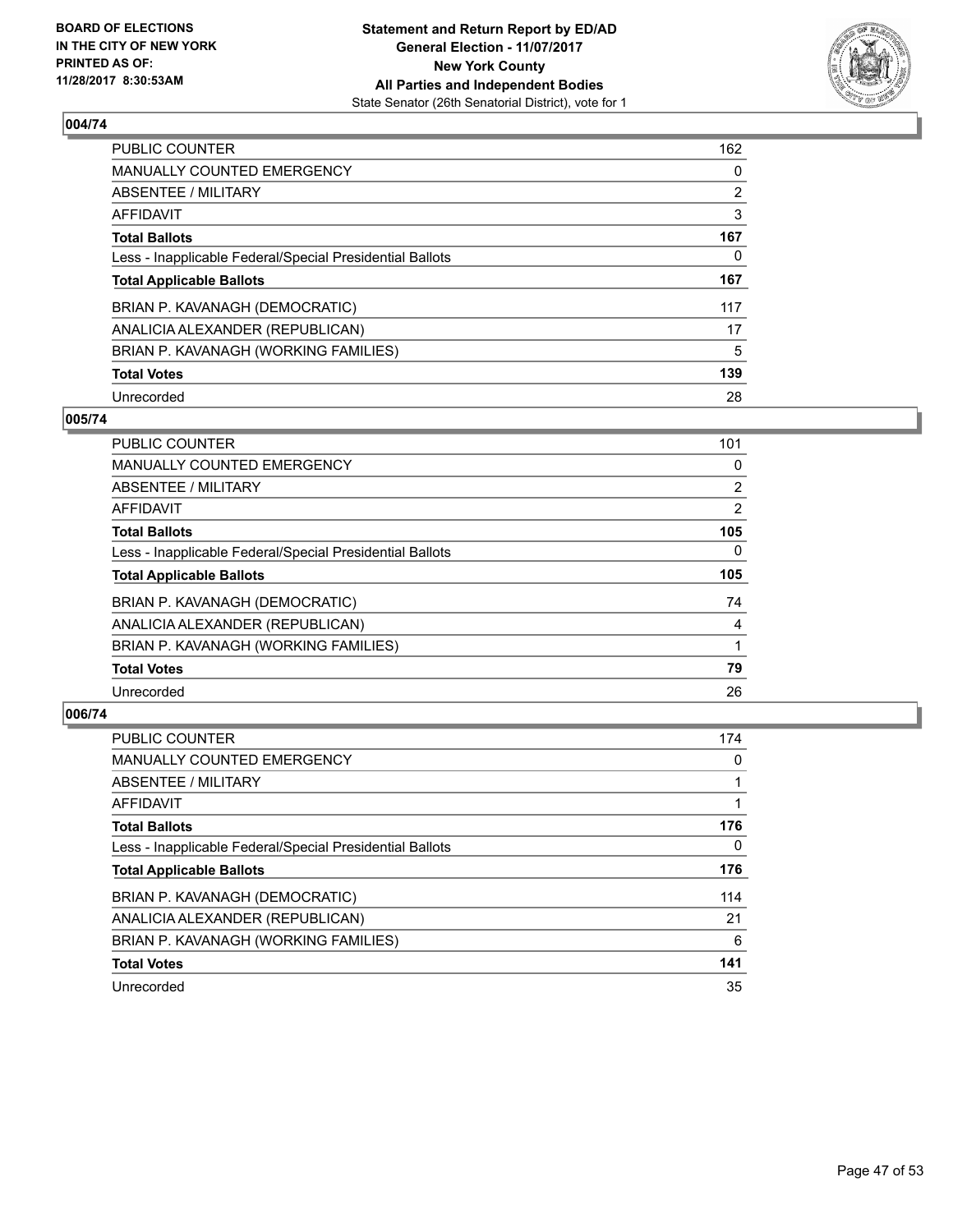**BOARD OF ELECTIONS IN THE CITY OF NEW YORK PRINTED AS OF: 11/28/2017 8:30:53AM**

**Statement and Return Report by ED/AD General Election - 11/07/2017 New York County All Parties and Independent Bodies**
State Senator (26th Senatorial District), vote for 1

## 004/74

| | |
|---|---|
| PUBLIC COUNTER | 162 |
| MANUALLY COUNTED EMERGENCY | 0 |
| ABSENTEE / MILITARY | 2 |
| AFFIDAVIT | 3 |
| **Total Ballots** | **167** |
| Less - Inapplicable Federal/Special Presidential Ballots | 0 |
| **Total Applicable Ballots** | **167** |
| BRIAN P. KAVANAGH (DEMOCRATIC) | 117 |
| ANALICIA ALEXANDER (REPUBLICAN) | 17 |
| BRIAN P. KAVANAGH (WORKING FAMILIES) | 5 |
| **Total Votes** | **139** |
| Unrecorded | 28 |

## 005/74

| | |
|---|---|
| PUBLIC COUNTER | 101 |
| MANUALLY COUNTED EMERGENCY | 0 |
| ABSENTEE / MILITARY | 2 |
| AFFIDAVIT | 2 |
| **Total Ballots** | **105** |
| Less - Inapplicable Federal/Special Presidential Ballots | 0 |
| **Total Applicable Ballots** | **105** |
| BRIAN P. KAVANAGH (DEMOCRATIC) | 74 |
| ANALICIA ALEXANDER (REPUBLICAN) | 4 |
| BRIAN P. KAVANAGH (WORKING FAMILIES) | 1 |
| **Total Votes** | **79** |
| Unrecorded | 26 |

## 006/74

| | |
|---|---|
| PUBLIC COUNTER | 174 |
| MANUALLY COUNTED EMERGENCY | 0 |
| ABSENTEE / MILITARY | 1 |
| AFFIDAVIT | 1 |
| **Total Ballots** | **176** |
| Less - Inapplicable Federal/Special Presidential Ballots | 0 |
| **Total Applicable Ballots** | **176** |
| BRIAN P. KAVANAGH (DEMOCRATIC) | 114 |
| ANALICIA ALEXANDER (REPUBLICAN) | 21 |
| BRIAN P. KAVANAGH (WORKING FAMILIES) | 6 |
| **Total Votes** | **141** |
| Unrecorded | 35 |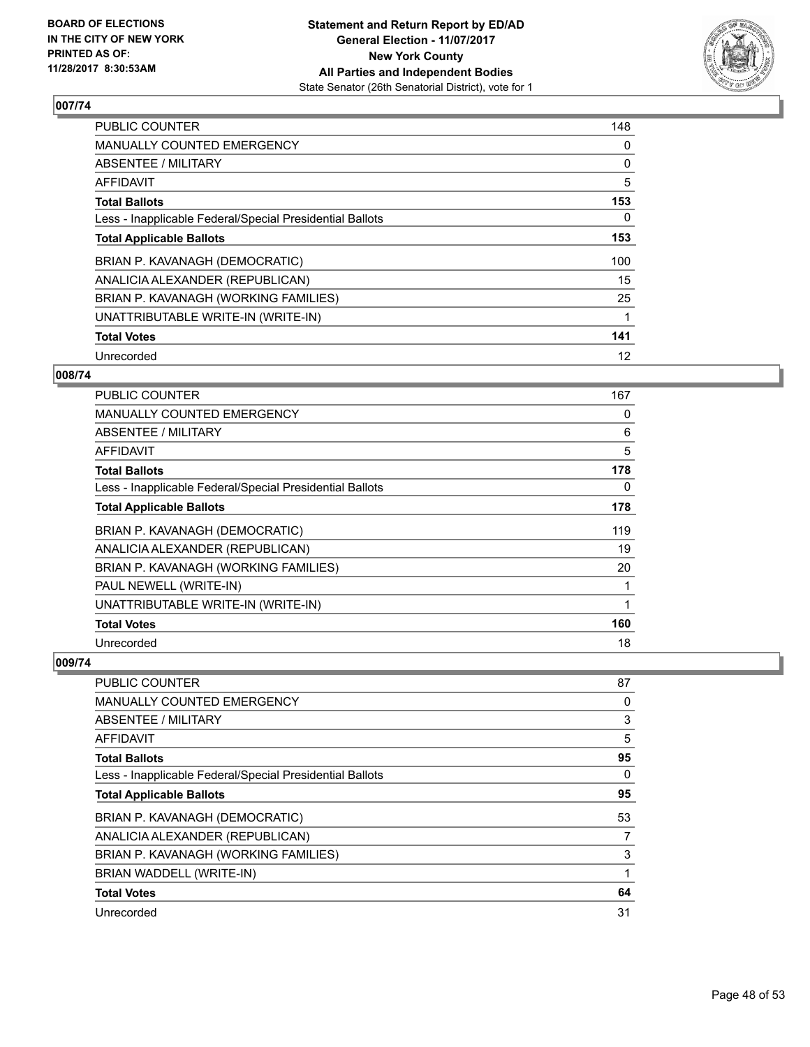**BOARD OF ELECTIONS IN THE CITY OF NEW YORK PRINTED AS OF: 11/28/2017 8:30:53AM**

**Statement and Return Report by ED/AD General Election - 11/07/2017 New York County All Parties and Independent Bodies**
State Senator (26th Senatorial District), vote for 1

### 007/74

| | |
|---|---|
| PUBLIC COUNTER | 148 |
| MANUALLY COUNTED EMERGENCY | 0 |
| ABSENTEE / MILITARY | 0 |
| AFFIDAVIT | 5 |
| **Total Ballots** | **153** |
| Less - Inapplicable Federal/Special Presidential Ballots | 0 |
| **Total Applicable Ballots** | **153** |
| BRIAN P. KAVANAGH (DEMOCRATIC) | 100 |
| ANALICIA ALEXANDER (REPUBLICAN) | 15 |
| BRIAN P. KAVANAGH (WORKING FAMILIES) | 25 |
| UNATTRIBUTABLE WRITE-IN (WRITE-IN) | 1 |
| **Total Votes** | **141** |
| Unrecorded | 12 |

### 008/74

| | |
|---|---|
| PUBLIC COUNTER | 167 |
| MANUALLY COUNTED EMERGENCY | 0 |
| ABSENTEE / MILITARY | 6 |
| AFFIDAVIT | 5 |
| **Total Ballots** | **178** |
| Less - Inapplicable Federal/Special Presidential Ballots | 0 |
| **Total Applicable Ballots** | **178** |
| BRIAN P. KAVANAGH (DEMOCRATIC) | 119 |
| ANALICIA ALEXANDER (REPUBLICAN) | 19 |
| BRIAN P. KAVANAGH (WORKING FAMILIES) | 20 |
| PAUL NEWELL (WRITE-IN) | 1 |
| UNATTRIBUTABLE WRITE-IN (WRITE-IN) | 1 |
| **Total Votes** | **160** |
| Unrecorded | 18 |

### 009/74

| | |
|---|---|
| PUBLIC COUNTER | 87 |
| MANUALLY COUNTED EMERGENCY | 0 |
| ABSENTEE / MILITARY | 3 |
| AFFIDAVIT | 5 |
| **Total Ballots** | **95** |
| Less - Inapplicable Federal/Special Presidential Ballots | 0 |
| **Total Applicable Ballots** | **95** |
| BRIAN P. KAVANAGH (DEMOCRATIC) | 53 |
| ANALICIA ALEXANDER (REPUBLICAN) | 7 |
| BRIAN P. KAVANAGH (WORKING FAMILIES) | 3 |
| BRIAN WADDELL (WRITE-IN) | 1 |
| **Total Votes** | **64** |
| Unrecorded | 31 |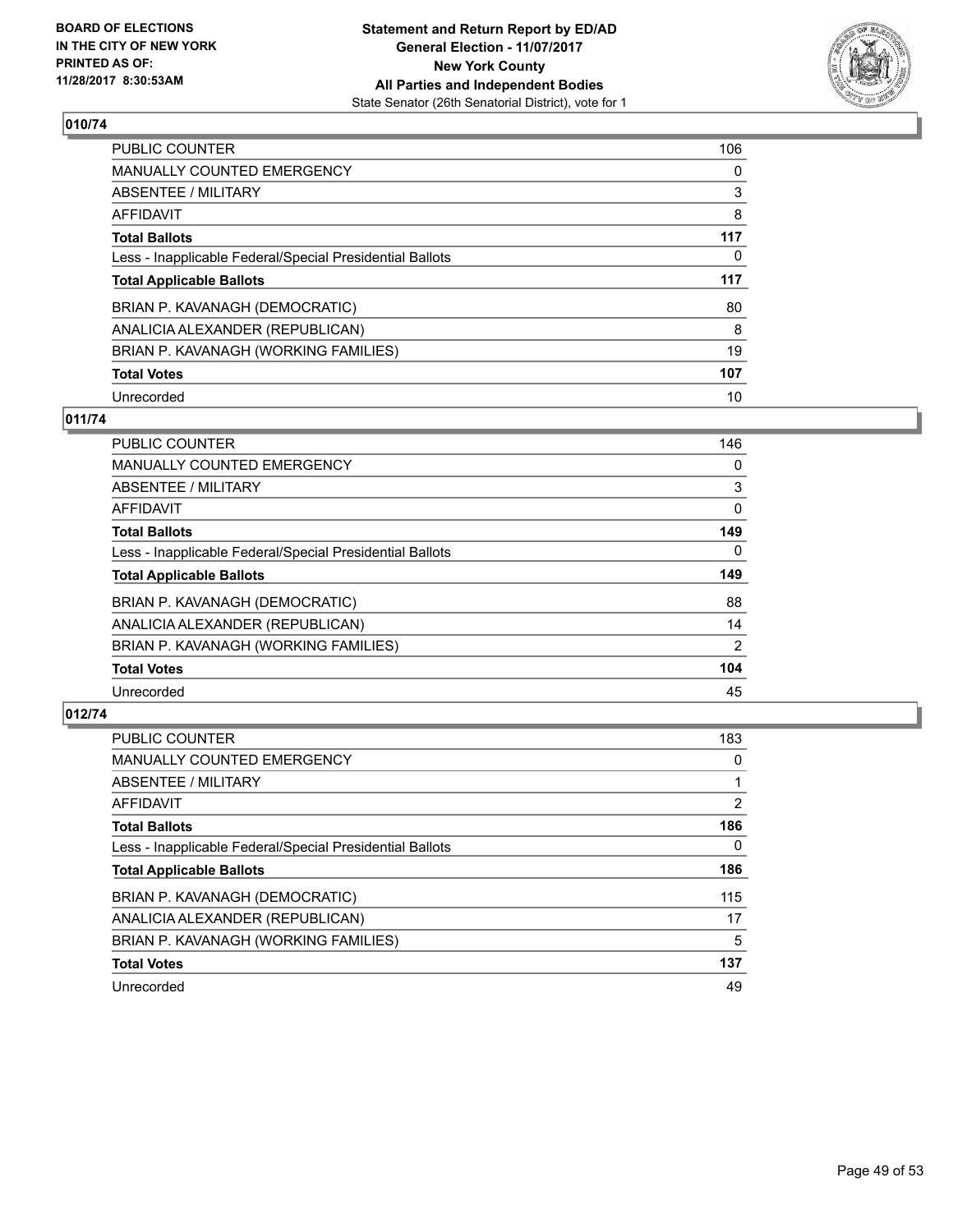**BOARD OF ELECTIONS IN THE CITY OF NEW YORK PRINTED AS OF: 11/28/2017 8:30:53AM**

**Statement and Return Report by ED/AD General Election - 11/07/2017 New York County All Parties and Independent Bodies**
State Senator (26th Senatorial District), vote for 1

### 010/74

| | |
|---|---|
| PUBLIC COUNTER | 106 |
| MANUALLY COUNTED EMERGENCY | 0 |
| ABSENTEE / MILITARY | 3 |
| AFFIDAVIT | 8 |
| **Total Ballots** | **117** |
| Less - Inapplicable Federal/Special Presidential Ballots | 0 |
| **Total Applicable Ballots** | **117** |
| BRIAN P. KAVANAGH (DEMOCRATIC) | 80 |
| ANALICIA ALEXANDER (REPUBLICAN) | 8 |
| BRIAN P. KAVANAGH (WORKING FAMILIES) | 19 |
| **Total Votes** | **107** |
| Unrecorded | 10 |

### 011/74

| | |
|---|---|
| PUBLIC COUNTER | 146 |
| MANUALLY COUNTED EMERGENCY | 0 |
| ABSENTEE / MILITARY | 3 |
| AFFIDAVIT | 0 |
| **Total Ballots** | **149** |
| Less - Inapplicable Federal/Special Presidential Ballots | 0 |
| **Total Applicable Ballots** | **149** |
| BRIAN P. KAVANAGH (DEMOCRATIC) | 88 |
| ANALICIA ALEXANDER (REPUBLICAN) | 14 |
| BRIAN P. KAVANAGH (WORKING FAMILIES) | 2 |
| **Total Votes** | **104** |
| Unrecorded | 45 |

### 012/74

| | |
|---|---|
| PUBLIC COUNTER | 183 |
| MANUALLY COUNTED EMERGENCY | 0 |
| ABSENTEE / MILITARY | 1 |
| AFFIDAVIT | 2 |
| **Total Ballots** | **186** |
| Less - Inapplicable Federal/Special Presidential Ballots | 0 |
| **Total Applicable Ballots** | **186** |
| BRIAN P. KAVANAGH (DEMOCRATIC) | 115 |
| ANALICIA ALEXANDER (REPUBLICAN) | 17 |
| BRIAN P. KAVANAGH (WORKING FAMILIES) | 5 |
| **Total Votes** | **137** |
| Unrecorded | 49 |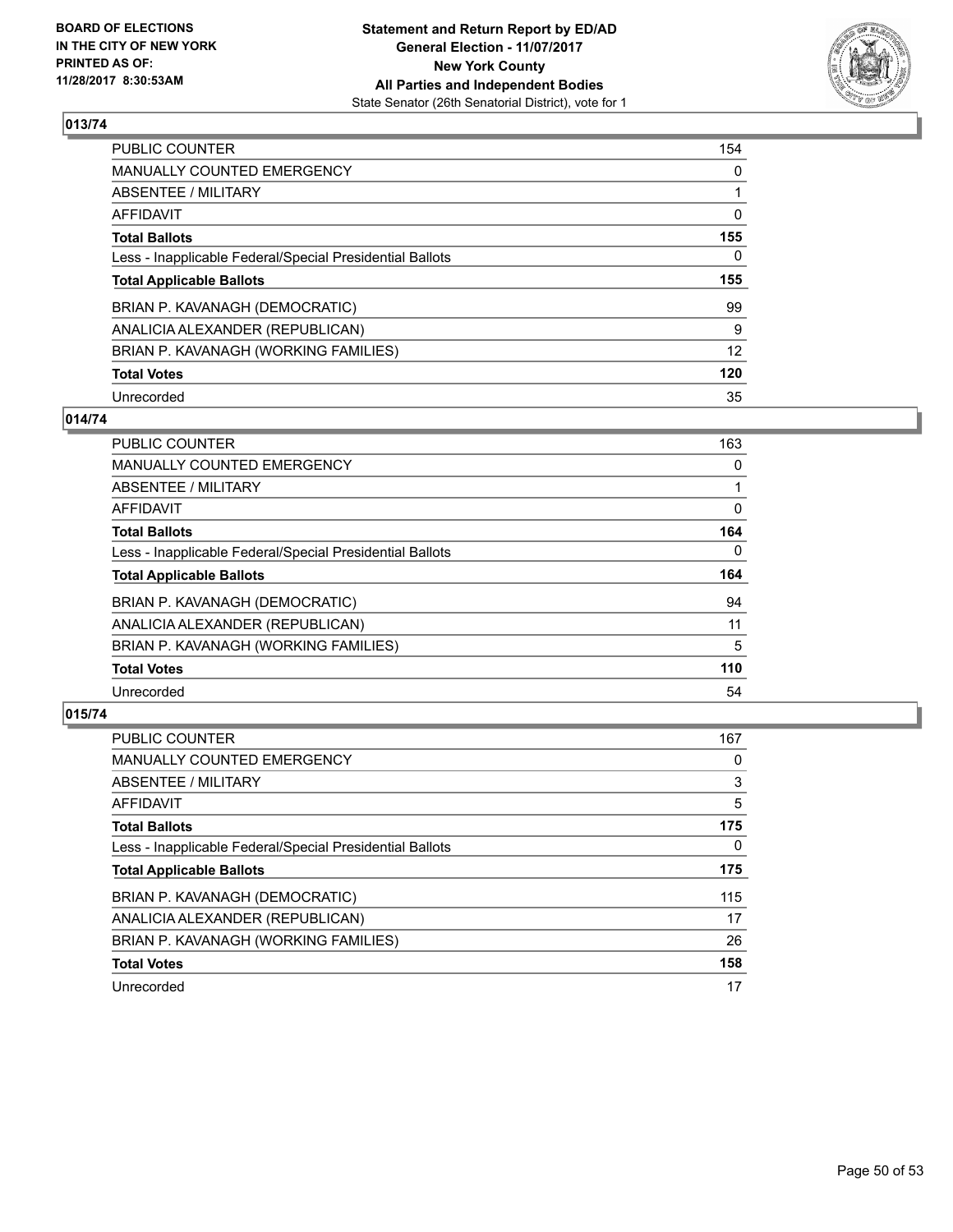BOARD OF ELECTIONS
IN THE CITY OF NEW YORK
PRINTED AS OF:
11/28/2017 8:30:53AM

**Statement and Return Report by ED/AD**
**General Election - 11/07/2017**
**New York County**
**All Parties and Independent Bodies**
State Senator (26th Senatorial District), vote for 1

## 013/74

| | |
|---|---|
| PUBLIC COUNTER | 154 |
| MANUALLY COUNTED EMERGENCY | 0 |
| ABSENTEE / MILITARY | 1 |
| AFFIDAVIT | 0 |
| **Total Ballots** | **155** |
| Less - Inapplicable Federal/Special Presidential Ballots | 0 |
| **Total Applicable Ballots** | **155** |
| BRIAN P. KAVANAGH (DEMOCRATIC) | 99 |
| ANALICIA ALEXANDER (REPUBLICAN) | 9 |
| BRIAN P. KAVANAGH (WORKING FAMILIES) | 12 |
| **Total Votes** | **120** |
| Unrecorded | 35 |

## 014/74

| | |
|---|---|
| PUBLIC COUNTER | 163 |
| MANUALLY COUNTED EMERGENCY | 0 |
| ABSENTEE / MILITARY | 1 |
| AFFIDAVIT | 0 |
| **Total Ballots** | **164** |
| Less - Inapplicable Federal/Special Presidential Ballots | 0 |
| **Total Applicable Ballots** | **164** |
| BRIAN P. KAVANAGH (DEMOCRATIC) | 94 |
| ANALICIA ALEXANDER (REPUBLICAN) | 11 |
| BRIAN P. KAVANAGH (WORKING FAMILIES) | 5 |
| **Total Votes** | **110** |
| Unrecorded | 54 |

## 015/74

| | |
|---|---|
| PUBLIC COUNTER | 167 |
| MANUALLY COUNTED EMERGENCY | 0 |
| ABSENTEE / MILITARY | 3 |
| AFFIDAVIT | 5 |
| **Total Ballots** | **175** |
| Less - Inapplicable Federal/Special Presidential Ballots | 0 |
| **Total Applicable Ballots** | **175** |
| BRIAN P. KAVANAGH (DEMOCRATIC) | 115 |
| ANALICIA ALEXANDER (REPUBLICAN) | 17 |
| BRIAN P. KAVANAGH (WORKING FAMILIES) | 26 |
| **Total Votes** | **158** |
| Unrecorded | 17 |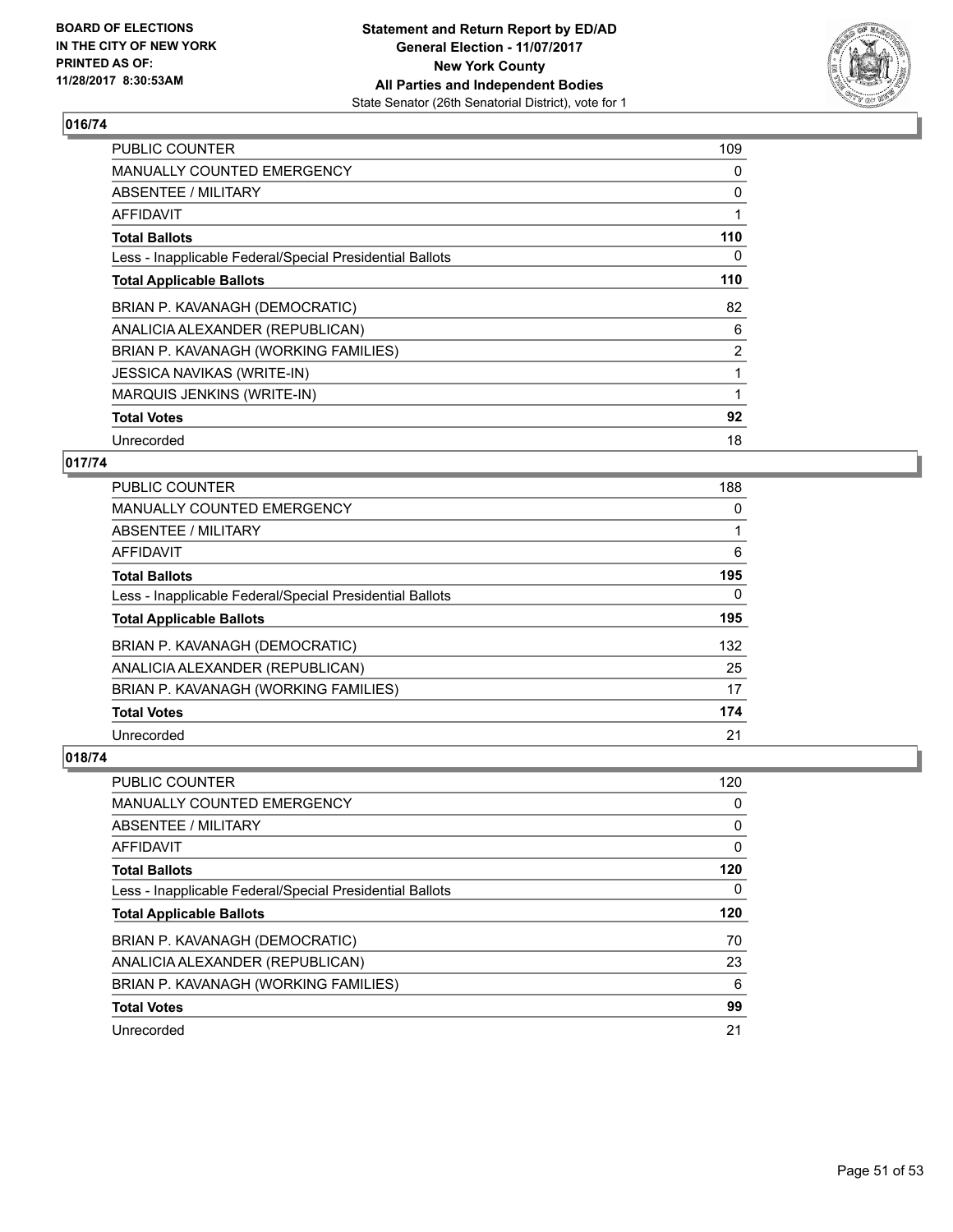## 016/74

| | |
|---|---|
| PUBLIC COUNTER | 109 |
| MANUALLY COUNTED EMERGENCY | 0 |
| ABSENTEE / MILITARY | 0 |
| AFFIDAVIT | 1 |
| **Total Ballots** | **110** |
| Less - Inapplicable Federal/Special Presidential Ballots | 0 |
| **Total Applicable Ballots** | **110** |
| BRIAN P. KAVANAGH (DEMOCRATIC) | 82 |
| ANALICIA ALEXANDER (REPUBLICAN) | 6 |
| BRIAN P. KAVANAGH (WORKING FAMILIES) | 2 |
| JESSICA NAVIKAS (WRITE-IN) | 1 |
| MARQUIS JENKINS (WRITE-IN) | 1 |
| **Total Votes** | **92** |
| Unrecorded | 18 |

## 017/74

| | |
|---|---|
| PUBLIC COUNTER | 188 |
| MANUALLY COUNTED EMERGENCY | 0 |
| ABSENTEE / MILITARY | 1 |
| AFFIDAVIT | 6 |
| **Total Ballots** | **195** |
| Less - Inapplicable Federal/Special Presidential Ballots | 0 |
| **Total Applicable Ballots** | **195** |
| BRIAN P. KAVANAGH (DEMOCRATIC) | 132 |
| ANALICIA ALEXANDER (REPUBLICAN) | 25 |
| BRIAN P. KAVANAGH (WORKING FAMILIES) | 17 |
| **Total Votes** | **174** |
| Unrecorded | 21 |

## 018/74

| | |
|---|---|
| PUBLIC COUNTER | 120 |
| MANUALLY COUNTED EMERGENCY | 0 |
| ABSENTEE / MILITARY | 0 |
| AFFIDAVIT | 0 |
| **Total Ballots** | **120** |
| Less - Inapplicable Federal/Special Presidential Ballots | 0 |
| **Total Applicable Ballots** | **120** |
| BRIAN P. KAVANAGH (DEMOCRATIC) | 70 |
| ANALICIA ALEXANDER (REPUBLICAN) | 23 |
| BRIAN P. KAVANAGH (WORKING FAMILIES) | 6 |
| **Total Votes** | **99** |
| Unrecorded | 21 |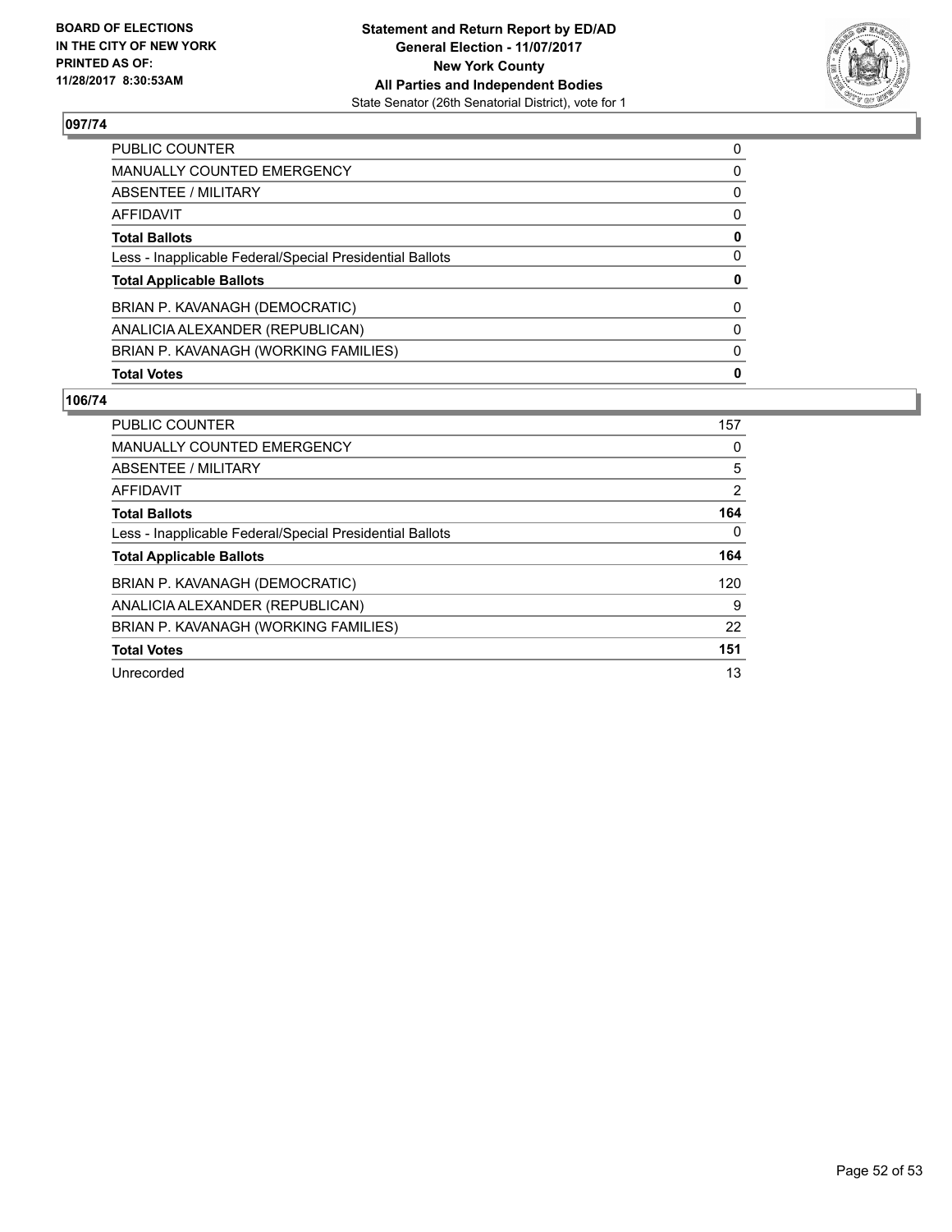## 097/74

| | |
|---|---|
| PUBLIC COUNTER | 0 |
| MANUALLY COUNTED EMERGENCY | 0 |
| ABSENTEE / MILITARY | 0 |
| AFFIDAVIT | 0 |
| **Total Ballots** | **0** |
| Less - Inapplicable Federal/Special Presidential Ballots | 0 |
| **Total Applicable Ballots** | **0** |
| BRIAN P. KAVANAGH (DEMOCRATIC) | 0 |
| ANALICIA ALEXANDER (REPUBLICAN) | 0 |
| BRIAN P. KAVANAGH (WORKING FAMILIES) | 0 |
| **Total Votes** | **0** |

## 106/74

| | |
|---|---|
| PUBLIC COUNTER | 157 |
| MANUALLY COUNTED EMERGENCY | 0 |
| ABSENTEE / MILITARY | 5 |
| AFFIDAVIT | 2 |
| **Total Ballots** | **164** |
| Less - Inapplicable Federal/Special Presidential Ballots | 0 |
| **Total Applicable Ballots** | **164** |
| BRIAN P. KAVANAGH (DEMOCRATIC) | 120 |
| ANALICIA ALEXANDER (REPUBLICAN) | 9 |
| BRIAN P. KAVANAGH (WORKING FAMILIES) | 22 |
| **Total Votes** | **151** |
| Unrecorded | 13 |